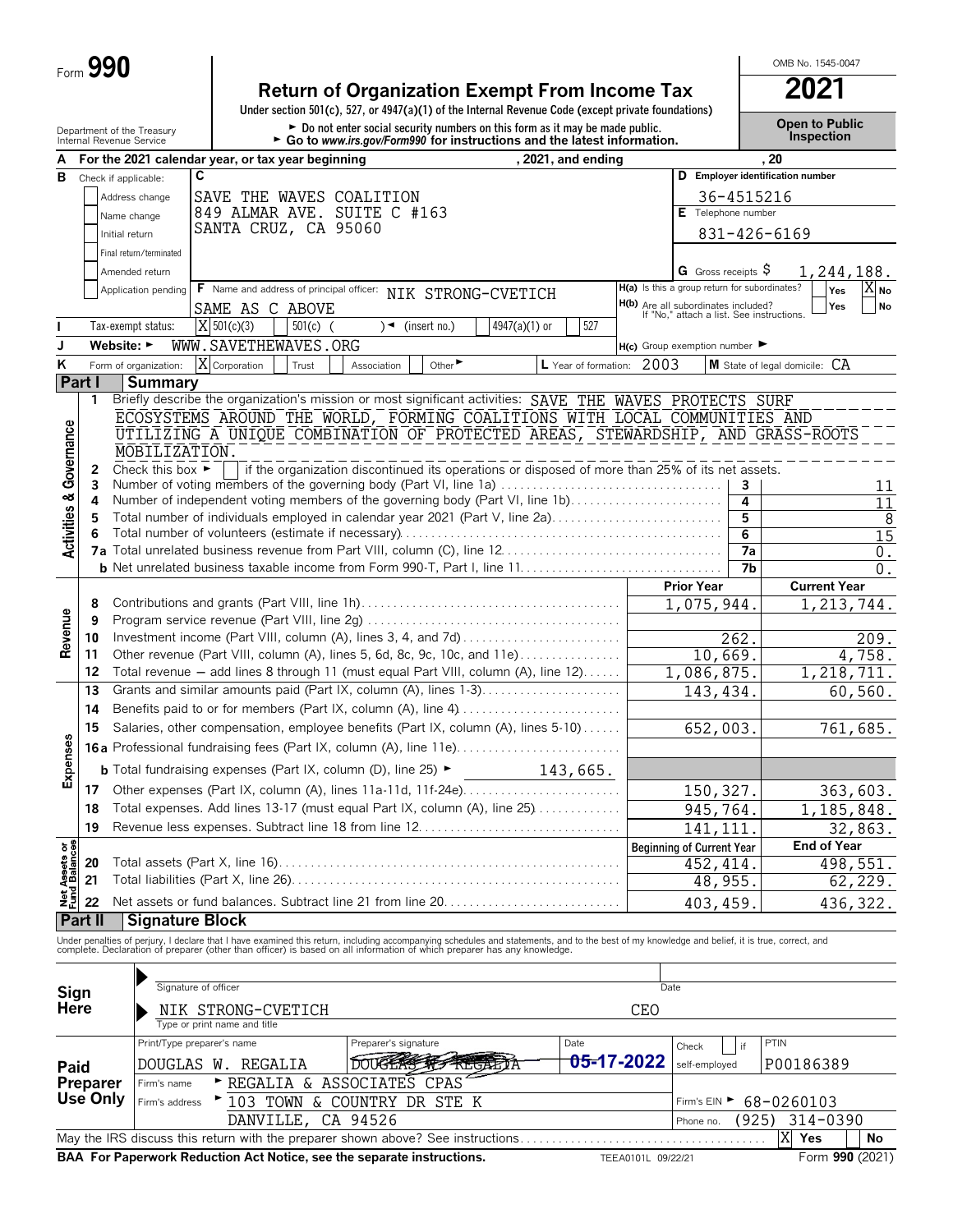Form **990**

# Return of Organization Exempt From Income Tax

Under section 501(c), 527, or 4947(a)(1) of the Internal Revenue Code (except private foundations)

► Do not enter social security numbers on this form as it may be made public.
► Go to *www.irs.gov/Form990* for instructions and the latest information.

OMB No. 1545-0047

**2021**

**Open to Public Inspection**

Department of the Treasury
Internal Revenue Service

**A** For the 2021 calendar year, or tax year beginning , 2021, and ending , 20

**B** Check if applicable:
- Address change
- Name change
- Initial return
- Final return/terminated
- Amended return
- Application pending

**C**
SAVE THE WAVES COALITION
849 ALMAR AVE. SUITE C #163
SANTA CRUZ, CA 95060

**D** Employer identification number: 36-4515216

**E** Telephone number: 831-426-6169

**G** Gross receipts $ 1,244,188.

**F** Name and address of principal officer: NIK STRONG-CVETICH
SAME AS C ABOVE

**H(a)** Is this a group return for subordinates? Yes [ ] No [X]

**H(b)** Are all subordinates included? Yes [ ] No [ ]
If "No," attach a list. See instructions.

**I** Tax-exempt status: [X] 501(c)(3) [ ] 501(c) ( ) ◄ (insert no.) [ ] 4947(a)(1) or [ ] 527

**J** Website: ► WWW.SAVETHEWAVES.ORG

**H(c)** Group exemption number ►

**K** Form of organization: [X] Corporation [ ] Trust [ ] Association [ ] Other ►

**L** Year of formation: 2003

**M** State of legal domicile: CA

## Part I Summary

**Activities & Governance**

1 Briefly describe the organization's mission or most significant activities: SAVE THE WAVES PROTECTS SURF ECOSYSTEMS AROUND THE WORLD, FORMING COALITIONS WITH LOCAL COMMUNITIES AND UTILIZING A UNIQUE COMBINATION OF PROTECTED AREAS, STEWARDSHIP, AND GRASS-ROOTS MOBILIZATION.

2 Check this box ► [ ] if the organization discontinued its operations or disposed of more than 25% of its net assets.

| | | | |
|---|---|---|---|
| 3 | Number of voting members of the governing body (Part VI, line 1a) | 3 | 11 |
| 4 | Number of independent voting members of the governing body (Part VI, line 1b) | 4 | 11 |
| 5 | Total number of individuals employed in calendar year 2021 (Part V, line 2a) | 5 | 8 |
| 6 | Total number of volunteers (estimate if necessary) | 6 | 15 |
| 7a | Total unrelated business revenue from Part VIII, column (C), line 12 | 7a | 0. |
| b | Net unrelated business taxable income from Form 990-T, Part I, line 11 | 7b | 0. |

| | | | Prior Year | Current Year |
|---|---|---|---|---|
| **Revenue** | 8 | Contributions and grants (Part VIII, line 1h) | 1,075,944. | 1,213,744. |
| | 9 | Program service revenue (Part VIII, line 2g) | | |
| | 10 | Investment income (Part VIII, column (A), lines 3, 4, and 7d) | 262. | 209. |
| | 11 | Other revenue (Part VIII, column (A), lines 5, 6d, 8c, 9c, 10c, and 11e) | 10,669. | 4,758. |
| | 12 | Total revenue — add lines 8 through 11 (must equal Part VIII, column (A), line 12) | 1,086,875. | 1,218,711. |
| **Expenses** | 13 | Grants and similar amounts paid (Part IX, column (A), lines 1-3) | 143,434. | 60,560. |
| | 14 | Benefits paid to or for members (Part IX, column (A), line 4) | | |
| | 15 | Salaries, other compensation, employee benefits (Part IX, column (A), lines 5-10) | 652,003. | 761,685. |
| | 16a | Professional fundraising fees (Part IX, column (A), line 11e) | | |
| | b | Total fundraising expenses (Part IX, column (D), line 25) ► 143,665. | | |
| | 17 | Other expenses (Part IX, column (A), lines 11a-11d, 11f-24e) | 150,327. | 363,603. |
| | 18 | Total expenses. Add lines 13-17 (must equal Part IX, column (A), line 25) | 945,764. | 1,185,848. |
| | 19 | Revenue less expenses. Subtract line 18 from line 12 | 141,111. | 32,863. |

| | | | Beginning of Current Year | End of Year |
|---|---|---|---|---|
| **Net Assets or Fund Balances** | 20 | Total assets (Part X, line 16) | 452,414. | 498,551. |
| | 21 | Total liabilities (Part X, line 26) | 48,955. | 62,229. |
| | 22 | Net assets or fund balances. Subtract line 21 from line 20 | 403,459. | 436,322. |

## Part II Signature Block

Under penalties of perjury, I declare that I have examined this return, including accompanying schedules and statements, and to the best of my knowledge and belief, it is true, correct, and complete. Declaration of preparer (other than officer) is based on all information of which preparer has any knowledge.

**Sign Here**

Signature of officer — Date

NIK STRONG-CVETICH CEO
Type or print name and title

**Paid Preparer Use Only**

| Print/Type preparer's name | Preparer's signature | Date | Check [ ] if self-employed | PTIN |
|---|---|---|---|---|
| DOUGLAS W. REGALIA | DOUGLAS W. REGALIA | 05-17-2022 | | P00186389 |

Firm's name ► REGALIA & ASSOCIATES CPAS

Firm's address ► 103 TOWN & COUNTRY DR STE K, DANVILLE, CA 94526

Firm's EIN ► 68-0260103

Phone no. (925) 314-0390

May the IRS discuss this return with the preparer shown above? See instructions [X] Yes [ ] No

**BAA For Paperwork Reduction Act Notice, see the separate instructions.** TEEA0101L 09/22/21 Form **990** (2021)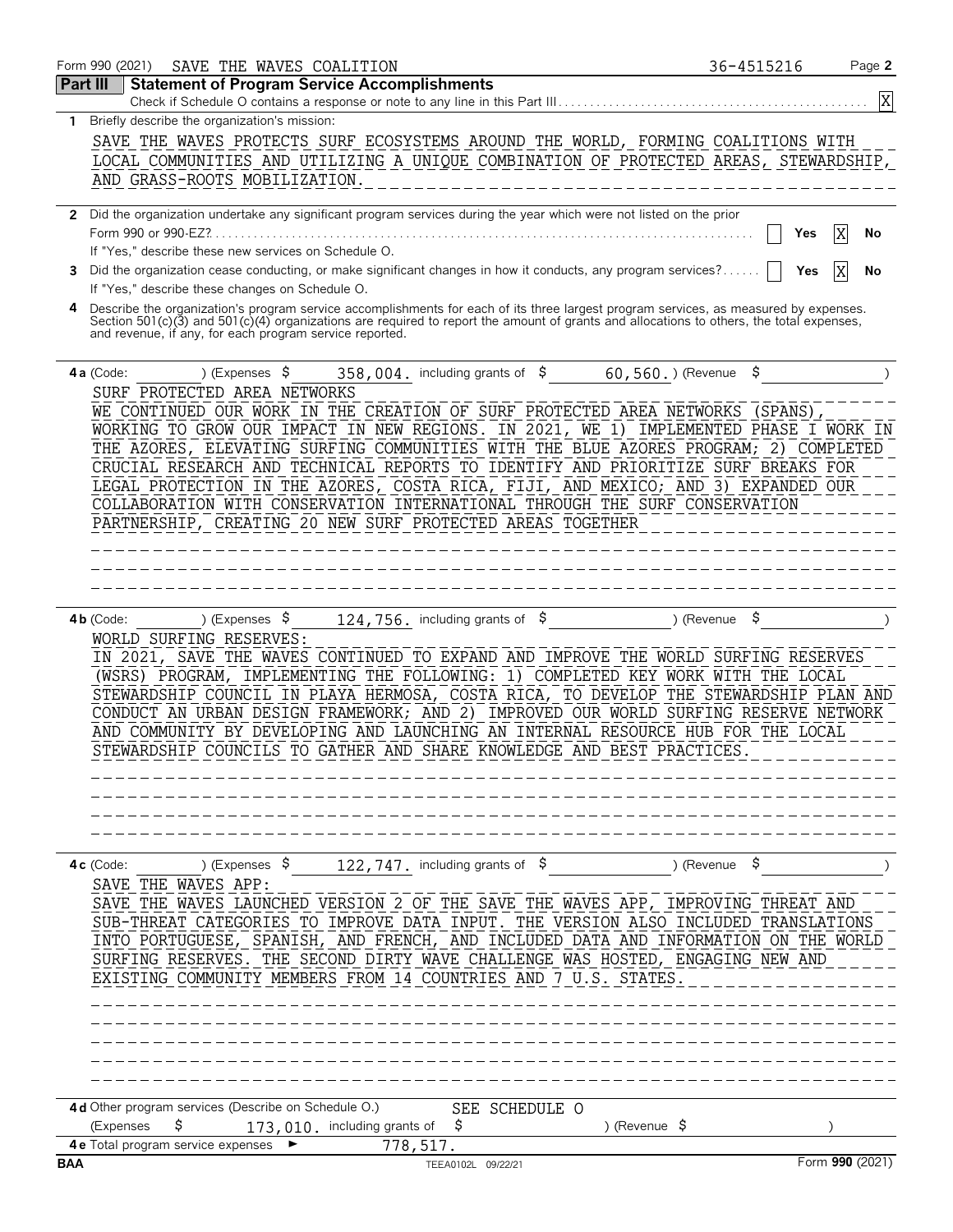Form 990 (2021) SAVE THE WAVES COALITION 36-4515216

## Part III Statement of Program Service Accomplishments

Check if Schedule O contains a response or note to any line in this Part III . . . . . . [X]

**1** Briefly describe the organization's mission:

SAVE THE WAVES PROTECTS SURF ECOSYSTEMS AROUND THE WORLD, FORMING COALITIONS WITH LOCAL COMMUNITIES AND UTILIZING A UNIQUE COMBINATION OF PROTECTED AREAS, STEWARDSHIP, AND GRASS-ROOTS MOBILIZATION.

**2** Did the organization undertake any significant program services during the year which were not listed on the prior Form 990 or 990-EZ? . . . . . [ ] Yes [X] No

If "Yes," describe these new services on Schedule O.

**3** Did the organization cease conducting, or make significant changes in how it conducts, any program services? . . . . [ ] Yes [X] No

If "Yes," describe these changes on Schedule O.

**4** Describe the organization's program service accomplishments for each of its three largest program services, as measured by expenses. Section 501(c)(3) and 501(c)(4) organizations are required to report the amount of grants and allocations to others, the total expenses, and revenue, if any, for each program service reported.

**4a** (Code: ) (Expenses $ 358,004. including grants of $ 60,560. ) (Revenue $ )

SURF PROTECTED AREA NETWORKS

WE CONTINUED OUR WORK IN THE CREATION OF SURF PROTECTED AREA NETWORKS (SPANS), WORKING TO GROW OUR IMPACT IN NEW REGIONS. IN 2021, WE 1) IMPLEMENTED PHASE I WORK IN THE AZORES, ELEVATING SURFING COMMUNITIES WITH THE BLUE AZORES PROGRAM; 2) COMPLETED CRUCIAL RESEARCH AND TECHNICAL REPORTS TO IDENTIFY AND PRIORITIZE SURF BREAKS FOR LEGAL PROTECTION IN THE AZORES, COSTA RICA, FIJI, AND MEXICO; AND 3) EXPANDED OUR COLLABORATION WITH CONSERVATION INTERNATIONAL THROUGH THE SURF CONSERVATION PARTNERSHIP, CREATING 20 NEW SURF PROTECTED AREAS TOGETHER

**4b** (Code: ) (Expenses $ 124,756. including grants of $ ) (Revenue $ )

WORLD SURFING RESERVES:

IN 2021, SAVE THE WAVES CONTINUED TO EXPAND AND IMPROVE THE WORLD SURFING RESERVES (WSRS) PROGRAM, IMPLEMENTING THE FOLLOWING: 1) COMPLETED KEY WORK WITH THE LOCAL STEWARDSHIP COUNCIL IN PLAYA HERMOSA, COSTA RICA, TO DEVELOP THE STEWARDSHIP PLAN AND CONDUCT AN URBAN DESIGN FRAMEWORK; AND 2) IMPROVED OUR WORLD SURFING RESERVE NETWORK AND COMMUNITY BY DEVELOPING AND LAUNCHING AN INTERNAL RESOURCE HUB FOR THE LOCAL STEWARDSHIP COUNCILS TO GATHER AND SHARE KNOWLEDGE AND BEST PRACTICES.

**4c** (Code: ) (Expenses $ 122,747. including grants of $ ) (Revenue $ )

SAVE THE WAVES APP:

SAVE THE WAVES LAUNCHED VERSION 2 OF THE SAVE THE WAVES APP, IMPROVING THREAT AND SUB-THREAT CATEGORIES TO IMPROVE DATA INPUT. THE VERSION ALSO INCLUDED TRANSLATIONS INTO PORTUGUESE, SPANISH, AND FRENCH, AND INCLUDED DATA AND INFORMATION ON THE WORLD SURFING RESERVES. THE SECOND DIRTY WAVE CHALLENGE WAS HOSTED, ENGAGING NEW AND EXISTING COMMUNITY MEMBERS FROM 14 COUNTRIES AND 7 U.S. STATES.

**4d** Other program services (Describe on Schedule O.) SEE SCHEDULE O

(Expenses $ 173,010. including grants of $ ) (Revenue $ )

**4e** Total program service expenses ► 778,517.

BAA TEEA0102L 09/22/21 Form **990** (2021)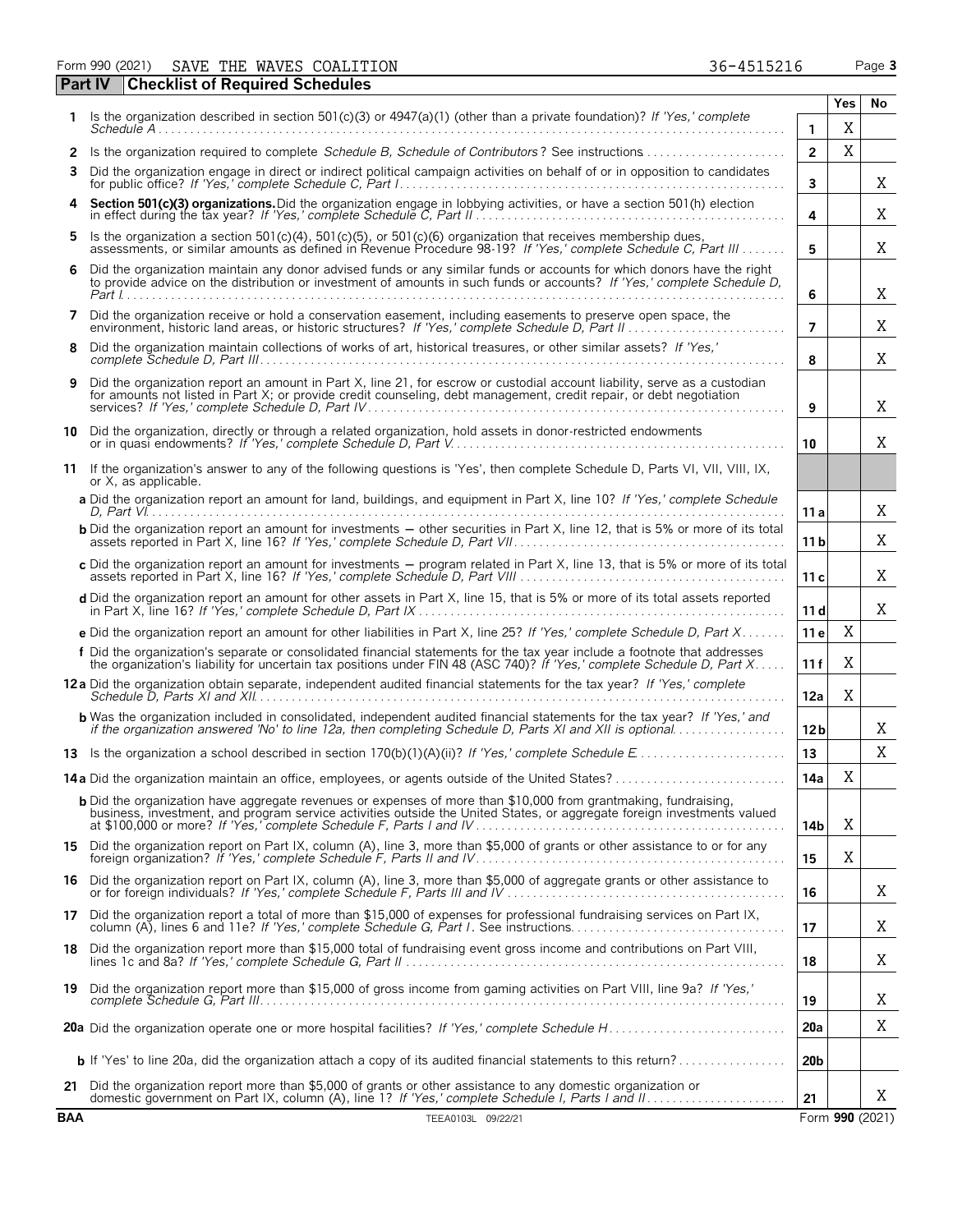Form 990 (2021) SAVE THE WAVES COALITION 36-4515216

## Part IV Checklist of Required Schedules

| | | | Yes | No |
|---|---|---|---|---|
| 1 | Is the organization described in section 501(c)(3) or 4947(a)(1) (other than a private foundation)? *If 'Yes,' complete Schedule A* | 1 | X | |
| 2 | Is the organization required to complete *Schedule B, Schedule of Contributors*? See instructions | 2 | X | |
| 3 | Did the organization engage in direct or indirect political campaign activities on behalf of or in opposition to candidates for public office? *If 'Yes,' complete Schedule C, Part I* | 3 | | X |
| 4 | **Section 501(c)(3) organizations.** Did the organization engage in lobbying activities, or have a section 501(h) election in effect during the tax year? *If 'Yes,' complete Schedule C, Part II* | 4 | | X |
| 5 | Is the organization a section 501(c)(4), 501(c)(5), or 501(c)(6) organization that receives membership dues, assessments, or similar amounts as defined in Revenue Procedure 98-19? *If 'Yes,' complete Schedule C, Part III* | 5 | | X |
| 6 | Did the organization maintain any donor advised funds or any similar funds or accounts for which donors have the right to provide advice on the distribution or investment of amounts in such funds or accounts? *If 'Yes,' complete Schedule D, Part I* | 6 | | X |
| 7 | Did the organization receive or hold a conservation easement, including easements to preserve open space, the environment, historic land areas, or historic structures? *If 'Yes,' complete Schedule D, Part II* | 7 | | X |
| 8 | Did the organization maintain collections of works of art, historical treasures, or other similar assets? *If 'Yes,' complete Schedule D, Part III* | 8 | | X |
| 9 | Did the organization report an amount in Part X, line 21, for escrow or custodial account liability, serve as a custodian for amounts not listed in Part X; or provide credit counseling, debt management, credit repair, or debt negotiation services? *If 'Yes,' complete Schedule D, Part IV* | 9 | | X |
| 10 | Did the organization, directly or through a related organization, hold assets in donor-restricted endowments or in quasi endowments? *If 'Yes,' complete Schedule D, Part V* | 10 | | X |
| 11 | If the organization's answer to any of the following questions is 'Yes', then complete Schedule D, Parts VI, VII, VIII, IX, or X, as applicable. | | | |
| | **a** Did the organization report an amount for land, buildings, and equipment in Part X, line 10? *If 'Yes,' complete Schedule D, Part VI* | 11a | | X |
| | **b** Did the organization report an amount for investments — other securities in Part X, line 12, that is 5% or more of its total assets reported in Part X, line 16? *If 'Yes,' complete Schedule D, Part VII* | 11b | | X |
| | **c** Did the organization report an amount for investments — program related in Part X, line 13, that is 5% or more of its total assets reported in Part X, line 16? *If 'Yes,' complete Schedule D, Part VIII* | 11c | | X |
| | **d** Did the organization report an amount for other assets in Part X, line 15, that is 5% or more of its total assets reported in Part X, line 16? *If 'Yes,' complete Schedule D, Part IX* | 11d | | X |
| | **e** Did the organization report an amount for other liabilities in Part X, line 25? *If 'Yes,' complete Schedule D, Part X* | 11e | X | |
| | **f** Did the organization's separate or consolidated financial statements for the tax year include a footnote that addresses the organization's liability for uncertain tax positions under FIN 48 (ASC 740)? *If 'Yes,' complete Schedule D, Part X* | 11f | X | |
| 12a | Did the organization obtain separate, independent audited financial statements for the tax year? *If 'Yes,' complete Schedule D, Parts XI and XII* | 12a | X | |
| | **b** Was the organization included in consolidated, independent audited financial statements for the tax year? *If 'Yes,' and if the organization answered 'No' to line 12a, then completing Schedule D, Parts XI and XII is optional* | 12b | | X |
| 13 | Is the organization a school described in section 170(b)(1)(A)(ii)? *If 'Yes,' complete Schedule E* | 13 | | X |
| 14a | Did the organization maintain an office, employees, or agents outside of the United States? | 14a | X | |
| | **b** Did the organization have aggregate revenues or expenses of more than $10,000 from grantmaking, fundraising, business, investment, and program service activities outside the United States, or aggregate foreign investments valued at $100,000 or more? *If 'Yes,' complete Schedule F, Parts I and IV* | 14b | X | |
| 15 | Did the organization report on Part IX, column (A), line 3, more than $5,000 of grants or other assistance to or for any foreign organization? *If 'Yes,' complete Schedule F, Parts II and IV* | 15 | X | |
| 16 | Did the organization report on Part IX, column (A), line 3, more than $5,000 of aggregate grants or other assistance to or for foreign individuals? *If 'Yes,' complete Schedule F, Parts III and IV* | 16 | | X |
| 17 | Did the organization report a total of more than $15,000 of expenses for professional fundraising services on Part IX, column (A), lines 6 and 11e? *If 'Yes,' complete Schedule G, Part I*. See instructions | 17 | | X |
| 18 | Did the organization report more than $15,000 total of fundraising event gross income and contributions on Part VIII, lines 1c and 8a? *If 'Yes,' complete Schedule G, Part II* | 18 | | X |
| 19 | Did the organization report more than $15,000 of gross income from gaming activities on Part VIII, line 9a? *If 'Yes,' complete Schedule G, Part III* | 19 | | X |
| 20a | Did the organization operate one or more hospital facilities? *If 'Yes,' complete Schedule H* | 20a | | X |
| | **b** If 'Yes' to line 20a, did the organization attach a copy of its audited financial statements to this return? | 20b | | |
| 21 | Did the organization report more than $5,000 of grants or other assistance to any domestic organization or domestic government on Part IX, column (A), line 1? *If 'Yes,' complete Schedule I, Parts I and II* | 21 | | X |

BAA TEEA0103L 09/22/21 Form **990** (2021)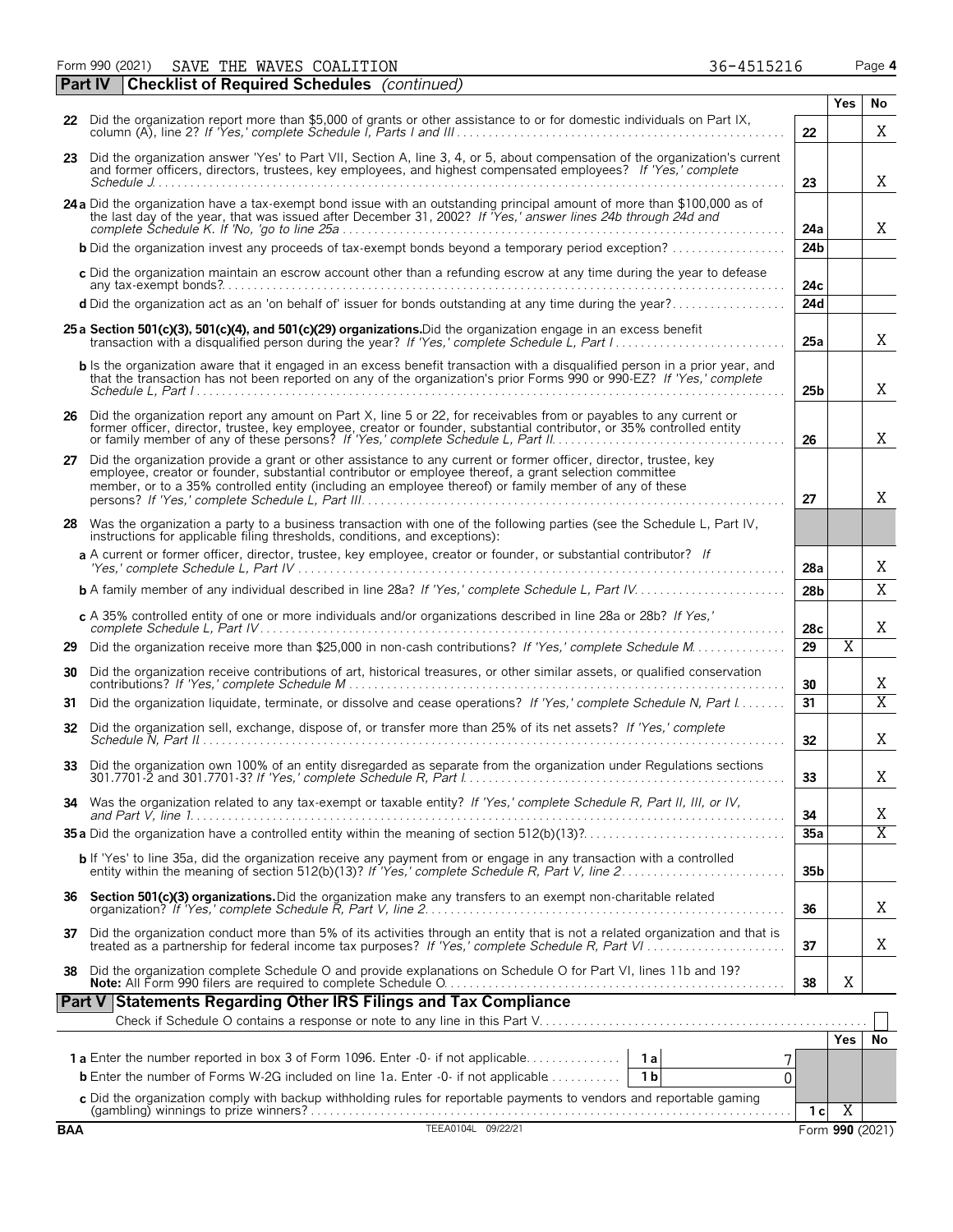Form 990 (2021) SAVE THE WAVES COALITION 36-4515216 Page 4

## Part IV Checklist of Required Schedules *(continued)*

| | | | Yes | No |
|---|---|---|---|---|
| **22** | Did the organization report more than $5,000 of grants or other assistance to or for domestic individuals on Part IX, column (A), line 2? *If 'Yes,' complete Schedule I, Parts I and III* | 22 | | X |
| **23** | Did the organization answer 'Yes' to Part VII, Section A, line 3, 4, or 5, about compensation of the organization's current and former officers, directors, trustees, key employees, and highest compensated employees? *If 'Yes,' complete Schedule J* | 23 | | X |
| **24 a** | Did the organization have a tax-exempt bond issue with an outstanding principal amount of more than $100,000 as of the last day of the year, that was issued after December 31, 2002? *If 'Yes,' answer lines 24b through 24d and complete Schedule K. If 'No,' go to line 25a* | 24a | | X |
| **b** | Did the organization invest any proceeds of tax-exempt bonds beyond a temporary period exception? | 24b | | |
| **c** | Did the organization maintain an escrow account other than a refunding escrow at any time during the year to defease any tax-exempt bonds? | 24c | | |
| **d** | Did the organization act as an 'on behalf of' issuer for bonds outstanding at any time during the year? | 24d | | |
| **25 a** | **Section 501(c)(3), 501(c)(4), and 501(c)(29) organizations.** Did the organization engage in an excess benefit transaction with a disqualified person during the year? *If 'Yes,' complete Schedule L, Part I* | 25a | | X |
| **b** | Is the organization aware that it engaged in an excess benefit transaction with a disqualified person in a prior year, and that the transaction has not been reported on any of the organization's prior Forms 990 or 990-EZ? *If 'Yes,' complete Schedule L, Part I* | 25b | | X |
| **26** | Did the organization report any amount on Part X, line 5 or 22, for receivables from or payables to any current or former officer, director, trustee, key employee, creator or founder, substantial contributor, or 35% controlled entity or family member of any of these persons? *If 'Yes,' complete Schedule L, Part II* | 26 | | X |
| **27** | Did the organization provide a grant or other assistance to any current or former officer, director, trustee, key employee, creator or founder, substantial contributor or employee thereof, a grant selection committee member, or to a 35% controlled entity (including an employee thereof) or family member of any of these persons? *If 'Yes,' complete Schedule L, Part III* | 27 | | X |
| **28** | Was the organization a party to a business transaction with one of the following parties (see the Schedule L, Part IV, instructions for applicable filing thresholds, conditions, and exceptions): | | | |
| **a** | A current or former officer, director, trustee, key employee, creator or founder, or substantial contributor? *If 'Yes,' complete Schedule L, Part IV* | 28a | | X |
| **b** | A family member of any individual described in line 28a? *If 'Yes,' complete Schedule L, Part IV* | 28b | | X |
| **c** | A 35% controlled entity of one or more individuals and/or organizations described in line 28a or 28b? *If Yes,' complete Schedule L, Part IV* | 28c | | X |
| **29** | Did the organization receive more than $25,000 in non-cash contributions? *If 'Yes,' complete Schedule M* | 29 | X | |
| **30** | Did the organization receive contributions of art, historical treasures, or other similar assets, or qualified conservation contributions? *If 'Yes,' complete Schedule M* | 30 | | X |
| **31** | Did the organization liquidate, terminate, or dissolve and cease operations? *If 'Yes,' complete Schedule N, Part I* | 31 | | X |
| **32** | Did the organization sell, exchange, dispose of, or transfer more than 25% of its net assets? *If 'Yes,' complete Schedule N, Part II* | 32 | | X |
| **33** | Did the organization own 100% of an entity disregarded as separate from the organization under Regulations sections 301.7701-2 and 301.7701-3? *If 'Yes,' complete Schedule R, Part I* | 33 | | X |
| **34** | Was the organization related to any tax-exempt or taxable entity? *If 'Yes,' complete Schedule R, Part II, III, or IV, and Part V, line 1* | 34 | | X |
| **35 a** | Did the organization have a controlled entity within the meaning of section 512(b)(13)? | 35a | | X |
| **b** | If 'Yes' to line 35a, did the organization receive any payment from or engage in any transaction with a controlled entity within the meaning of section 512(b)(13)? *If 'Yes,' complete Schedule R, Part V, line 2* | 35b | | |
| **36** | **Section 501(c)(3) organizations.** Did the organization make any transfers to an exempt non-charitable related organization? *If 'Yes,' complete Schedule R, Part V, line 2* | 36 | | X |
| **37** | Did the organization conduct more than 5% of its activities through an entity that is not a related organization and that is treated as a partnership for federal income tax purposes? *If 'Yes,' complete Schedule R, Part VI* | 37 | | X |
| **38** | Did the organization complete Schedule O and provide explanations on Schedule O for Part VI, lines 11b and 19? **Note:** All Form 990 filers are required to complete Schedule O. | 38 | X | |

## Part V Statements Regarding Other IRS Filings and Tax Compliance

Check if Schedule O contains a response or note to any line in this Part V ☐

| | | | | | Yes | No |
|---|---|---|---|---|---|---|
| **1 a** | Enter the number reported in box 3 of Form 1096. Enter -0- if not applicable | 1a | 7 | | | |
| **b** | Enter the number of Forms W-2G included on line 1a. Enter -0- if not applicable | 1b | 0 | | | |
| **c** | Did the organization comply with backup withholding rules for reportable payments to vendors and reportable gaming (gambling) winnings to prize winners? | | | 1c | X | |

BAA TEEA0104L 09/22/21 Form **990** (2021)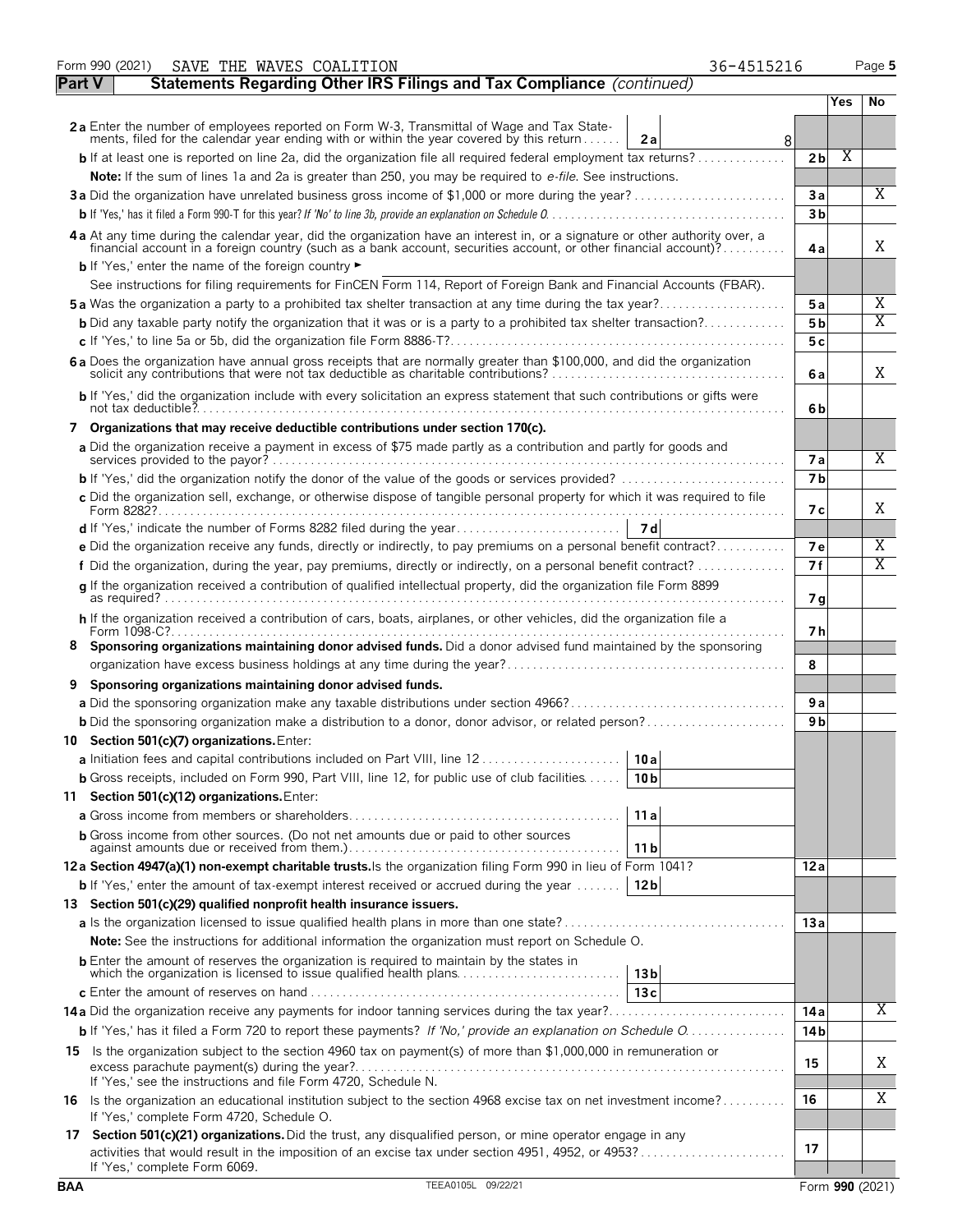Form 990 (2021) SAVE THE WAVES COALITION 36-4515216

## Part V Statements Regarding Other IRS Filings and Tax Compliance *(continued)*

| | | | Yes | No |
|---|---|---|---|---|
| **2a** Enter the number of employees reported on Form W-3, Transmittal of Wage and Tax Statements, filed for the calendar year ending with or within the year covered by this return | **2a** 8 | | | |
| **b** If at least one is reported on line 2a, did the organization file all required federal employment tax returns? | | **2b** | X | |
| **Note:** If the sum of lines 1a and 2a is greater than 250, you may be required to *e-file*. See instructions. | | | | |
| **3a** Did the organization have unrelated business gross income of $1,000 or more during the year? | | **3a** | | X |
| **b** If 'Yes,' has it filed a Form 990-T for this year? *If 'No' to line 3b, provide an explanation on Schedule O* | | **3b** | | |
| **4a** At any time during the calendar year, did the organization have an interest in, or a signature or other authority over, a financial account in a foreign country (such as a bank account, securities account, or other financial account)? | | **4a** | | X |
| **b** If 'Yes,' enter the name of the foreign country ► | | | | |
| See instructions for filing requirements for FinCEN Form 114, Report of Foreign Bank and Financial Accounts (FBAR). | | | | |
| **5a** Was the organization a party to a prohibited tax shelter transaction at any time during the tax year? | | **5a** | | X |
| **b** Did any taxable party notify the organization that it was or is a party to a prohibited tax shelter transaction? | | **5b** | | X |
| **c** If 'Yes,' to line 5a or 5b, did the organization file Form 8886-T? | | **5c** | | |
| **6a** Does the organization have annual gross receipts that are normally greater than $100,000, and did the organization solicit any contributions that were not tax deductible as charitable contributions? | | **6a** | | X |
| **b** If 'Yes,' did the organization include with every solicitation an express statement that such contributions or gifts were not tax deductible? | | **6b** | | |
| **7 Organizations that may receive deductible contributions under section 170(c).** | | | | |
| **a** Did the organization receive a payment in excess of $75 made partly as a contribution and partly for goods and services provided to the payor? | | **7a** | | X |
| **b** If 'Yes,' did the organization notify the donor of the value of the goods or services provided? | | **7b** | | |
| **c** Did the organization sell, exchange, or otherwise dispose of tangible personal property for which it was required to file Form 8282? | | **7c** | | X |
| **d** If 'Yes,' indicate the number of Forms 8282 filed during the year | **7d** | | | |
| **e** Did the organization receive any funds, directly or indirectly, to pay premiums on a personal benefit contract? | | **7e** | | X |
| **f** Did the organization, during the year, pay premiums, directly or indirectly, on a personal benefit contract? | | **7f** | | X |
| **g** If the organization received a contribution of qualified intellectual property, did the organization file Form 8899 as required? | | **7g** | | |
| **h** If the organization received a contribution of cars, boats, airplanes, or other vehicles, did the organization file a Form 1098-C? | | **7h** | | |
| **8 Sponsoring organizations maintaining donor advised funds.** Did a donor advised fund maintained by the sponsoring organization have excess business holdings at any time during the year? | | **8** | | |
| **9 Sponsoring organizations maintaining donor advised funds.** | | | | |
| **a** Did the sponsoring organization make any taxable distributions under section 4966? | | **9a** | | |
| **b** Did the sponsoring organization make a distribution to a donor, donor advisor, or related person? | | **9b** | | |
| **10 Section 501(c)(7) organizations.** Enter: | | | | |
| **a** Initiation fees and capital contributions included on Part VIII, line 12 | **10a** | | | |
| **b** Gross receipts, included on Form 990, Part VIII, line 12, for public use of club facilities | **10b** | | | |
| **11 Section 501(c)(12) organizations.** Enter: | | | | |
| **a** Gross income from members or shareholders | **11a** | | | |
| **b** Gross income from other sources. (Do not net amounts due or paid to other sources against amounts due or received from them.) | **11b** | | | |
| **12a Section 4947(a)(1) non-exempt charitable trusts.** Is the organization filing Form 990 in lieu of Form 1041? | | **12a** | | |
| **b** If 'Yes,' enter the amount of tax-exempt interest received or accrued during the year | **12b** | | | |
| **13 Section 501(c)(29) qualified nonprofit health insurance issuers.** | | | | |
| **a** Is the organization licensed to issue qualified health plans in more than one state? | | **13a** | | |
| **Note:** See the instructions for additional information the organization must report on Schedule O. | | | | |
| **b** Enter the amount of reserves the organization is required to maintain by the states in which the organization is licensed to issue qualified health plans | **13b** | | | |
| **c** Enter the amount of reserves on hand | **13c** | | | |
| **14a** Did the organization receive any payments for indoor tanning services during the tax year? | | **14a** | | X |
| **b** If 'Yes,' has it filed a Form 720 to report these payments? *If 'No,' provide an explanation on Schedule O* | | **14b** | | |
| **15** Is the organization subject to the section 4960 tax on payment(s) of more than $1,000,000 in remuneration or excess parachute payment(s) during the year? If 'Yes,' see the instructions and file Form 4720, Schedule N. | | **15** | | X |
| **16** Is the organization an educational institution subject to the section 4968 excise tax on net investment income? If 'Yes,' complete Form 4720, Schedule O. | | **16** | | X |
| **17 Section 501(c)(21) organizations.** Did the trust, any disqualified person, or mine operator engage in any activities that would result in the imposition of an excise tax under section 4951, 4952, or 4953? If 'Yes,' complete Form 6069. | | **17** | | |

BAA TEEA0105L 09/22/21 Form **990** (2021)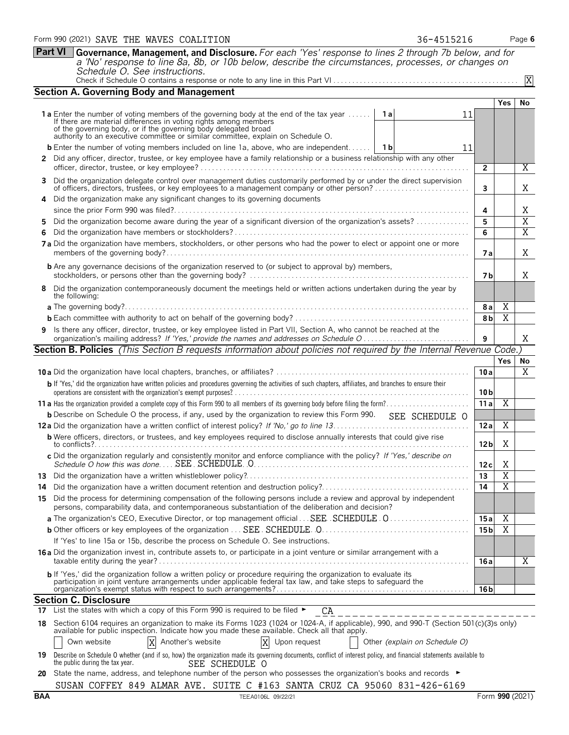Form 990 (2021) SAVE THE WAVES COALITION 36-4515216

## Part VI Governance, Management, and Disclosure.

*For each 'Yes' response to lines 2 through 7b below, and for a 'No' response to line 8a, 8b, or 10b below, describe the circumstances, processes, or changes on Schedule O. See instructions.*

Check if Schedule O contains a response or note to any line in this Part VI . . . X

### Section A. Governing Body and Management

| | | | Yes | No |
|---|---|---|---|---|
| **1a** Enter the number of voting members of the governing body at the end of the tax year. If there are material differences in voting rights among members of the governing body, or if the governing body delegated broad authority to an executive committee or similar committee, explain on Schedule O. | 1a 11 | | | |
| **b** Enter the number of voting members included on line 1a, above, who are independent | 1b 11 | | | |
| **2** Did any officer, director, trustee, or key employee have a family relationship or a business relationship with any other officer, director, trustee, or key employee? | | 2 | | X |
| **3** Did the organization delegate control over management duties customarily performed by or under the direct supervision of officers, directors, trustees, or key employees to a management company or other person? | | 3 | | X |
| **4** Did the organization make any significant changes to its governing documents since the prior Form 990 was filed? | | 4 | | X |
| **5** Did the organization become aware during the year of a significant diversion of the organization's assets? | | 5 | | X |
| **6** Did the organization have members or stockholders? | | 6 | | X |
| **7a** Did the organization have members, stockholders, or other persons who had the power to elect or appoint one or more members of the governing body? | | 7a | | X |
| **b** Are any governance decisions of the organization reserved to (or subject to approval by) members, stockholders, or persons other than the governing body? | | 7b | | X |
| **8** Did the organization contemporaneously document the meetings held or written actions undertaken during the year by the following: | | | | |
| **a** The governing body? | | 8a | X | |
| **b** Each committee with authority to act on behalf of the governing body? | | 8b | X | |
| **9** Is there any officer, director, trustee, or key employee listed in Part VII, Section A, who cannot be reached at the organization's mailing address? *If 'Yes,' provide the names and addresses on Schedule O* | | 9 | | X |

### Section B. Policies *(This Section B requests information about policies not required by the Internal Revenue Code.)*

| | | Yes | No |
|---|---|---|---|
| **10a** Did the organization have local chapters, branches, or affiliates? | 10a | | X |
| **b** If 'Yes,' did the organization have written policies and procedures governing the activities of such chapters, affiliates, and branches to ensure their operations are consistent with the organization's exempt purposes? | 10b | | |
| **11a** Has the organization provided a complete copy of this Form 990 to all members of its governing body before filing the form? | 11a | X | |
| **b** Describe on Schedule O the process, if any, used by the organization to review this Form 990. SEE SCHEDULE O | | | |
| **12a** Did the organization have a written conflict of interest policy? *If 'No,' go to line 13* | 12a | X | |
| **b** Were officers, directors, or trustees, and key employees required to disclose annually interests that could give rise to conflicts? | 12b | X | |
| **c** Did the organization regularly and consistently monitor and enforce compliance with the policy? *If 'Yes,' describe on Schedule O how this was done* SEE SCHEDULE O | 12c | X | |
| **13** Did the organization have a written whistleblower policy? | 13 | X | |
| **14** Did the organization have a written document retention and destruction policy? | 14 | X | |
| **15** Did the process for determining compensation of the following persons include a review and approval by independent persons, comparability data, and contemporaneous substantiation of the deliberation and decision? | | | |
| **a** The organization's CEO, Executive Director, or top management official SEE SCHEDULE O | 15a | X | |
| **b** Other officers or key employees of the organization SEE SCHEDULE O | 15b | X | |
| If 'Yes' to line 15a or 15b, describe the process on Schedule O. See instructions. | | | |
| **16a** Did the organization invest in, contribute assets to, or participate in a joint venture or similar arrangement with a taxable entity during the year? | 16a | | X |
| **b** If 'Yes,' did the organization follow a written policy or procedure requiring the organization to evaluate its participation in joint venture arrangements under applicable federal tax law, and take steps to safeguard the organization's exempt status with respect to such arrangements? | 16b | | |

### Section C. Disclosure

**17** List the states with which a copy of this Form 990 is required to be filed ► CA

**18** Section 6104 requires an organization to make its Forms 1023 (1024 or 1024-A, if applicable), 990, and 990-T (Section 501(c)(3)s only) available for public inspection. Indicate how you made these available. Check all that apply.

☐ Own website ☒ Another's website ☒ Upon request ☐ Other *(explain on Schedule O)*

**19** Describe on Schedule O whether (and if so, how) the organization made its governing documents, conflict of interest policy, and financial statements available to the public during the tax year. SEE SCHEDULE O

**20** State the name, address, and telephone number of the person who possesses the organization's books and records ►

SUSAN COFFEY 849 ALMAR AVE. SUITE C #163 SANTA CRUZ CA 95060 831-426-6169

BAA TEEA0106L 09/22/21 Form **990** (2021)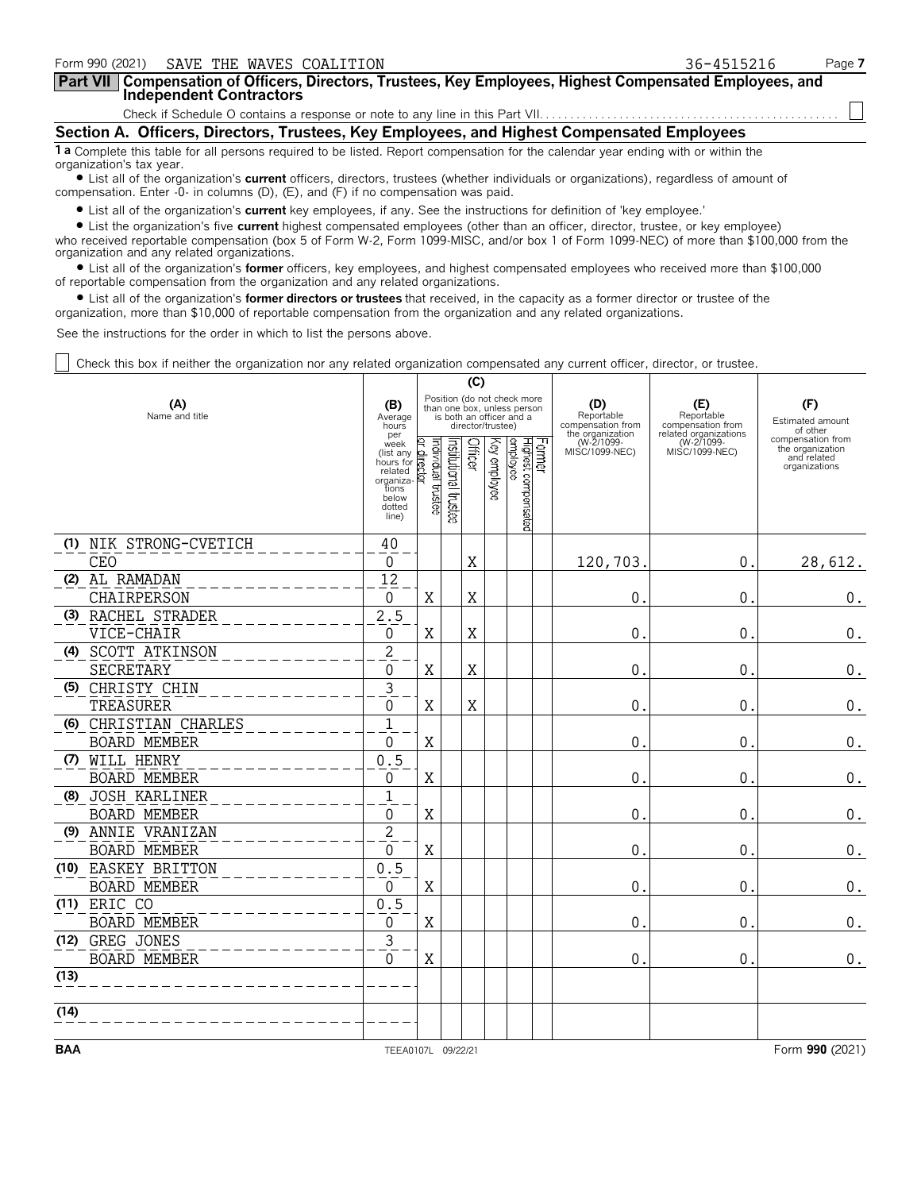Form 990 (2021) SAVE THE WAVES COALITION 36-4515216 Page 7

## Part VII Compensation of Officers, Directors, Trustees, Key Employees, Highest Compensated Employees, and Independent Contractors

Check if Schedule O contains a response or note to any line in this Part VII. ☐

### Section A. Officers, Directors, Trustees, Key Employees, and Highest Compensated Employees

**1 a** Complete this table for all persons required to be listed. Report compensation for the calendar year ending with or within the organization's tax year.

- List all of the organization's **current** officers, directors, trustees (whether individuals or organizations), regardless of amount of compensation. Enter -0- in columns (D), (E), and (F) if no compensation was paid.
- List all of the organization's **current** key employees, if any. See the instructions for definition of 'key employee.'
- List the organization's five **current** highest compensated employees (other than an officer, director, trustee, or key employee) who received reportable compensation (box 5 of Form W-2, Form 1099-MISC, and/or box 1 of Form 1099-NEC) of more than $100,000 from the organization and any related organizations.
- List all of the organization's **former** officers, key employees, and highest compensated employees who received more than $100,000 of reportable compensation from the organization and any related organizations.
- List all of the organization's **former directors or trustees** that received, in the capacity as a former director or trustee of the organization, more than $10,000 of reportable compensation from the organization and any related organizations.

See the instructions for the order in which to list the persons above.

☐ Check this box if neither the organization nor any related organization compensated any current officer, director, or trustee.

| (A) Name and title | (B) Average hours per week (list any hours for related organizations below dotted line) | (C) Position: Individual trustee or director | Institutional trustee | Officer | Key employee | Highest compensated employee | Former | (D) Reportable compensation from the organization (W-2/1099-MISC/1099-NEC) | (E) Reportable compensation from related organizations (W-2/1099-MISC/1099-NEC) | (F) Estimated amount of other compensation from the organization and related organizations |
|---|---|---|---|---|---|---|---|---|---|---|
| (1) NIK STRONG-CVETICH<br>CEO | 40<br>0 | | | X | | | | 120,703. | 0. | 28,612. |
| (2) AL RAMADAN<br>CHAIRPERSON | 12<br>0 | X | | X | | | | 0. | 0. | 0. |
| (3) RACHEL STRADER<br>VICE-CHAIR | 2.5<br>0 | X | | X | | | | 0. | 0. | 0. |
| (4) SCOTT ATKINSON<br>SECRETARY | 2<br>0 | X | | X | | | | 0. | 0. | 0. |
| (5) CHRISTY CHIN<br>TREASURER | 3<br>0 | X | | X | | | | 0. | 0. | 0. |
| (6) CHRISTIAN CHARLES<br>BOARD MEMBER | 1<br>0 | X | | | | | | 0. | 0. | 0. |
| (7) WILL HENRY<br>BOARD MEMBER | 0.5<br>0 | X | | | | | | 0. | 0. | 0. |
| (8) JOSH KARLINER<br>BOARD MEMBER | 1<br>0 | X | | | | | | 0. | 0. | 0. |
| (9) ANNIE VRANIZAN<br>BOARD MEMBER | 2<br>0 | X | | | | | | 0. | 0. | 0. |
| (10) EASKEY BRITTON<br>BOARD MEMBER | 0.5<br>0 | X | | | | | | 0. | 0. | 0. |
| (11) ERIC CO<br>BOARD MEMBER | 0.5<br>0 | X | | | | | | 0. | 0. | 0. |
| (12) GREG JONES<br>BOARD MEMBER | 3<br>0 | X | | | | | | 0. | 0. | 0. |
| (13) | | | | | | | | | | |
| (14) | | | | | | | | | | |

BAA TEEA0107L 09/22/21 Form **990** (2021)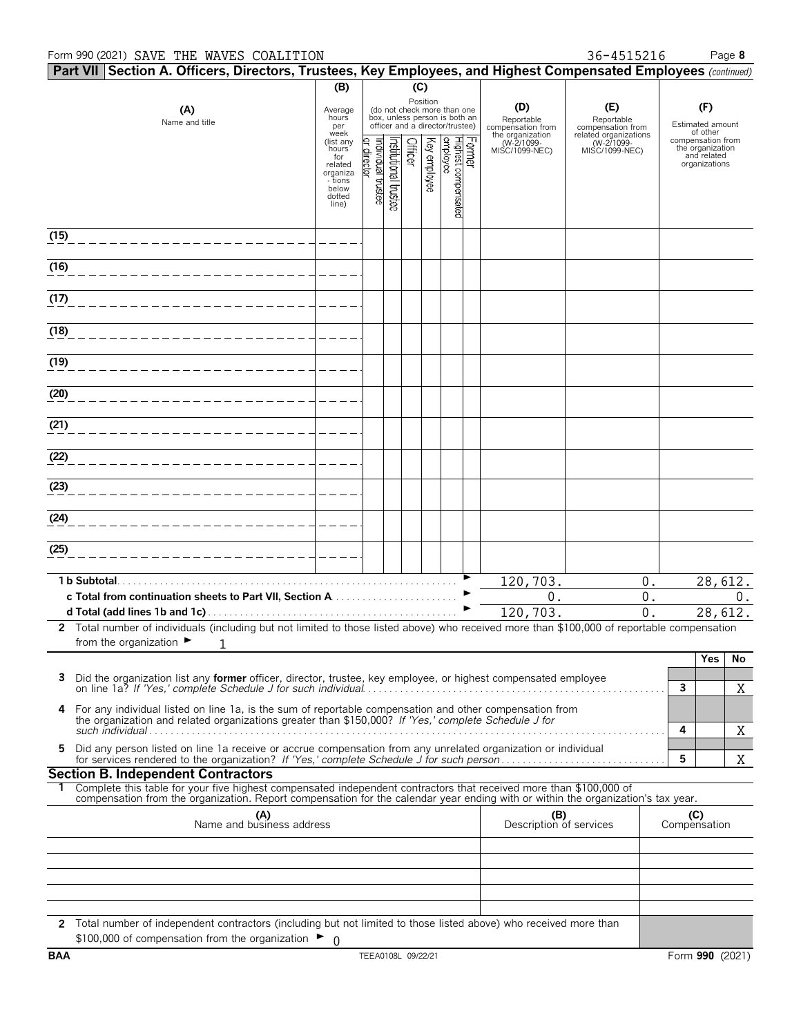Form 990 (2021) SAVE THE WAVES COALITION 36-4515216

**Part VII Section A. Officers, Directors, Trustees, Key Employees, and Highest Compensated Employees** *(continued)*

| (A) Name and title | (B) Average hours per week (list any hours for related organizations below dotted line) | (C) Position (do not check more than one box, unless person is both an officer and a director/trustee): Individual trustee or director | Institutional trustee | Officer | Key employee | Highest compensated employee | Former | (D) Reportable compensation from the organization (W-2/1099-MISC/1099-NEC) | (E) Reportable compensation from related organizations (W-2/1099-MISC/1099-NEC) | (F) Estimated amount of other compensation from the organization and related organizations |
|---|---|---|---|---|---|---|---|---|---|---|
| (15) | | | | | | | | | | |
| (16) | | | | | | | | | | |
| (17) | | | | | | | | | | |
| (18) | | | | | | | | | | |
| (19) | | | | | | | | | | |
| (20) | | | | | | | | | | |
| (21) | | | | | | | | | | |
| (22) | | | | | | | | | | |
| (23) | | | | | | | | | | |
| (24) | | | | | | | | | | |
| (25) | | | | | | | | | | |
| **1 b Subtotal** | | | | | | | ► | 120,703. | 0. | 28,612. |
| **c Total from continuation sheets to Part VII, Section A** | | | | | | | ► | 0. | 0. | 0. |
| **d Total (add lines 1b and 1c)** | | | | | | | ► | 120,703. | 0. | 28,612. |

**2** Total number of individuals (including but not limited to those listed above) who received more than $100,000 of reportable compensation from the organization ► 1

| | | | Yes | No |
|---|---|---|---|---|
| **3** | Did the organization list any **former** officer, director, trustee, key employee, or highest compensated employee on line 1a? *If 'Yes,' complete Schedule J for such individual* | 3 | | X |
| **4** | For any individual listed on line 1a, is the sum of reportable compensation and other compensation from the organization and related organizations greater than $150,000? *If 'Yes,' complete Schedule J for such individual* | 4 | | X |
| **5** | Did any person listed on line 1a receive or accrue compensation from any unrelated organization or individual for services rendered to the organization? *If 'Yes,' complete Schedule J for such person* | 5 | | X |

**Section B. Independent Contractors**

**1** Complete this table for your five highest compensated independent contractors that received more than $100,000 of compensation from the organization. Report compensation for the calendar year ending with or within the organization's tax year.

| (A) Name and business address | (B) Description of services | (C) Compensation |
|---|---|---|
| | | |
| | | |
| | | |
| | | |
| | | |

**2** Total number of independent contractors (including but not limited to those listed above) who received more than $100,000 of compensation from the organization ► 0

BAA TEEA0108L 09/22/21 Form **990** (2021)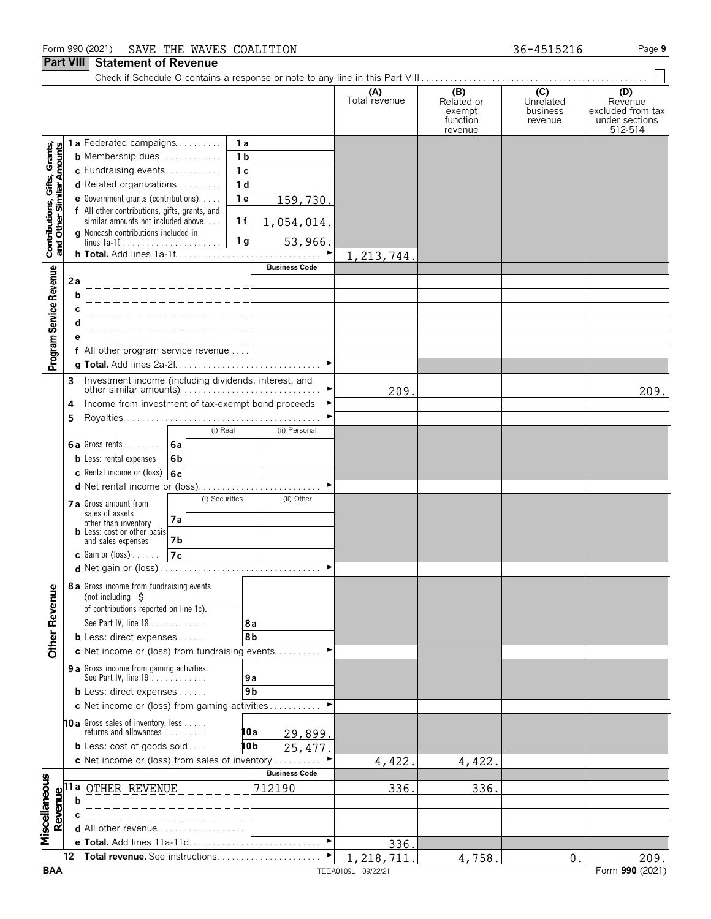Form 990 (2021) SAVE THE WAVES COALITION 36-4515216

## Part VIII Statement of Revenue

Check if Schedule O contains a response or note to any line in this Part VIII . . . . . . ☐

| | | | (A) Total revenue | (B) Related or exempt function revenue | (C) Unrelated business revenue | (D) Revenue excluded from tax under sections 512-514 |
|---|---|---|---|---|---|---|
| **Contributions, Gifts, Grants, and Other Similar Amounts** | 1a Federated campaigns . . . 1a | | | | | |
| | b Membership dues . . . 1b | | | | | |
| | c Fundraising events . . . 1c | | | | | |
| | d Related organizations . . . 1d | | | | | |
| | e Government grants (contributions) . . . 1e | 159,730. | | | | |
| | f All other contributions, gifts, grants, and similar amounts not included above . . . 1f | 1,054,014. | | | | |
| | g Noncash contributions included in lines 1a-1f . . . 1g | 53,966. | | | | |
| | h Total. Add lines 1a-1f . . . ► | | 1,213,744. | | | |
| **Program Service Revenue** | | Business Code | | | | |
| | 2a | | | | | |
| | b | | | | | |
| | c | | | | | |
| | d | | | | | |
| | e | | | | | |
| | f All other program service revenue | | | | | |
| | g Total. Add lines 2a-2f . . . ► | | | | | |
| **Other Revenue** | 3 Investment income (including dividends, interest, and other similar amounts) . . . ► | | 209. | | | 209. |
| | 4 Income from investment of tax-exempt bond proceeds ► | | | | | |
| | 5 Royalties . . . ► | | | | | |
| | | (i) Real / (ii) Personal | | | | |
| | 6a Gross rents . . . 6a | | | | | |
| | b Less: rental expenses 6b | | | | | |
| | c Rental income or (loss) 6c | | | | | |
| | d Net rental income or (loss) . . . ► | | | | | |
| | | (i) Securities / (ii) Other | | | | |
| | 7a Gross amount from sales of assets other than inventory 7a | | | | | |
| | b Less: cost or other basis and sales expenses 7b | | | | | |
| | c Gain or (loss) . . . 7c | | | | | |
| | d Net gain or (loss) . . . ► | | | | | |
| | 8a Gross income from fundraising events (not including $ of contributions reported on line 1c). See Part IV, line 18 . . . 8a | | | | | |
| | b Less: direct expenses . . . 8b | | | | | |
| | c Net income or (loss) from fundraising events . . . ► | | | | | |
| | 9a Gross income from gaming activities. See Part IV, line 19 . . . 9a | | | | | |
| | b Less: direct expenses . . . 9b | | | | | |
| | c Net income or (loss) from gaming activities . . . ► | | | | | |
| | 10a Gross sales of inventory, less returns and allowances . . . 10a | 29,899. | | | | |
| | b Less: cost of goods sold . . . 10b | 25,477. | | | | |
| | c Net income or (loss) from sales of inventory . . . ► | | 4,422. | 4,422. | | |
| **Miscellaneous Revenue** | | Business Code | | | | |
| | 11a OTHER REVENUE | 712190 | 336. | 336. | | |
| | b | | | | | |
| | c | | | | | |
| | d All other revenue . . . | | | | | |
| | e Total. Add lines 11a-11d . . . ► | | 336. | | | |
| | 12 Total revenue. See instructions . . . ► | | 1,218,711. | 4,758. | 0. | 209. |

BAA TEEA0109L 09/22/21 Form 990 (2021)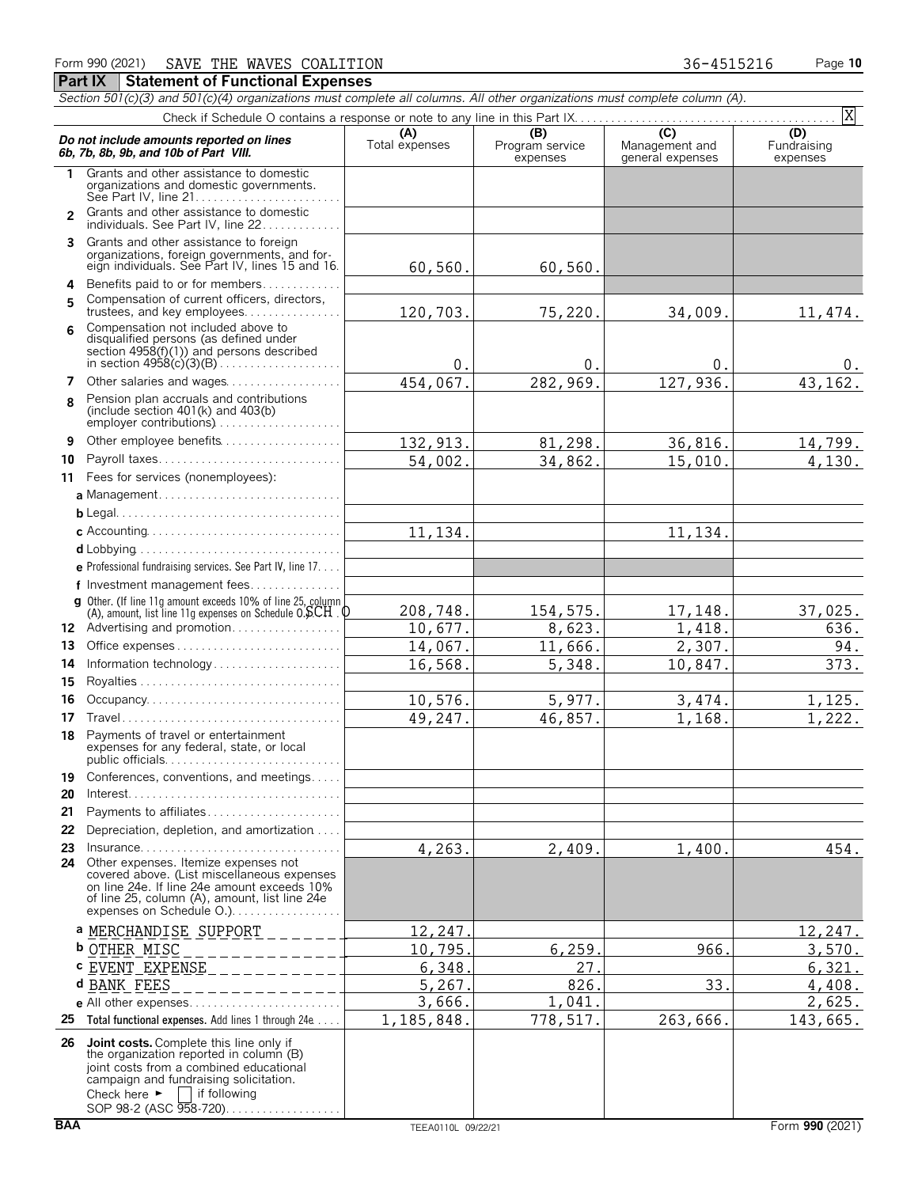Form 990 (2021) SAVE THE WAVES COALITION 36-4515216

## Part IX Statement of Functional Expenses

*Section 501(c)(3) and 501(c)(4) organizations must complete all columns. All other organizations must complete column (A).*

Check if Schedule O contains a response or note to any line in this Part IX . . . . . . . . [X]

| *Do not include amounts reported on lines 6b, 7b, 8b, 9b, and 10b of Part VIII.* | (A) Total expenses | (B) Program service expenses | (C) Management and general expenses | (D) Fundraising expenses |
|---|---|---|---|---|
| 1 Grants and other assistance to domestic organizations and domestic governments. See Part IV, line 21 | | | | |
| 2 Grants and other assistance to domestic individuals. See Part IV, line 22 | | | | |
| 3 Grants and other assistance to foreign organizations, foreign governments, and foreign individuals. See Part IV, lines 15 and 16 | 60,560. | 60,560. | | |
| 4 Benefits paid to or for members | | | | |
| 5 Compensation of current officers, directors, trustees, and key employees | 120,703. | 75,220. | 34,009. | 11,474. |
| 6 Compensation not included above to disqualified persons (as defined under section 4958(f)(1)) and persons described in section 4958(c)(3)(B) | 0. | 0. | 0. | 0. |
| 7 Other salaries and wages | 454,067. | 282,969. | 127,936. | 43,162. |
| 8 Pension plan accruals and contributions (include section 401(k) and 403(b) employer contributions) | | | | |
| 9 Other employee benefits | 132,913. | 81,298. | 36,816. | 14,799. |
| 10 Payroll taxes | 54,002. | 34,862. | 15,010. | 4,130. |
| 11 Fees for services (nonemployees): | | | | |
| a Management | | | | |
| b Legal | | | | |
| c Accounting | 11,134. | | 11,134. | |
| d Lobbying | | | | |
| e Professional fundraising services. See Part IV, line 17 | | | | |
| f Investment management fees | | | | |
| g Other. (If line 11g amount exceeds 10% of line 25, column (A), amount, list line 11g expenses on Schedule O.) SCH. O | 208,748. | 154,575. | 17,148. | 37,025. |
| 12 Advertising and promotion | 10,677. | 8,623. | 1,418. | 636. |
| 13 Office expenses | 14,067. | 11,666. | 2,307. | 94. |
| 14 Information technology | 16,568. | 5,348. | 10,847. | 373. |
| 15 Royalties | | | | |
| 16 Occupancy | 10,576. | 5,977. | 3,474. | 1,125. |
| 17 Travel | 49,247. | 46,857. | 1,168. | 1,222. |
| 18 Payments of travel or entertainment expenses for any federal, state, or local public officials | | | | |
| 19 Conferences, conventions, and meetings | | | | |
| 20 Interest | | | | |
| 21 Payments to affiliates | | | | |
| 22 Depreciation, depletion, and amortization | | | | |
| 23 Insurance | 4,263. | 2,409. | 1,400. | 454. |
| 24 Other expenses. Itemize expenses not covered above. (List miscellaneous expenses on line 24e. If line 24e amount exceeds 10% of line 25, column (A), amount, list line 24e expenses on Schedule O.) | | | | |
| a MERCHANDISE SUPPORT | 12,247. | | | 12,247. |
| b OTHER MISC | 10,795. | 6,259. | 966. | 3,570. |
| c EVENT EXPENSE | 6,348. | 27. | | 6,321. |
| d BANK FEES | 5,267. | 826. | 33. | 4,408. |
| e All other expenses | 3,666. | 1,041. | | 2,625. |
| 25 **Total functional expenses.** Add lines 1 through 24e | 1,185,848. | 778,517. | 263,666. | 143,665. |
| 26 **Joint costs.** Complete this line only if the organization reported in column (B) joint costs from a combined educational campaign and fundraising solicitation. Check here ► [ ] if following SOP 98-2 (ASC 958-720) | | | | |

BAA TEEA0110L 09/22/21 Form **990** (2021)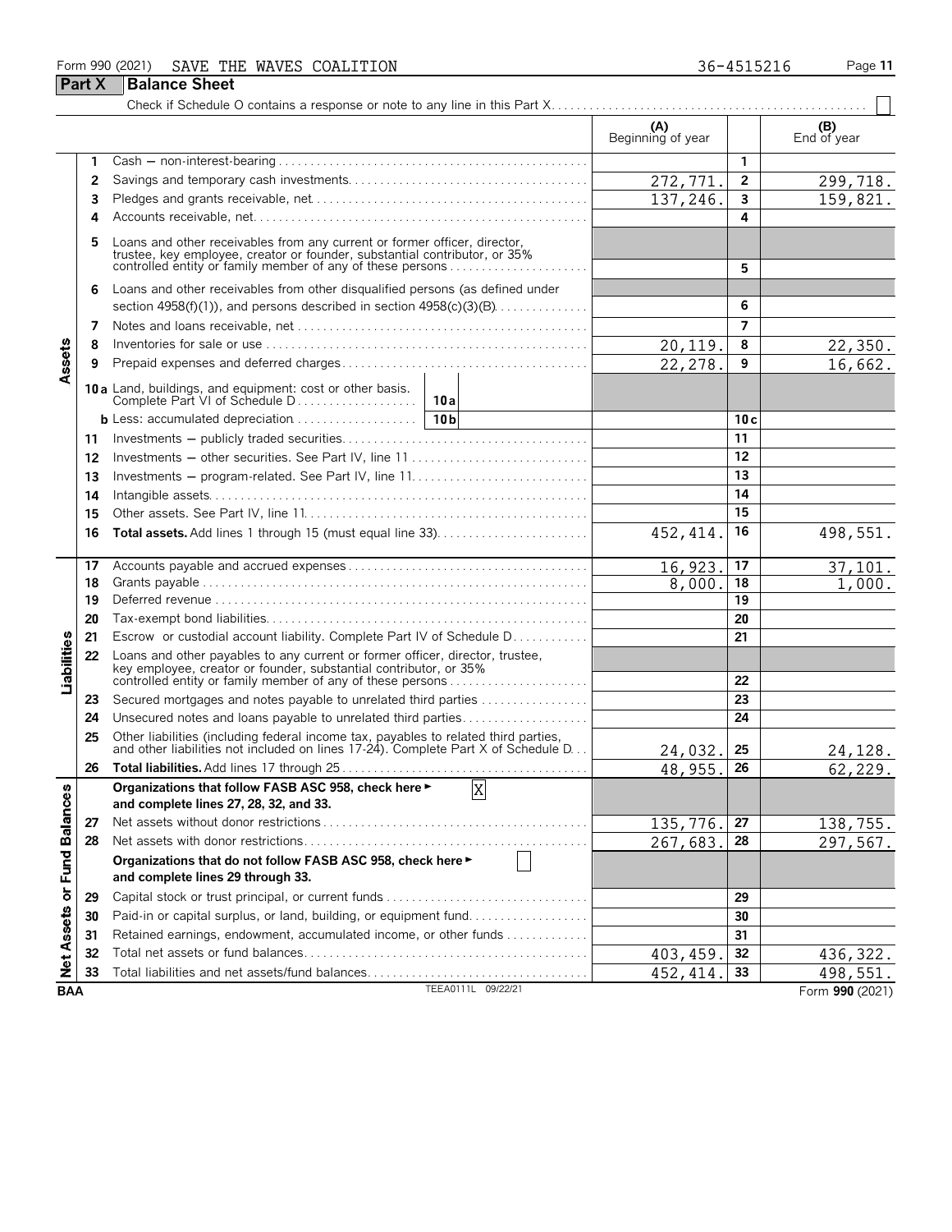Form 990 (2021) SAVE THE WAVES COALITION 36-4515216

## Part X Balance Sheet

Check if Schedule O contains a response or note to any line in this Part X ☐

| | | | (A) Beginning of year | | (B) End of year |
|---|---|---|---|---|---|
| Assets | 1 | Cash — non-interest-bearing | | 1 | |
| | 2 | Savings and temporary cash investments | 272,771. | 2 | 299,718. |
| | 3 | Pledges and grants receivable, net | 137,246. | 3 | 159,821. |
| | 4 | Accounts receivable, net | | 4 | |
| | 5 | Loans and other receivables from any current or former officer, director, trustee, key employee, creator or founder, substantial contributor, or 35% controlled entity or family member of any of these persons | | 5 | |
| | 6 | Loans and other receivables from other disqualified persons (as defined under section 4958(f)(1)), and persons described in section 4958(c)(3)(B) | | 6 | |
| | 7 | Notes and loans receivable, net | | 7 | |
| | 8 | Inventories for sale or use | 20,119. | 8 | 22,350. |
| | 9 | Prepaid expenses and deferred charges | 22,278. | 9 | 16,662. |
| | 10a | Land, buildings, and equipment: cost or other basis. Complete Part VI of Schedule D — 10a | | | |
| | b | Less: accumulated depreciation — 10b | | 10c | |
| | 11 | Investments — publicly traded securities | | 11 | |
| | 12 | Investments — other securities. See Part IV, line 11 | | 12 | |
| | 13 | Investments — program-related. See Part IV, line 11 | | 13 | |
| | 14 | Intangible assets | | 14 | |
| | 15 | Other assets. See Part IV, line 11 | | 15 | |
| | 16 | **Total assets.** Add lines 1 through 15 (must equal line 33) | 452,414. | 16 | 498,551. |
| Liabilities | 17 | Accounts payable and accrued expenses | 16,923. | 17 | 37,101. |
| | 18 | Grants payable | 8,000. | 18 | 1,000. |
| | 19 | Deferred revenue | | 19 | |
| | 20 | Tax-exempt bond liabilities | | 20 | |
| | 21 | Escrow or custodial account liability. Complete Part IV of Schedule D | | 21 | |
| | 22 | Loans and other payables to any current or former officer, director, trustee, key employee, creator or founder, substantial contributor, or 35% controlled entity or family member of any of these persons | | 22 | |
| | 23 | Secured mortgages and notes payable to unrelated third parties | | 23 | |
| | 24 | Unsecured notes and loans payable to unrelated third parties | | 24 | |
| | 25 | Other liabilities (including federal income tax, payables to related third parties, and other liabilities not included on lines 17-24). Complete Part X of Schedule D | 24,032. | 25 | 24,128. |
| | 26 | **Total liabilities.** Add lines 17 through 25 | 48,955. | 26 | 62,229. |
| Net Assets or Fund Balances | | **Organizations that follow FASB ASC 958, check here ► ☒ and complete lines 27, 28, 32, and 33.** | | | |
| | 27 | Net assets without donor restrictions | 135,776. | 27 | 138,755. |
| | 28 | Net assets with donor restrictions | 267,683. | 28 | 297,567. |
| | | **Organizations that do not follow FASB ASC 958, check here ► ☐ and complete lines 29 through 33.** | | | |
| | 29 | Capital stock or trust principal, or current funds | | 29 | |
| | 30 | Paid-in or capital surplus, or land, building, or equipment fund | | 30 | |
| | 31 | Retained earnings, endowment, accumulated income, or other funds | | 31 | |
| | 32 | Total net assets or fund balances | 403,459. | 32 | 436,322. |
| | 33 | Total liabilities and net assets/fund balances | 452,414. | 33 | 498,551. |

BAA TEEA0111L 09/22/21 Form **990** (2021)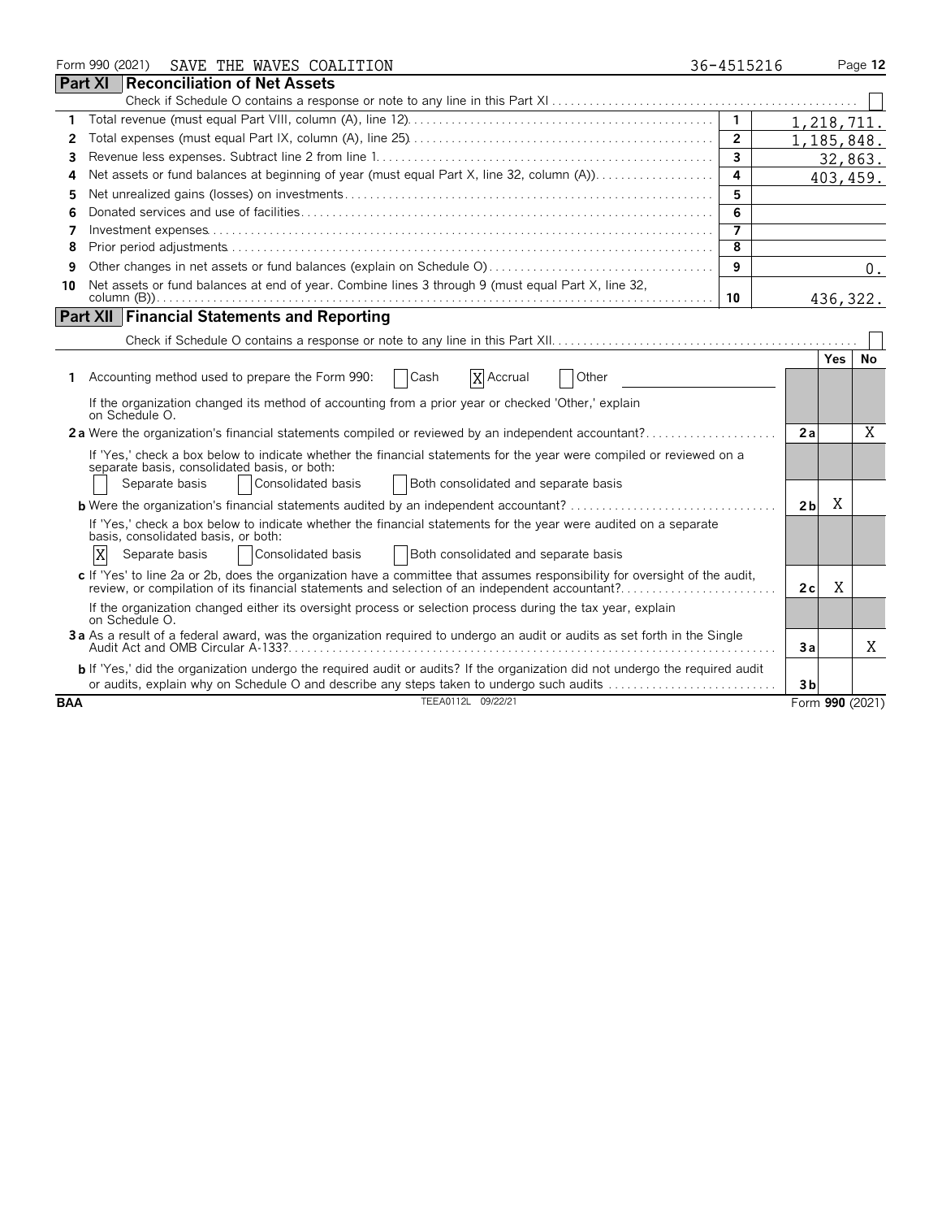Form 990 (2021) SAVE THE WAVES COALITION 36-4515216 Page 12

## Part XI Reconciliation of Net Assets

Check if Schedule O contains a response or note to any line in this Part XI ☐

| | | | |
|---|---|---|---|
| 1 | Total revenue (must equal Part VIII, column (A), line 12) | 1 | 1,218,711. |
| 2 | Total expenses (must equal Part IX, column (A), line 25) | 2 | 1,185,848. |
| 3 | Revenue less expenses. Subtract line 2 from line 1 | 3 | 32,863. |
| 4 | Net assets or fund balances at beginning of year (must equal Part X, line 32, column (A)) | 4 | 403,459. |
| 5 | Net unrealized gains (losses) on investments | 5 | |
| 6 | Donated services and use of facilities | 6 | |
| 7 | Investment expenses | 7 | |
| 8 | Prior period adjustments | 8 | |
| 9 | Other changes in net assets or fund balances (explain on Schedule O) | 9 | 0. |
| 10 | Net assets or fund balances at end of year. Combine lines 3 through 9 (must equal Part X, line 32, column (B)) | 10 | 436,322. |

## Part XII Financial Statements and Reporting

Check if Schedule O contains a response or note to any line in this Part XII ☐

| | | | Yes | No |
|---|---|---|---|---|
| 1 | Accounting method used to prepare the Form 990: ☐ Cash ☒ Accrual ☐ Other<br>If the organization changed its method of accounting from a prior year or checked 'Other,' explain on Schedule O. | | | |
| 2a | Were the organization's financial statements compiled or reviewed by an independent accountant?<br>If 'Yes,' check a box below to indicate whether the financial statements for the year were compiled or reviewed on a separate basis, consolidated basis, or both:<br>☐ Separate basis ☐ Consolidated basis ☐ Both consolidated and separate basis | 2a | | X |
| b | Were the organization's financial statements audited by an independent accountant?<br>If 'Yes,' check a box below to indicate whether the financial statements for the year were audited on a separate basis, consolidated basis, or both:<br>☒ Separate basis ☐ Consolidated basis ☐ Both consolidated and separate basis | 2b | X | |
| c | If 'Yes' to line 2a or 2b, does the organization have a committee that assumes responsibility for oversight of the audit, review, or compilation of its financial statements and selection of an independent accountant?<br>If the organization changed either its oversight process or selection process during the tax year, explain on Schedule O. | 2c | X | |
| 3a | As a result of a federal award, was the organization required to undergo an audit or audits as set forth in the Single Audit Act and OMB Circular A-133? | 3a | | X |
| b | If 'Yes,' did the organization undergo the required audit or audits? If the organization did not undergo the required audit or audits, explain why on Schedule O and describe any steps taken to undergo such audits | 3b | | |

BAA TEEA0112L 09/22/21 Form **990** (2021)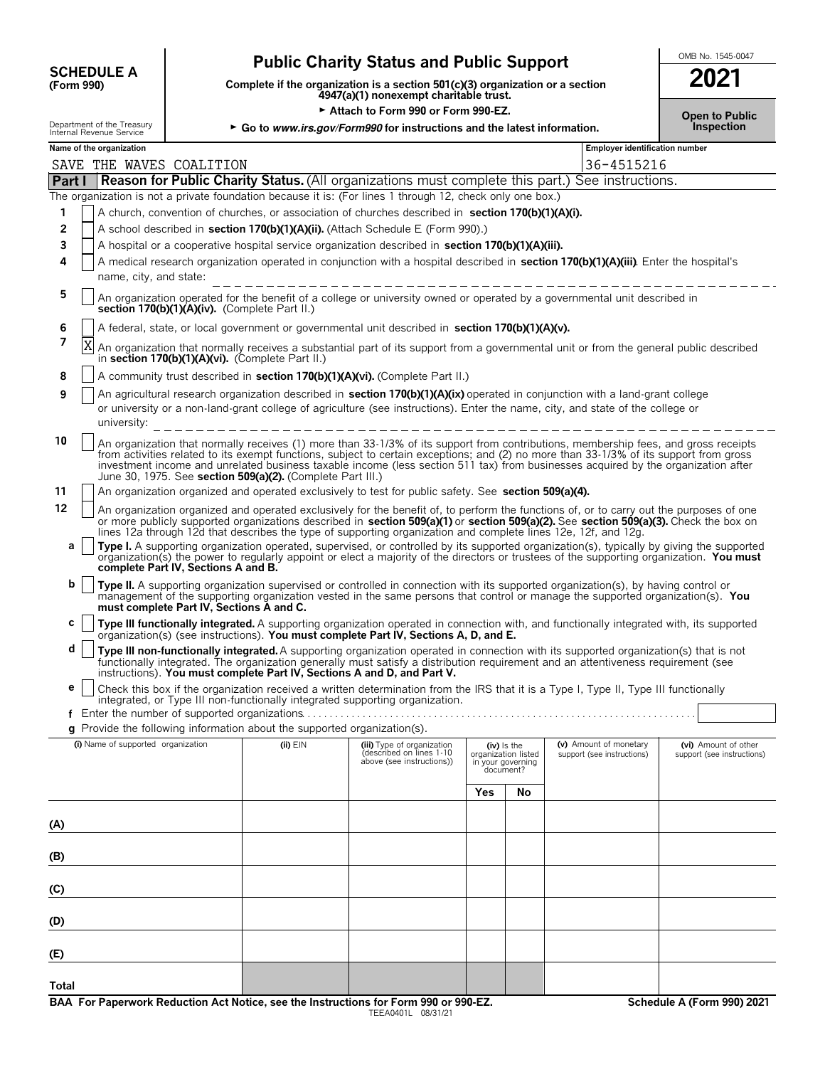**SCHEDULE A (Form 990)**

Department of the Treasury Internal Revenue Service

# Public Charity Status and Public Support

**Complete if the organization is a section 501(c)(3) organization or a section 4947(a)(1) nonexempt charitable trust.**

► Attach to Form 990 or Form 990-EZ.

► Go to *www.irs.gov/Form990* for instructions and the latest information.

OMB No. 1545-0047

**2021**

**Open to Public Inspection**

**Name of the organization:** SAVE THE WAVES COALITION

**Employer identification number:** 36-4515216

## Part I — Reason for Public Charity Status. (All organizations must complete this part.) See instructions.

The organization is not a private foundation because it is: (For lines 1 through 12, check only one box.)

1. [ ] A church, convention of churches, or association of churches described in **section 170(b)(1)(A)(i).**
2. [ ] A school described in **section 170(b)(1)(A)(ii).** (Attach Schedule E (Form 990).)
3. [ ] A hospital or a cooperative hospital service organization described in **section 170(b)(1)(A)(iii).**
4. [ ] A medical research organization operated in conjunction with a hospital described in **section 170(b)(1)(A)(iii)**. Enter the hospital's name, city, and state:
5. [ ] An organization operated for the benefit of a college or university owned or operated by a governmental unit described in **section 170(b)(1)(A)(iv).** (Complete Part II.)
6. [ ] A federal, state, or local government or governmental unit described in **section 170(b)(1)(A)(v).**
7. [X] An organization that normally receives a substantial part of its support from a governmental unit or from the general public described in **section 170(b)(1)(A)(vi).** (Complete Part II.)
8. [ ] A community trust described in **section 170(b)(1)(A)(vi).** (Complete Part II.)
9. [ ] An agricultural research organization described in **section 170(b)(1)(A)(ix)** operated in conjunction with a land-grant college or university or a non-land-grant college of agriculture (see instructions). Enter the name, city, and state of the college or university:
10. [ ] An organization that normally receives (1) more than 33-1/3% of its support from contributions, membership fees, and gross receipts from activities related to its exempt functions, subject to certain exceptions; and (2) no more than 33-1/3% of its support from gross investment income and unrelated business taxable income (less section 511 tax) from businesses acquired by the organization after June 30, 1975. See **section 509(a)(2).** (Complete Part III.)
11. [ ] An organization organized and operated exclusively to test for public safety. See **section 509(a)(4).**
12. [ ] An organization organized and operated exclusively for the benefit of, to perform the functions of, or to carry out the purposes of one or more publicly supported organizations described in **section 509(a)(1)** or **section 509(a)(2).** See **section 509(a)(3).** Check the box on lines 12a through 12d that describes the type of supporting organization and complete lines 12e, 12f, and 12g.
   - **a** [ ] **Type I.** A supporting organization operated, supervised, or controlled by its supported organization(s), typically by giving the supported organization(s) the power to regularly appoint or elect a majority of the directors or trustees of the supporting organization. **You must complete Part IV, Sections A and B.**
   - **b** [ ] **Type II.** A supporting organization supervised or controlled in connection with its supported organization(s), by having control or management of the supporting organization vested in the same persons that control or manage the supported organization(s). **You must complete Part IV, Sections A and C.**
   - **c** [ ] **Type III functionally integrated.** A supporting organization operated in connection with, and functionally integrated with, its supported organization(s) (see instructions). **You must complete Part IV, Sections A, D, and E.**
   - **d** [ ] **Type III non-functionally integrated.** A supporting organization operated in connection with its supported organization(s) that is not functionally integrated. The organization generally must satisfy a distribution requirement and an attentiveness requirement (see instructions). **You must complete Part IV, Sections A and D, and Part V.**
   - **e** [ ] Check this box if the organization received a written determination from the IRS that it is a Type I, Type II, Type III functionally integrated, or Type III non-functionally integrated supporting organization.
   - **f** Enter the number of supported organizations
   - **g** Provide the following information about the supported organization(s).

| (i) Name of supported organization | (ii) EIN | (iii) Type of organization (described on lines 1-10 above (see instructions)) | (iv) Is the organization listed in your governing document? Yes | No | (v) Amount of monetary support (see instructions) | (vi) Amount of other support (see instructions) |
|---|---|---|---|---|---|---|
| (A) | | | | | | |
| (B) | | | | | | |
| (C) | | | | | | |
| (D) | | | | | | |
| (E) | | | | | | |
| Total | | | | | | |

**BAA For Paperwork Reduction Act Notice, see the Instructions for Form 990 or 990-EZ.** TEEA0401L 08/31/21 **Schedule A (Form 990) 2021**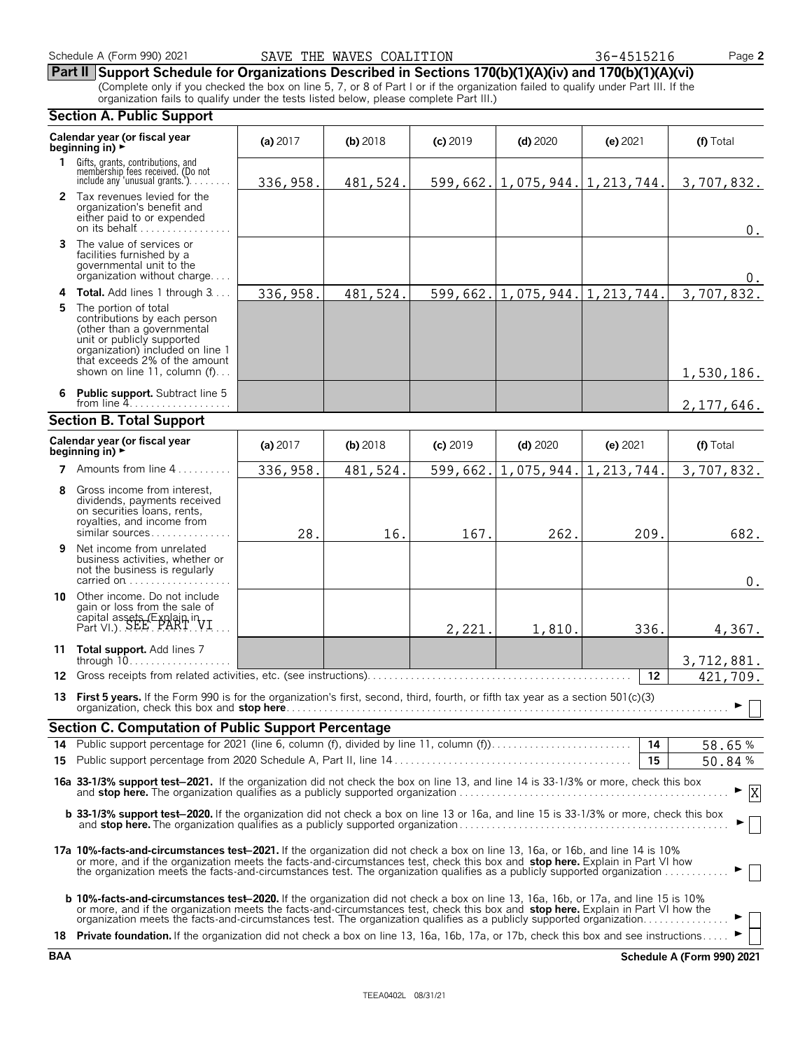Schedule A (Form 990) 2021 SAVE THE WAVES COALITION 36-4515216

## Part II Support Schedule for Organizations Described in Sections 170(b)(1)(A)(iv) and 170(b)(1)(A)(vi)

(Complete only if you checked the box on line 5, 7, or 8 of Part I or if the organization failed to qualify under Part III. If the organization fails to qualify under the tests listed below, please complete Part III.)

### Section A. Public Support

| Calendar year (or fiscal year beginning in) ► | (a) 2017 | (b) 2018 | (c) 2019 | (d) 2020 | (e) 2021 | (f) Total |
|---|---|---|---|---|---|---|
| **1** Gifts, grants, contributions, and membership fees received. (Do not include any 'unusual grants.') | 336,958. | 481,524. | 599,662. | 1,075,944. | 1,213,744. | 3,707,832. |
| **2** Tax revenues levied for the organization's benefit and either paid to or expended on its behalf | | | | | | 0. |
| **3** The value of services or facilities furnished by a governmental unit to the organization without charge | | | | | | 0. |
| **4 Total.** Add lines 1 through 3 | 336,958. | 481,524. | 599,662. | 1,075,944. | 1,213,744. | 3,707,832. |
| **5** The portion of total contributions by each person (other than a governmental unit or publicly supported organization) included on line 1 that exceeds 2% of the amount shown on line 11, column (f) | | | | | | 1,530,186. |
| **6 Public support.** Subtract line 5 from line 4 | | | | | | 2,177,646. |

### Section B. Total Support

| Calendar year (or fiscal year beginning in) ► | (a) 2017 | (b) 2018 | (c) 2019 | (d) 2020 | (e) 2021 | (f) Total |
|---|---|---|---|---|---|---|
| **7** Amounts from line 4 | 336,958. | 481,524. | 599,662. | 1,075,944. | 1,213,744. | 3,707,832. |
| **8** Gross income from interest, dividends, payments received on securities loans, rents, royalties, and income from similar sources | 28. | 16. | 167. | 262. | 209. | 682. |
| **9** Net income from unrelated business activities, whether or not the business is regularly carried on | | | | | | 0. |
| **10** Other income. Do not include gain or loss from the sale of capital assets (Explain in Part VI.) SEE PART VI | | | 2,221. | 1,810. | 336. | 4,367. |
| **11 Total support.** Add lines 7 through 10 | | | | | | 3,712,881. |
| **12** Gross receipts from related activities, etc. (see instructions) | | | | | 12 | 421,709. |

**13 First 5 years.** If the Form 990 is for the organization's first, second, third, fourth, or fifth tax year as a section 501(c)(3) organization, check this box and **stop here** ► ☐

### Section C. Computation of Public Support Percentage

| | | | |
|---|---|---|---|
| **14** | Public support percentage for 2021 (line 6, column (f), divided by line 11, column (f)) | 14 | 58.65 % |
| **15** | Public support percentage from 2020 Schedule A, Part II, line 14 | 15 | 50.84 % |

**16a 33-1/3% support test–2021.** If the organization did not check the box on line 13, and line 14 is 33-1/3% or more, check this box and **stop here.** The organization qualifies as a publicly supported organization ► ☒

**b 33-1/3% support test–2020.** If the organization did not check a box on line 13 or 16a, and line 15 is 33-1/3% or more, check this box and **stop here.** The organization qualifies as a publicly supported organization ► ☐

**17a 10%-facts-and-circumstances test–2021.** If the organization did not check a box on line 13, 16a, or 16b, and line 14 is 10% or more, and if the organization meets the facts-and-circumstances test, check this box and **stop here.** Explain in Part VI how the organization meets the facts-and-circumstances test. The organization qualifies as a publicly supported organization ► ☐

**b 10%-facts-and-circumstances test–2020.** If the organization did not check a box on line 13, 16a, 16b, or 17a, and line 15 is 10% or more, and if the organization meets the facts-and-circumstances test, check this box and **stop here.** Explain in Part VI how the organization meets the facts-and-circumstances test. The organization qualifies as a publicly supported organization ► ☐

**18 Private foundation.** If the organization did not check a box on line 13, 16a, 16b, 17a, or 17b, check this box and see instructions ► ☐

BAA Schedule A (Form 990) 2021

TEEA0402L 08/31/21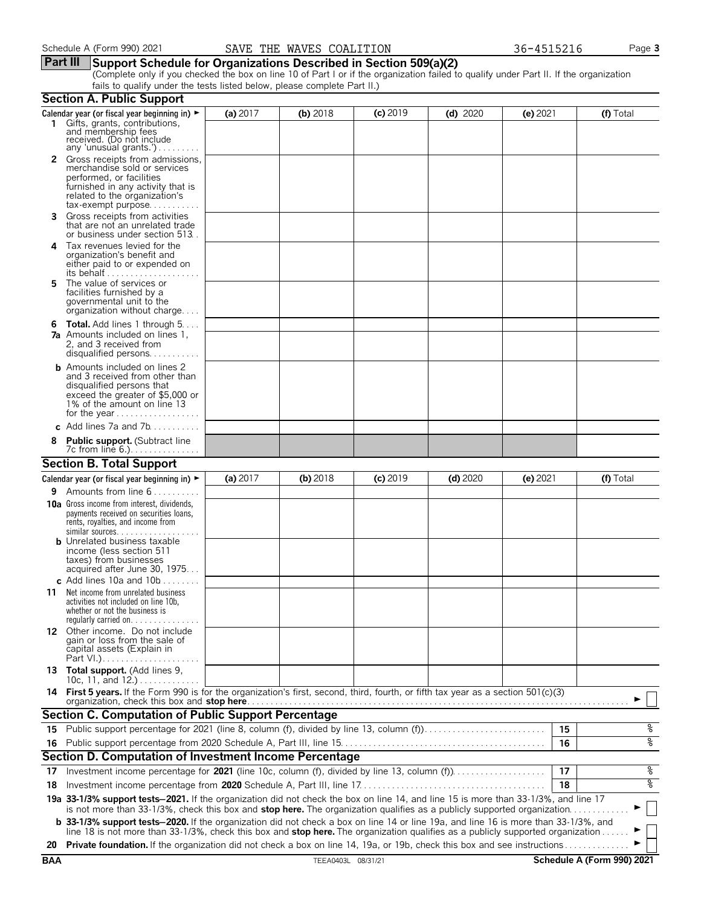Schedule A (Form 990) 2021 SAVE THE WAVES COALITION 36-4515216

## Part III Support Schedule for Organizations Described in Section 509(a)(2)

(Complete only if you checked the box on line 10 of Part I or if the organization failed to qualify under Part II. If the organization fails to qualify under the tests listed below, please complete Part II.)

### Section A. Public Support

| Calendar year (or fiscal year beginning in) ► | (a) 2017 | (b) 2018 | (c) 2019 | (d) 2020 | (e) 2021 | (f) Total |
|---|---|---|---|---|---|---|
| **1** Gifts, grants, contributions, and membership fees received. (Do not include any 'unusual grants.') | | | | | | |
| **2** Gross receipts from admissions, merchandise sold or services performed, or facilities furnished in any activity that is related to the organization's tax-exempt purpose | | | | | | |
| **3** Gross receipts from activities that are not an unrelated trade or business under section 513 | | | | | | |
| **4** Tax revenues levied for the organization's benefit and either paid to or expended on its behalf | | | | | | |
| **5** The value of services or facilities furnished by a governmental unit to the organization without charge | | | | | | |
| **6 Total.** Add lines 1 through 5 | | | | | | |
| **7a** Amounts included on lines 1, 2, and 3 received from disqualified persons | | | | | | |
| **b** Amounts included on lines 2 and 3 received from other than disqualified persons that exceed the greater of $5,000 or 1% of the amount on line 13 for the year | | | | | | |
| **c** Add lines 7a and 7b | | | | | | |
| **8 Public support.** (Subtract line 7c from line 6.) | | | | | | |

### Section B. Total Support

| Calendar year (or fiscal year beginning in) ► | (a) 2017 | (b) 2018 | (c) 2019 | (d) 2020 | (e) 2021 | (f) Total |
|---|---|---|---|---|---|---|
| **9** Amounts from line 6 | | | | | | |
| **10a** Gross income from interest, dividends, payments received on securities loans, rents, royalties, and income from similar sources | | | | | | |
| **b** Unrelated business taxable income (less section 511 taxes) from businesses acquired after June 30, 1975 | | | | | | |
| **c** Add lines 10a and 10b | | | | | | |
| **11** Net income from unrelated business activities not included on line 10b, whether or not the business is regularly carried on | | | | | | |
| **12** Other income. Do not include gain or loss from the sale of capital assets (Explain in Part VI.) | | | | | | |
| **13 Total support.** (Add lines 9, 10c, 11, and 12.) | | | | | | |

**14 First 5 years.** If the Form 990 is for the organization's first, second, third, fourth, or fifth tax year as a section 501(c)(3) organization, check this box and **stop here** ► ☐

### Section C. Computation of Public Support Percentage

| | | | |
|---|---|---|---|
| **15** | Public support percentage for 2021 (line 8, column (f), divided by line 13, column (f)) | 15 | % |
| **16** | Public support percentage from 2020 Schedule A, Part III, line 15 | 16 | % |

### Section D. Computation of Investment Income Percentage

| | | | |
|---|---|---|---|
| **17** | Investment income percentage for **2021** (line 10c, column (f), divided by line 13, column (f)) | 17 | % |
| **18** | Investment income percentage from **2020** Schedule A, Part III, line 17 | 18 | % |

**19a 33-1/3% support tests—2021.** If the organization did not check the box on line 14, and line 15 is more than 33-1/3%, and line 17 is not more than 33-1/3%, check this box and **stop here.** The organization qualifies as a publicly supported organization ► ☐

**b 33-1/3% support tests—2020.** If the organization did not check a box on line 14 or line 19a, and line 16 is more than 33-1/3%, and line 18 is not more than 33-1/3%, check this box and **stop here.** The organization qualifies as a publicly supported organization ► ☐

**20 Private foundation.** If the organization did not check a box on line 14, 19a, or 19b, check this box and see instructions ► ☐

BAA TEEA0403L 08/31/21 Schedule A (Form 990) 2021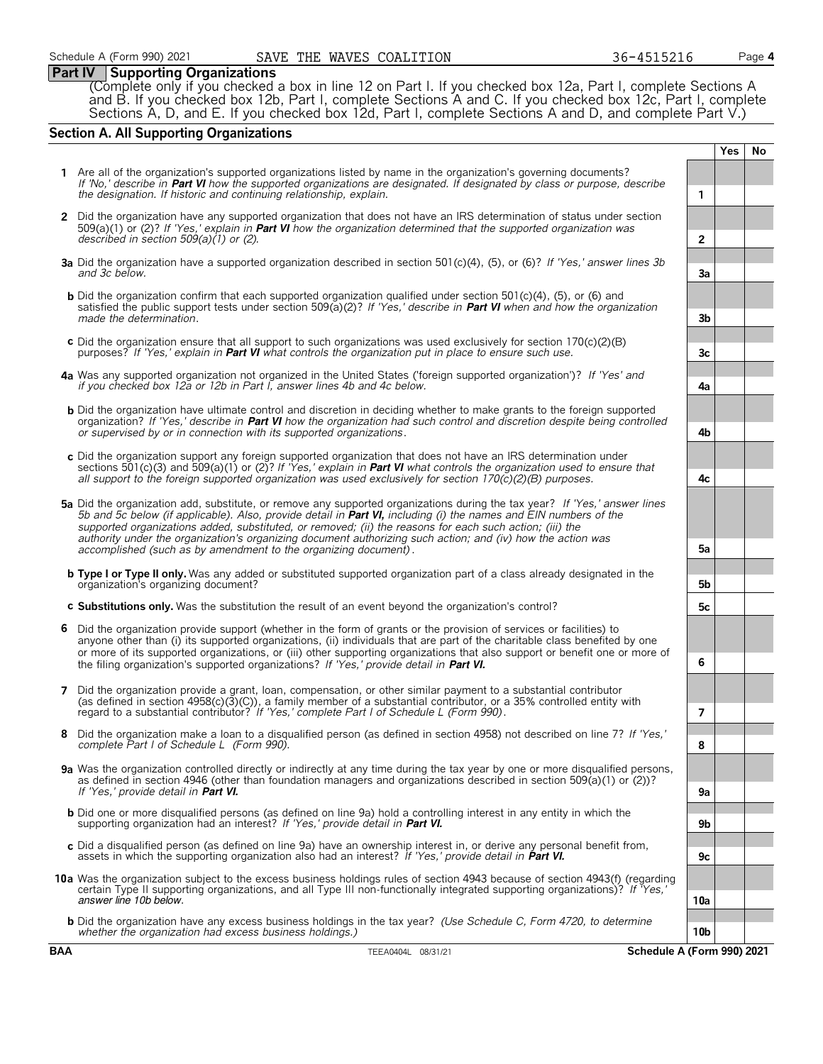## Part IV Supporting Organizations

(Complete only if you checked a box in line 12 on Part I. If you checked box 12a, Part I, complete Sections A and B. If you checked box 12b, Part I, complete Sections A and C. If you checked box 12c, Part I, complete Sections A, D, and E. If you checked box 12d, Part I, complete Sections A and D, and complete Part V.)

### Section A. All Supporting Organizations

| | | | Yes | No |
|---|---|---|---|---|
| **1** | Are all of the organization's supported organizations listed by name in the organization's governing documents? *If 'No,' describe in **Part VI** how the supported organizations are designated. If designated by class or purpose, describe the designation. If historic and continuing relationship, explain.* | 1 | | |
| **2** | Did the organization have any supported organization that does not have an IRS determination of status under section 509(a)(1) or (2)? *If 'Yes,' explain in **Part VI** how the organization determined that the supported organization was described in section 509(a)(1) or (2).* | 2 | | |
| **3a** | Did the organization have a supported organization described in section 501(c)(4), (5), or (6)? *If 'Yes,' answer lines 3b and 3c below.* | 3a | | |
| **b** | Did the organization confirm that each supported organization qualified under section 501(c)(4), (5), or (6) and satisfied the public support tests under section 509(a)(2)? *If 'Yes,' describe in **Part VI** when and how the organization made the determination.* | 3b | | |
| **c** | Did the organization ensure that all support to such organizations was used exclusively for section 170(c)(2)(B) purposes? *If 'Yes,' explain in **Part VI** what controls the organization put in place to ensure such use.* | 3c | | |
| **4a** | Was any supported organization not organized in the United States ('foreign supported organization')? *If 'Yes' and if you checked box 12a or 12b in Part I, answer lines 4b and 4c below.* | 4a | | |
| **b** | Did the organization have ultimate control and discretion in deciding whether to make grants to the foreign supported organization? *If 'Yes,' describe in **Part VI** how the organization had such control and discretion despite being controlled or supervised by or in connection with its supported organizations.* | 4b | | |
| **c** | Did the organization support any foreign supported organization that does not have an IRS determination under sections 501(c)(3) and 509(a)(1) or (2)? *If 'Yes,' explain in **Part VI** what controls the organization used to ensure that all support to the foreign supported organization was used exclusively for section 170(c)(2)(B) purposes.* | 4c | | |
| **5a** | Did the organization add, substitute, or remove any supported organizations during the tax year? *If 'Yes,' answer lines 5b and 5c below (if applicable). Also, provide detail in **Part VI,** including (i) the names and EIN numbers of the supported organizations added, substituted, or removed; (ii) the reasons for each such action; (iii) the authority under the organization's organizing document authorizing such action; and (iv) how the action was accomplished (such as by amendment to the organizing document).* | 5a | | |
| **b** | **Type I or Type II only.** Was any added or substituted supported organization part of a class already designated in the organization's organizing document? | 5b | | |
| **c** | **Substitutions only.** Was the substitution the result of an event beyond the organization's control? | 5c | | |
| **6** | Did the organization provide support (whether in the form of grants or the provision of services or facilities) to anyone other than (i) its supported organizations, (ii) individuals that are part of the charitable class benefited by one or more of its supported organizations, or (iii) other supporting organizations that also support or benefit one or more of the filing organization's supported organizations? *If 'Yes,' provide detail in **Part VI.*** | 6 | | |
| **7** | Did the organization provide a grant, loan, compensation, or other similar payment to a substantial contributor (as defined in section 4958(c)(3)(C)), a family member of a substantial contributor, or a 35% controlled entity with regard to a substantial contributor? *If 'Yes,' complete Part I of Schedule L (Form 990).* | 7 | | |
| **8** | Did the organization make a loan to a disqualified person (as defined in section 4958) not described on line 7? *If 'Yes,' complete Part I of Schedule L (Form 990).* | 8 | | |
| **9a** | Was the organization controlled directly or indirectly at any time during the tax year by one or more disqualified persons, as defined in section 4946 (other than foundation managers and organizations described in section 509(a)(1) or (2))? *If 'Yes,' provide detail in **Part VI.*** | 9a | | |
| **b** | Did one or more disqualified persons (as defined on line 9a) hold a controlling interest in any entity in which the supporting organization had an interest? *If 'Yes,' provide detail in **Part VI.*** | 9b | | |
| **c** | Did a disqualified person (as defined on line 9a) have an ownership interest in, or derive any personal benefit from, assets in which the supporting organization also had an interest? *If 'Yes,' provide detail in **Part VI.*** | 9c | | |
| **10a** | Was the organization subject to the excess business holdings rules of section 4943 because of section 4943(f) (regarding certain Type II supporting organizations, and all Type III non-functionally integrated supporting organizations)? *If 'Yes,' answer line 10b below.* | 10a | | |
| **b** | Did the organization have any excess business holdings in the tax year? *(Use Schedule C, Form 4720, to determine whether the organization had excess business holdings.)* | 10b | | |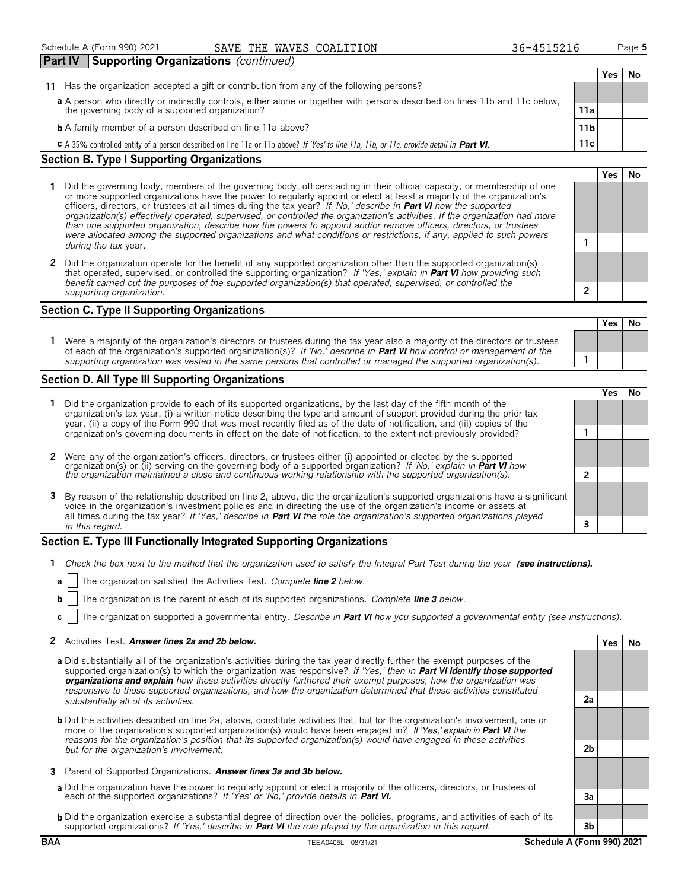## Part IV Supporting Organizations *(continued)*

| | | | Yes | No |
|---|---|---|---|---|
| **11** | Has the organization accepted a gift or contribution from any of the following persons? | | | |
| | **a** A person who directly or indirectly controls, either alone or together with persons described on lines 11b and 11c below, the governing body of a supported organization? | **11a** | | |
| | **b** A family member of a person described on line 11a above? | **11b** | | |
| | **c** A 35% controlled entity of a person described on line 11a or 11b above? *If 'Yes' to line 11a, 11b, or 11c, provide detail in* ***Part VI.*** | **11c** | | |

### Section B. Type I Supporting Organizations

| | | | Yes | No |
|---|---|---|---|---|
| **1** | Did the governing body, members of the governing body, officers acting in their official capacity, or membership of one or more supported organizations have the power to regularly appoint or elect at least a majority of the organization's officers, directors, or trustees at all times during the tax year? *If 'No,' describe in* ***Part VI*** *how the supported organization(s) effectively operated, supervised, or controlled the organization's activities. If the organization had more than one supported organization, describe how the powers to appoint and/or remove officers, directors, or trustees were allocated among the supported organizations and what conditions or restrictions, if any, applied to such powers during the tax* year. | **1** | | |
| **2** | Did the organization operate for the benefit of any supported organization other than the supported organization(s) that operated, supervised, or controlled the supporting organization? *If 'Yes,' explain in* ***Part VI*** *how providing such benefit carried out the purposes of the supported organization(s) that operated, supervised, or controlled the supporting organization.* | **2** | | |

### Section C. Type II Supporting Organizations

| | | | Yes | No |
|---|---|---|---|---|
| **1** | Were a majority of the organization's directors or trustees during the tax year also a majority of the directors or trustees of each of the organization's supported organization(s)? *If 'No,' describe in* ***Part VI*** *how control or management of the supporting organization was vested in the same persons that controlled or managed the supported organization(s).* | **1** | | |

### Section D. All Type III Supporting Organizations

| | | | Yes | No |
|---|---|---|---|---|
| **1** | Did the organization provide to each of its supported organizations, by the last day of the fifth month of the organization's tax year, (i) a written notice describing the type and amount of support provided during the prior tax year, (ii) a copy of the Form 990 that was most recently filed as of the date of notification, and (iii) copies of the organization's governing documents in effect on the date of notification, to the extent not previously provided? | **1** | | |
| **2** | Were any of the organization's officers, directors, or trustees either (i) appointed or elected by the supported organization(s) or (ii) serving on the governing body of a supported organization? *If 'No,' explain in* ***Part VI*** *how the organization maintained a close and continuous working relationship with the supported organization(s).* | **2** | | |
| **3** | By reason of the relationship described on line 2, above, did the organization's supported organizations have a significant voice in the organization's investment policies and in directing the use of the organization's income or assets at all times during the tax year? *If 'Yes,' describe in* ***Part VI*** *the role the organization's supported organizations played in this regard.* | **3** | | |

### Section E. Type III Functionally Integrated Supporting Organizations

**1** *Check the box next to the method that the organization used to satisfy the Integral Part Test during the year* ***(see instructions).***

**a** ☐ The organization satisfied the Activities Test. *Complete* ***line 2*** *below.*

**b** ☐ The organization is the parent of each of its supported organizations. *Complete* ***line 3*** *below.*

**c** ☐ The organization supported a governmental entity. *Describe in* ***Part VI*** *how you supported a governmental entity (see instructions).*

| | | | Yes | No |
|---|---|---|---|---|
| **2** | Activities Test. ***Answer lines 2a and 2b below.*** | | | |
| | **a** Did substantially all of the organization's activities during the tax year directly further the exempt purposes of the supported organization(s) to which the organization was responsive? *If 'Yes,' then in* ***Part VI identify those supported organizations and explain*** *how these activities directly furthered their exempt purposes, how the organization was responsive to those supported organizations, and how the organization determined that these activities constituted substantially all of its activities.* | **2a** | | |
| | **b** Did the activities described on line 2a, above, constitute activities that, but for the organization's involvement, one or more of the organization's supported organization(s) would have been engaged in? *If 'Yes,' explain in* ***Part VI*** *the reasons for the organization's position that its supported organization(s) would have engaged in these activities but for the organization's involvement.* | **2b** | | |
| **3** | Parent of Supported Organizations. ***Answer lines 3a and 3b below.*** | | | |
| | **a** Did the organization have the power to regularly appoint or elect a majority of the officers, directors, or trustees of each of the supported organizations? *If 'Yes' or 'No,' provide details in* ***Part VI.*** | **3a** | | |
| | **b** Did the organization exercise a substantial degree of direction over the policies, programs, and activities of each of its supported organizations? *If 'Yes,' describe in* ***Part VI*** *the role played by the organization in this regard.* | **3b** | | |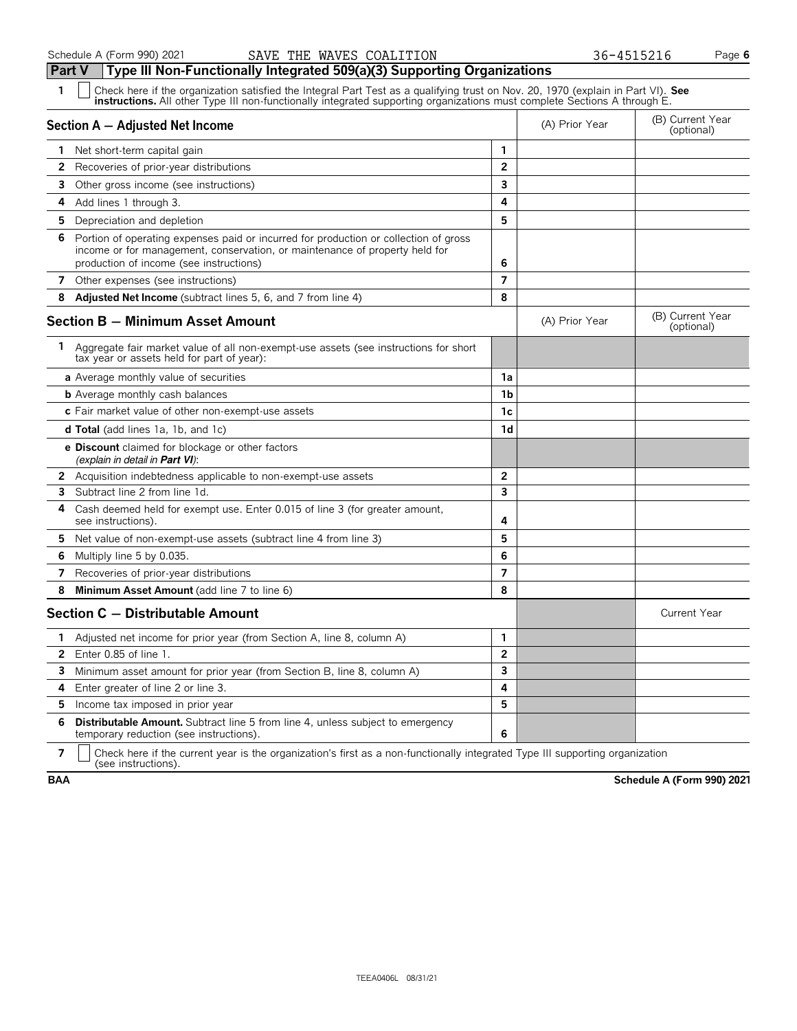Schedule A (Form 990) 2021 SAVE THE WAVES COALITION 36-4515216

## Part V Type III Non-Functionally Integrated 509(a)(3) Supporting Organizations

**1** ☐ Check here if the organization satisfied the Integral Part Test as a qualifying trust on Nov. 20, 1970 (explain in Part VI). **See instructions.** All other Type III non-functionally integrated supporting organizations must complete Sections A through E.

| **Section A — Adjusted Net Income** | | (A) Prior Year | (B) Current Year (optional) |
|---|---|---|---|
| **1** Net short-term capital gain | 1 | | |
| **2** Recoveries of prior-year distributions | 2 | | |
| **3** Other gross income (see instructions) | 3 | | |
| **4** Add lines 1 through 3. | 4 | | |
| **5** Depreciation and depletion | 5 | | |
| **6** Portion of operating expenses paid or incurred for production or collection of gross income or for management, conservation, or maintenance of property held for production of income (see instructions) | 6 | | |
| **7** Other expenses (see instructions) | 7 | | |
| **8** **Adjusted Net Income** (subtract lines 5, 6, and 7 from line 4) | 8 | | |

| **Section B — Minimum Asset Amount** | | (A) Prior Year | (B) Current Year (optional) |
|---|---|---|---|
| **1** Aggregate fair market value of all non-exempt-use assets (see instructions for short tax year or assets held for part of year): | | | |
| **a** Average monthly value of securities | 1a | | |
| **b** Average monthly cash balances | 1b | | |
| **c** Fair market value of other non-exempt-use assets | 1c | | |
| **d Total** (add lines 1a, 1b, and 1c) | 1d | | |
| **e Discount** claimed for blockage or other factors *(explain in detail in **Part VI**)*: | | | |
| **2** Acquisition indebtedness applicable to non-exempt-use assets | 2 | | |
| **3** Subtract line 2 from line 1d. | 3 | | |
| **4** Cash deemed held for exempt use. Enter 0.015 of line 3 (for greater amount, see instructions). | 4 | | |
| **5** Net value of non-exempt-use assets (subtract line 4 from line 3) | 5 | | |
| **6** Multiply line 5 by 0.035. | 6 | | |
| **7** Recoveries of prior-year distributions | 7 | | |
| **8** **Minimum Asset Amount** (add line 7 to line 6) | 8 | | |

| **Section C — Distributable Amount** | | | Current Year |
|---|---|---|---|
| **1** Adjusted net income for prior year (from Section A, line 8, column A) | 1 | | |
| **2** Enter 0.85 of line 1. | 2 | | |
| **3** Minimum asset amount for prior year (from Section B, line 8, column A) | 3 | | |
| **4** Enter greater of line 2 or line 3. | 4 | | |
| **5** Income tax imposed in prior year | 5 | | |
| **6** **Distributable Amount.** Subtract line 5 from line 4, unless subject to emergency temporary reduction (see instructions). | 6 | | |

**7** ☐ Check here if the current year is the organization's first as a non-functionally integrated Type III supporting organization (see instructions).

BAA Schedule A (Form 990) 2021

TEEA0406L 08/31/21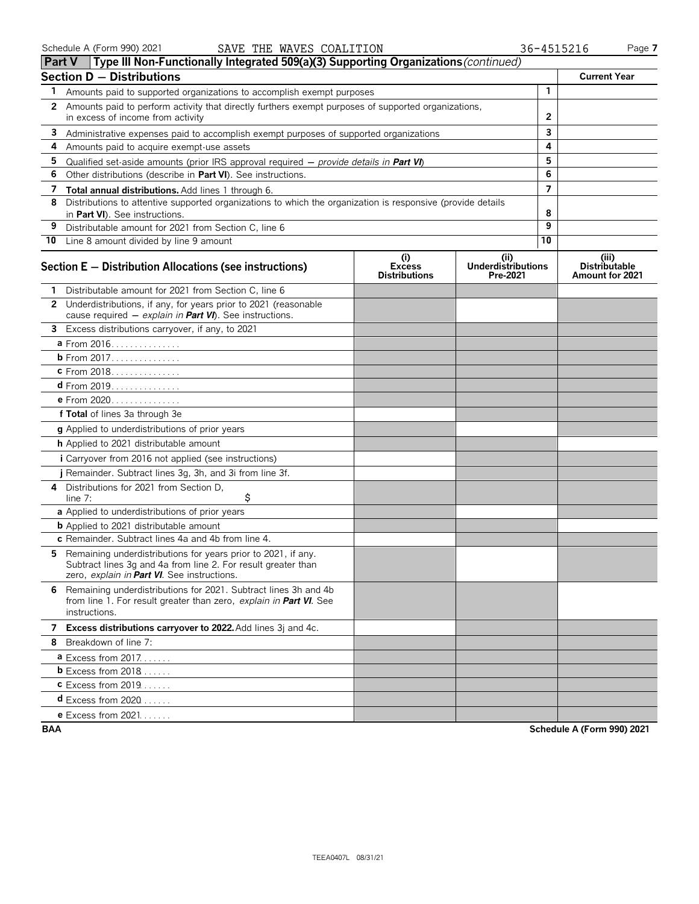Schedule A (Form 990) 2021 SAVE THE WAVES COALITION 36-4515216

## Part V Type III Non-Functionally Integrated 509(a)(3) Supporting Organizations *(continued)*

| **Section D — Distributions** | | **Current Year** |
|---|---|---|
| **1** Amounts paid to supported organizations to accomplish exempt purposes | 1 | |
| **2** Amounts paid to perform activity that directly furthers exempt purposes of supported organizations, in excess of income from activity | 2 | |
| **3** Administrative expenses paid to accomplish exempt purposes of supported organizations | 3 | |
| **4** Amounts paid to acquire exempt-use assets | 4 | |
| **5** Qualified set-aside amounts (prior IRS approval required — *provide details in **Part VI***) | 5 | |
| **6** Other distributions (describe in **Part VI**). See instructions. | 6 | |
| **7** **Total annual distributions.** Add lines 1 through 6. | 7 | |
| **8** Distributions to attentive supported organizations to which the organization is responsive (provide details in **Part VI**). See instructions. | 8 | |
| **9** Distributable amount for 2021 from Section C, line 6 | 9 | |
| **10** Line 8 amount divided by line 9 amount | 10 | |

| **Section E — Distribution Allocations (see instructions)** | **(i) Excess Distributions** | **(ii) Underdistributions Pre-2021** | **(iii) Distributable Amount for 2021** |
|---|---|---|---|
| **1** Distributable amount for 2021 from Section C, line 6 | | | |
| **2** Underdistributions, if any, for years prior to 2021 (reasonable cause required — *explain in **Part VI***). See instructions. | | | |
| **3** Excess distributions carryover, if any, to 2021 | | | |
| **a** From 2016 | | | |
| **b** From 2017 | | | |
| **c** From 2018 | | | |
| **d** From 2019 | | | |
| **e** From 2020 | | | |
| **f Total** of lines 3a through 3e | | | |
| **g** Applied to underdistributions of prior years | | | |
| **h** Applied to 2021 distributable amount | | | |
| **i** Carryover from 2016 not applied (see instructions) | | | |
| **j** Remainder. Subtract lines 3g, 3h, and 3i from line 3f. | | | |
| **4** Distributions for 2021 from Section D, line 7: $ | | | |
| **a** Applied to underdistributions of prior years | | | |
| **b** Applied to 2021 distributable amount | | | |
| **c** Remainder. Subtract lines 4a and 4b from line 4. | | | |
| **5** Remaining underdistributions for years prior to 2021, if any. Subtract lines 3g and 4a from line 2. For result greater than zero, *explain in **Part VI***. See instructions. | | | |
| **6** Remaining underdistributions for 2021. Subtract lines 3h and 4b from line 1. For result greater than zero, *explain in **Part VI***. See instructions. | | | |
| **7** **Excess distributions carryover to 2022.** Add lines 3j and 4c. | | | |
| **8** Breakdown of line 7: | | | |
| **a** Excess from 2017 | | | |
| **b** Excess from 2018 | | | |
| **c** Excess from 2019 | | | |
| **d** Excess from 2020 | | | |
| **e** Excess from 2021 | | | |

BAA Schedule A (Form 990) 2021

TEEA0407L 08/31/21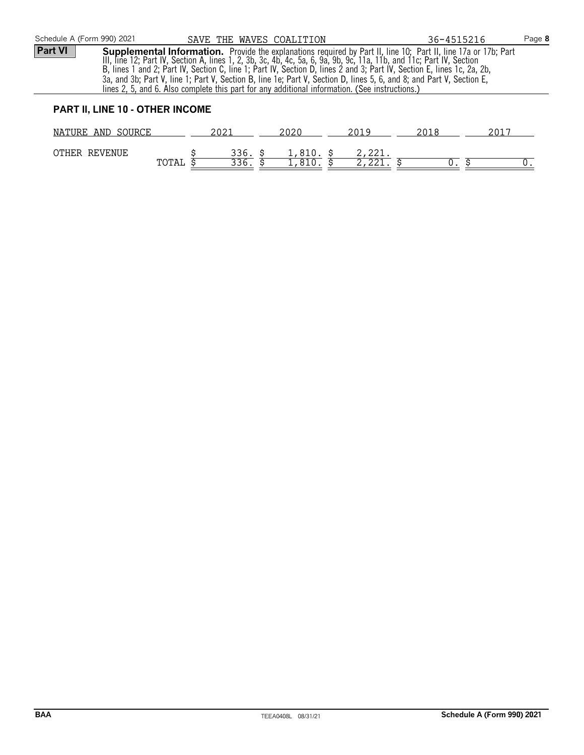Schedule A (Form 990) 2021 SAVE THE WAVES COALITION 36-4515216 Page **8**

**Part VI** **Supplemental Information.** Provide the explanations required by Part II, line 10; Part II, line 17a or 17b; Part III, line 12; Part IV, Section A, lines 1, 2, 3b, 3c, 4b, 4c, 5a, 6, 9a, 9b, 9c, 11a, 11b, and 11c; Part IV, Section B, lines 1 and 2; Part IV, Section C, line 1; Part IV, Section D, lines 2 and 3; Part IV, Section E, lines 1c, 2a, 2b, 3a, and 3b; Part V, line 1; Part V, Section B, line 1e; Part V, Section D, lines 5, 6, and 8; and Part V, Section E, lines 2, 5, and 6. Also complete this part for any additional information. (See instructions.)

**PART II, LINE 10 - OTHER INCOME**

| NATURE AND SOURCE | 2021 | 2020 | 2019 | 2018 | 2017 |
|---|---|---|---|---|---|
| OTHER REVENUE | $ 336. | $ 1,810. | $ 2,221. | | |
| TOTAL | $ 336. | $ 1,810. | $ 2,221. | $ 0. | $ 0. |

BAA TEEA0408L 08/31/21 Schedule A (Form 990) 2021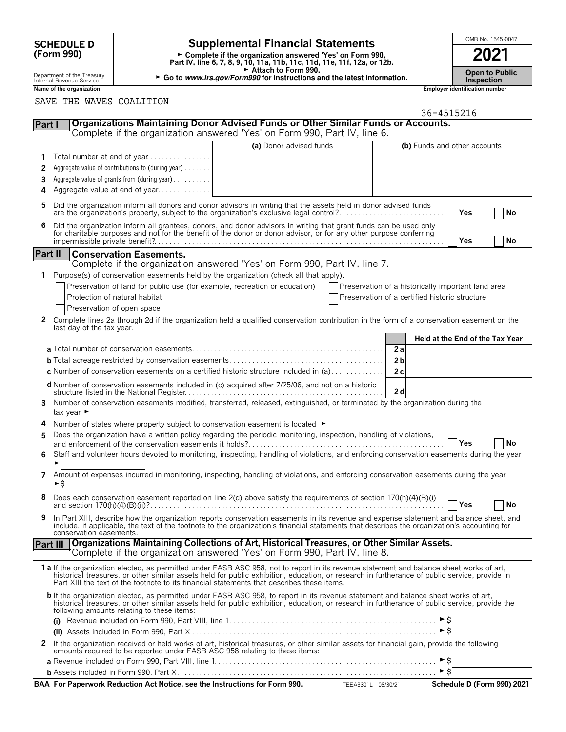**SCHEDULE D (Form 990)**

Department of the Treasury
Internal Revenue Service

# Supplemental Financial Statements

► Complete if the organization answered 'Yes' on Form 990, Part IV, line 6, 7, 8, 9, 10, 11a, 11b, 11c, 11d, 11e, 11f, 12a, or 12b.
► Attach to Form 990.
► Go to *www.irs.gov/Form990* for instructions and the latest information.

OMB No. 1545-0047

**2021**

**Open to Public Inspection**

**Name of the organization**: SAVE THE WAVES COALITION

**Employer identification number**: 36-4515216

## Part I Organizations Maintaining Donor Advised Funds or Other Similar Funds or Accounts.
Complete if the organization answered 'Yes' on Form 990, Part IV, line 6.

| | | (a) Donor advised funds | (b) Funds and other accounts |
|---|---|---|---|
| 1 | Total number at end of year | | |
| 2 | Aggregate value of contributions to (during year) | | |
| 3 | Aggregate value of grants from (during year) | | |
| 4 | Aggregate value at end of year | | |

5 Did the organization inform all donors and donor advisors in writing that the assets held in donor advised funds are the organization's property, subject to the organization's exclusive legal control? ☐ Yes ☐ No

6 Did the organization inform all grantees, donors, and donor advisors in writing that grant funds can be used only for charitable purposes and not for the benefit of the donor or donor advisor, or for any other purpose conferring impermissible private benefit? ☐ Yes ☐ No

## Part II Conservation Easements.
Complete if the organization answered 'Yes' on Form 990, Part IV, line 7.

1 Purpose(s) of conservation easements held by the organization (check all that apply).

☐ Preservation of land for public use (for example, recreation or education)
☐ Protection of natural habitat
☐ Preservation of open space
☐ Preservation of a historically important land area
☐ Preservation of a certified historic structure

2 Complete lines 2a through 2d if the organization held a qualified conservation contribution in the form of a conservation easement on the last day of the tax year.

| | | Held at the End of the Tax Year |
|---|---|---|
| **a** Total number of conservation easements | 2a | |
| **b** Total acreage restricted by conservation easements | 2b | |
| **c** Number of conservation easements on a certified historic structure included in (a) | 2c | |
| **d** Number of conservation easements included in (c) acquired after 7/25/06, and not on a historic structure listed in the National Register | 2d | |

3 Number of conservation easements modified, transferred, released, extinguished, or terminated by the organization during the tax year ►

4 Number of states where property subject to conservation easement is located ►

5 Does the organization have a written policy regarding the periodic monitoring, inspection, handling of violations, and enforcement of the conservation easements it holds? ☐ Yes ☐ No

6 Staff and volunteer hours devoted to monitoring, inspecting, handling of violations, and enforcing conservation easements during the year ►

7 Amount of expenses incurred in monitoring, inspecting, handling of violations, and enforcing conservation easements during the year ►$

8 Does each conservation easement reported on line 2(d) above satisfy the requirements of section 170(h)(4)(B)(i) and section 170(h)(4)(B)(ii)? ☐ Yes ☐ No

9 In Part XIII, describe how the organization reports conservation easements in its revenue and expense statement and balance sheet, and include, if applicable, the text of the footnote to the organization's financial statements that describes the organization's accounting for conservation easements.

## Part III Organizations Maintaining Collections of Art, Historical Treasures, or Other Similar Assets.
Complete if the organization answered 'Yes' on Form 990, Part IV, line 8.

**1a** If the organization elected, as permitted under FASB ASC 958, not to report in its revenue statement and balance sheet works of art, historical treasures, or other similar assets held for public exhibition, education, or research in furtherance of public service, provide in Part XIII the text of the footnote to its financial statements that describes these items.

**b** If the organization elected, as permitted under FASB ASC 958, to report in its revenue statement and balance sheet works of art, historical treasures, or other similar assets held for public exhibition, education, or research in furtherance of public service, provide the following amounts relating to these items:

(i) Revenue included on Form 990, Part VIII, line 1 ►$

(ii) Assets included in Form 990, Part X ►$

2 If the organization received or held works of art, historical treasures, or other similar assets for financial gain, provide the following amounts required to be reported under FASB ASC 958 relating to these items:

**a** Revenue included on Form 990, Part VIII, line 1 ►$

**b** Assets included in Form 990, Part X ►$

**BAA For Paperwork Reduction Act Notice, see the Instructions for Form 990.** TEEA3301L 08/30/21 **Schedule D (Form 990) 2021**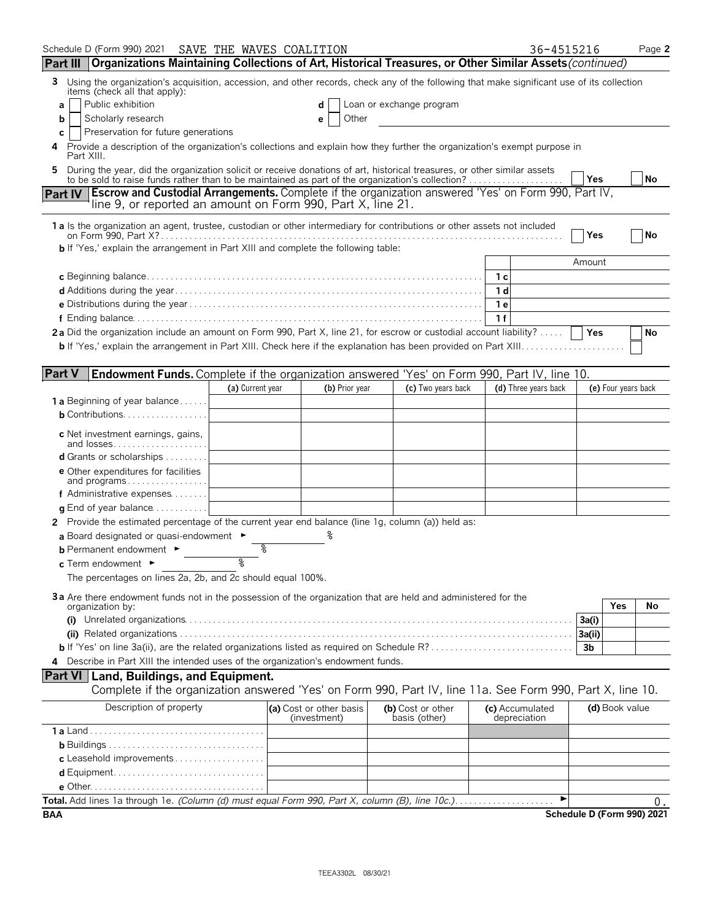Schedule D (Form 990) 2021 SAVE THE WAVES COALITION 36-4515216

## Part III Organizations Maintaining Collections of Art, Historical Treasures, or Other Similar Assets *(continued)*

**3** Using the organization's acquisition, accession, and other records, check any of the following that make significant use of its collection items (check all that apply):

- **a** [ ] Public exhibition
- **b** [ ] Scholarly research
- **c** [ ] Preservation for future generations
- **d** [ ] Loan or exchange program
- **e** [ ] Other

**4** Provide a description of the organization's collections and explain how they further the organization's exempt purpose in Part XIII.

**5** During the year, did the organization solicit or receive donations of art, historical treasures, or other similar assets to be sold to raise funds rather than to be maintained as part of the organization's collection? [ ] Yes [ ] No

## Part IV Escrow and Custodial Arrangements. 
Complete if the organization answered 'Yes' on Form 990, Part IV, line 9, or reported an amount on Form 990, Part X, line 21.

**1a** Is the organization an agent, trustee, custodian or other intermediary for contributions or other assets not included on Form 990, Part X? [ ] Yes [ ] No

**b** If 'Yes,' explain the arrangement in Part XIII and complete the following table:

| | | Amount |
|---|---|---|
| **c** Beginning balance | 1c | |
| **d** Additions during the year | 1d | |
| **e** Distributions during the year | 1e | |
| **f** Ending balance | 1f | |

**2a** Did the organization include an amount on Form 990, Part X, line 21, for escrow or custodial account liability? [ ] Yes [ ] No

**b** If 'Yes,' explain the arrangement in Part XIII. Check here if the explanation has been provided on Part XIII [ ]

## Part V Endowment Funds. 
Complete if the organization answered 'Yes' on Form 990, Part IV, line 10.

| | (a) Current year | (b) Prior year | (c) Two years back | (d) Three years back | (e) Four years back |
|---|---|---|---|---|---|
| **1a** Beginning of year balance | | | | | |
| **b** Contributions | | | | | |
| **c** Net investment earnings, gains, and losses | | | | | |
| **d** Grants or scholarships | | | | | |
| **e** Other expenditures for facilities and programs | | | | | |
| **f** Administrative expenses | | | | | |
| **g** End of year balance | | | | | |

**2** Provide the estimated percentage of the current year end balance (line 1g, column (a)) held as:

**a** Board designated or quasi-endowment ► %

**b** Permanent endowment ► %

**c** Term endowment ► %

The percentages on lines 2a, 2b, and 2c should equal 100%.

**3a** Are there endowment funds not in the possession of the organization that are held and administered for the organization by:

| | | Yes | No |
|---|---|---|---|
| **(i)** Unrelated organizations | 3a(i) | | |
| **(ii)** Related organizations | 3a(ii) | | |
| **b** If 'Yes' on line 3a(ii), are the related organizations listed as required on Schedule R? | 3b | | |

**4** Describe in Part XIII the intended uses of the organization's endowment funds.

## Part VI Land, Buildings, and Equipment.
Complete if the organization answered 'Yes' on Form 990, Part IV, line 11a. See Form 990, Part X, line 10.

| Description of property | (a) Cost or other basis (investment) | (b) Cost or other basis (other) | (c) Accumulated depreciation | (d) Book value |
|---|---|---|---|---|
| **1a** Land | | | | |
| **b** Buildings | | | | |
| **c** Leasehold improvements | | | | |
| **d** Equipment | | | | |
| **e** Other | | | | |

**Total.** Add lines 1a through 1e. *(Column (d) must equal Form 990, Part X, column (B), line 10c.)* ► 0.

BAA Schedule D (Form 990) 2021

TEEA3302L 08/30/21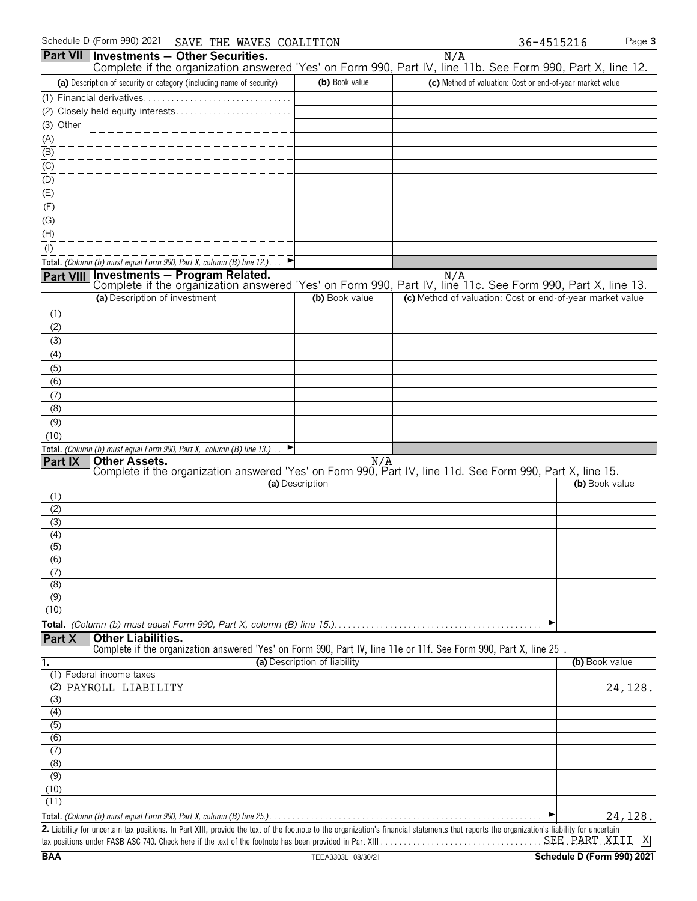Schedule D (Form 990) 2021 SAVE THE WAVES COALITION 36-4515216

## Part VII Investments — Other Securities.

N/A

Complete if the organization answered 'Yes' on Form 990, Part IV, line 11b. See Form 990, Part X, line 12.

| (a) Description of security or category (including name of security) | (b) Book value | (c) Method of valuation: Cost or end-of-year market value |
|---|---|---|
| (1) Financial derivatives | | |
| (2) Closely held equity interests | | |
| (3) Other | | |
| (A) | | |
| (B) | | |
| (C) | | |
| (D) | | |
| (E) | | |
| (F) | | |
| (G) | | |
| (H) | | |
| (I) | | |
| **Total.** *(Column (b) must equal Form 990, Part X, column (B) line 12.)* | | |

## Part VIII Investments — Program Related.

N/A

Complete if the organization answered 'Yes' on Form 990, Part IV, line 11c. See Form 990, Part X, line 13.

| (a) Description of investment | (b) Book value | (c) Method of valuation: Cost or end-of-year market value |
|---|---|---|
| (1) | | |
| (2) | | |
| (3) | | |
| (4) | | |
| (5) | | |
| (6) | | |
| (7) | | |
| (8) | | |
| (9) | | |
| (10) | | |
| **Total.** *(Column (b) must equal Form 990, Part X, column (B) line 13.)* | | |

## Part IX Other Assets.

N/A

Complete if the organization answered 'Yes' on Form 990, Part IV, line 11d. See Form 990, Part X, line 15.

| (a) Description | (b) Book value |
|---|---|
| (1) | |
| (2) | |
| (3) | |
| (4) | |
| (5) | |
| (6) | |
| (7) | |
| (8) | |
| (9) | |
| (10) | |
| **Total.** *(Column (b) must equal Form 990, Part X, column (B) line 15.)* | |

## Part X Other Liabilities.

Complete if the organization answered 'Yes' on Form 990, Part IV, line 11e or 11f. See Form 990, Part X, line 25 .

| 1. (a) Description of liability | (b) Book value |
|---|---|
| (1) Federal income taxes | |
| (2) PAYROLL LIABILITY | 24,128. |
| (3) | |
| (4) | |
| (5) | |
| (6) | |
| (7) | |
| (8) | |
| (9) | |
| (10) | |
| (11) | |
| **Total.** *(Column (b) must equal Form 990, Part X, column (B) line 25.)* | 24,128. |

**2.** Liability for uncertain tax positions. In Part XIII, provide the text of the footnote to the organization's financial statements that reports the organization's liability for uncertain tax positions under FASB ASC 740. Check here if the text of the footnote has been provided in Part XIII . . . SEE PART XIII [X]

BAA TEEA3303L 08/30/21 Schedule D (Form 990) 2021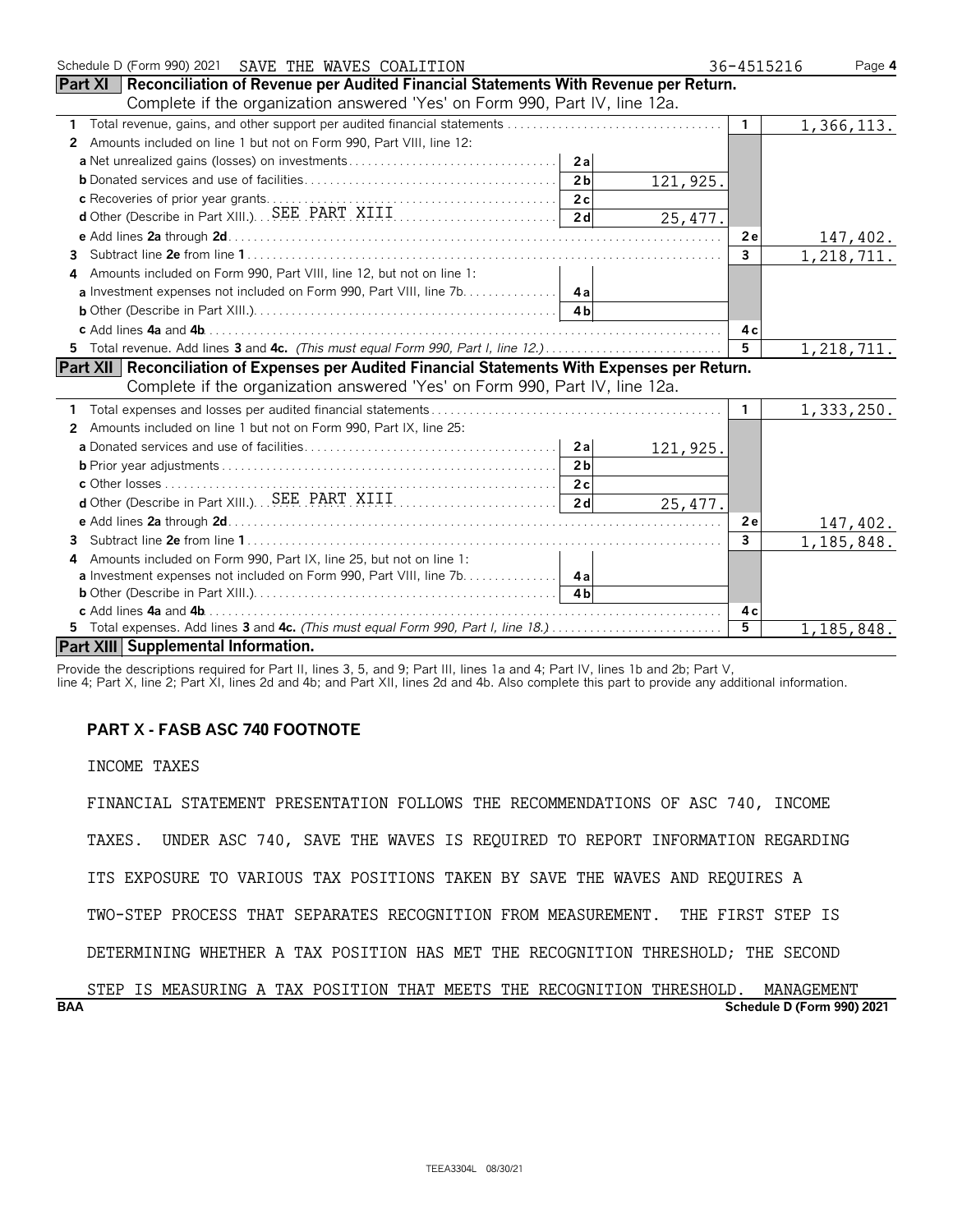Schedule D (Form 990) 2021 SAVE THE WAVES COALITION 36-4515216 Page 4

## Part XI Reconciliation of Revenue per Audited Financial Statements With Revenue per Return.

Complete if the organization answered 'Yes' on Form 990, Part IV, line 12a.

| | | | | |
|---|---|---|---|---|
| 1 Total revenue, gains, and other support per audited financial statements | | | 1 | 1,366,113. |
| 2 Amounts included on line 1 but not on Form 990, Part VIII, line 12: | | | | |
| a Net unrealized gains (losses) on investments | 2a | | | |
| b Donated services and use of facilities | 2b | 121,925. | | |
| c Recoveries of prior year grants | 2c | | | |
| d Other (Describe in Part XIII.) SEE PART XIII | 2d | 25,477. | | |
| e Add lines 2a through 2d | | | 2e | 147,402. |
| 3 Subtract line 2e from line 1 | | | 3 | 1,218,711. |
| 4 Amounts included on Form 990, Part VIII, line 12, but not on line 1: | | | | |
| a Investment expenses not included on Form 990, Part VIII, line 7b | 4a | | | |
| b Other (Describe in Part XIII.) | 4b | | | |
| c Add lines 4a and 4b | | | 4c | |
| 5 Total revenue. Add lines 3 and 4c. *(This must equal Form 990, Part I, line 12.)* | | | 5 | 1,218,711. |

## Part XII Reconciliation of Expenses per Audited Financial Statements With Expenses per Return.

Complete if the organization answered 'Yes' on Form 990, Part IV, line 12a.

| | | | | |
|---|---|---|---|---|
| 1 Total expenses and losses per audited financial statements | | | 1 | 1,333,250. |
| 2 Amounts included on line 1 but not on Form 990, Part IX, line 25: | | | | |
| a Donated services and use of facilities | 2a | 121,925. | | |
| b Prior year adjustments | 2b | | | |
| c Other losses | 2c | | | |
| d Other (Describe in Part XIII.) SEE PART XIII | 2d | 25,477. | | |
| e Add lines 2a through 2d | | | 2e | 147,402. |
| 3 Subtract line 2e from line 1 | | | 3 | 1,185,848. |
| 4 Amounts included on Form 990, Part IX, line 25, but not on line 1: | | | | |
| a Investment expenses not included on Form 990, Part VIII, line 7b | 4a | | | |
| b Other (Describe in Part XIII.) | 4b | | | |
| c Add lines 4a and 4b | | | 4c | |
| 5 Total expenses. Add lines 3 and 4c. *(This must equal Form 990, Part I, line 18.)* | | | 5 | 1,185,848. |

## Part XIII Supplemental Information.

Provide the descriptions required for Part II, lines 3, 5, and 9; Part III, lines 1a and 4; Part IV, lines 1b and 2b; Part V, line 4; Part X, line 2; Part XI, lines 2d and 4b; and Part XII, lines 2d and 4b. Also complete this part to provide any additional information.

**PART X - FASB ASC 740 FOOTNOTE**

INCOME TAXES

FINANCIAL STATEMENT PRESENTATION FOLLOWS THE RECOMMENDATIONS OF ASC 740, INCOME TAXES. UNDER ASC 740, SAVE THE WAVES IS REQUIRED TO REPORT INFORMATION REGARDING ITS EXPOSURE TO VARIOUS TAX POSITIONS TAKEN BY SAVE THE WAVES AND REQUIRES A TWO-STEP PROCESS THAT SEPARATES RECOGNITION FROM MEASUREMENT. THE FIRST STEP IS DETERMINING WHETHER A TAX POSITION HAS MET THE RECOGNITION THRESHOLD; THE SECOND STEP IS MEASURING A TAX POSITION THAT MEETS THE RECOGNITION THRESHOLD. MANAGEMENT

BAA Schedule D (Form 990) 2021

TEEA3304L 08/30/21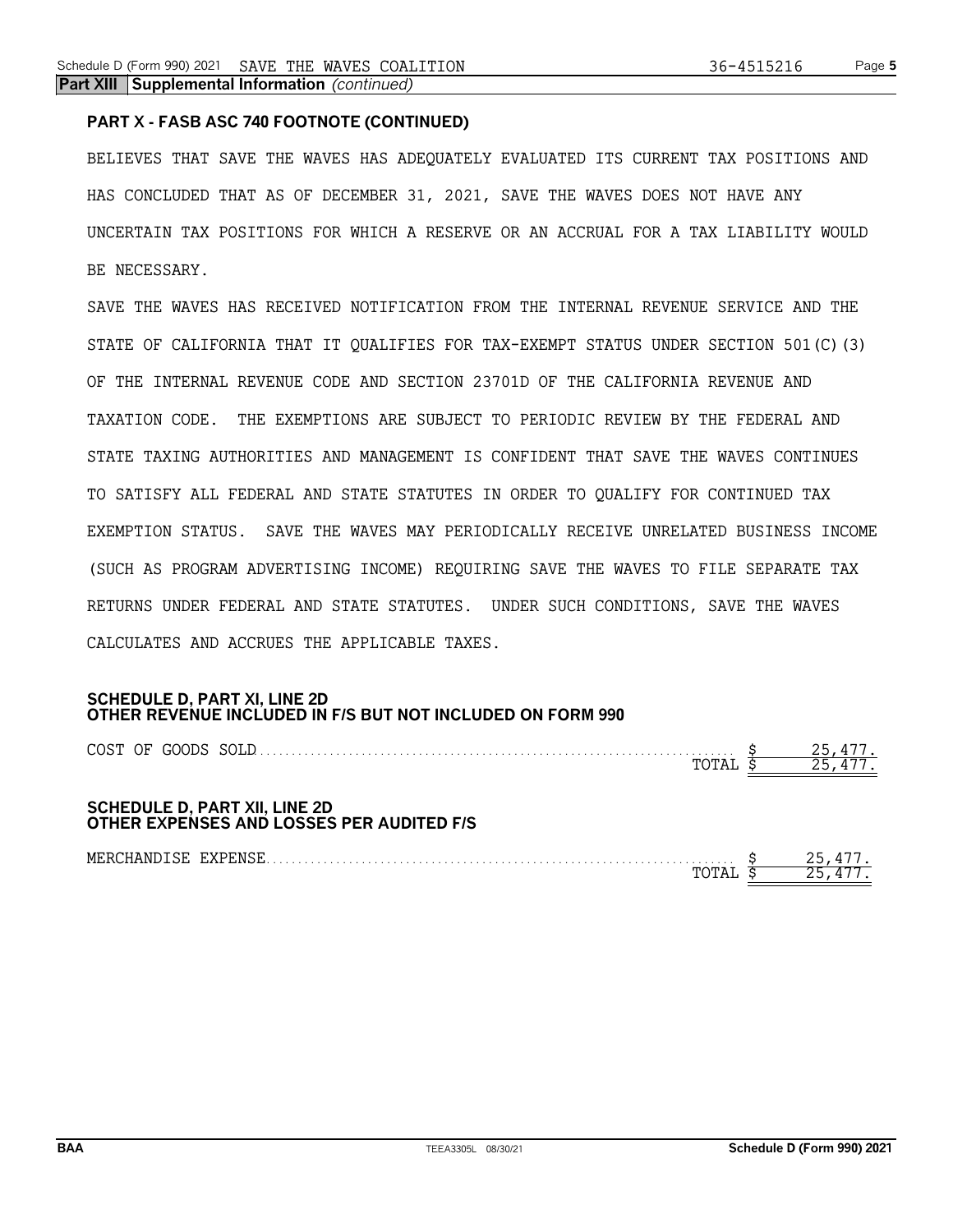**Part XIII Supplemental Information** *(continued)*

**PART X - FASB ASC 740 FOOTNOTE (CONTINUED)**

BELIEVES THAT SAVE THE WAVES HAS ADEQUATELY EVALUATED ITS CURRENT TAX POSITIONS AND HAS CONCLUDED THAT AS OF DECEMBER 31, 2021, SAVE THE WAVES DOES NOT HAVE ANY UNCERTAIN TAX POSITIONS FOR WHICH A RESERVE OR AN ACCRUAL FOR A TAX LIABILITY WOULD BE NECESSARY.

SAVE THE WAVES HAS RECEIVED NOTIFICATION FROM THE INTERNAL REVENUE SERVICE AND THE STATE OF CALIFORNIA THAT IT QUALIFIES FOR TAX-EXEMPT STATUS UNDER SECTION 501(C)(3) OF THE INTERNAL REVENUE CODE AND SECTION 23701D OF THE CALIFORNIA REVENUE AND TAXATION CODE. THE EXEMPTIONS ARE SUBJECT TO PERIODIC REVIEW BY THE FEDERAL AND STATE TAXING AUTHORITIES AND MANAGEMENT IS CONFIDENT THAT SAVE THE WAVES CONTINUES TO SATISFY ALL FEDERAL AND STATE STATUTES IN ORDER TO QUALIFY FOR CONTINUED TAX EXEMPTION STATUS. SAVE THE WAVES MAY PERIODICALLY RECEIVE UNRELATED BUSINESS INCOME (SUCH AS PROGRAM ADVERTISING INCOME) REQUIRING SAVE THE WAVES TO FILE SEPARATE TAX RETURNS UNDER FEDERAL AND STATE STATUTES. UNDER SUCH CONDITIONS, SAVE THE WAVES CALCULATES AND ACCRUES THE APPLICABLE TAXES.

**SCHEDULE D, PART XI, LINE 2D**
**OTHER REVENUE INCLUDED IN F/S BUT NOT INCLUDED ON FORM 990**

| | |
|---|---|
| COST OF GOODS SOLD | $ 25,477. |
| TOTAL | $ 25,477. |

**SCHEDULE D, PART XII, LINE 2D**
**OTHER EXPENSES AND LOSSES PER AUDITED F/S**

| | |
|---|---|
| MERCHANDISE EXPENSE | $ 25,477. |
| TOTAL | $ 25,477. |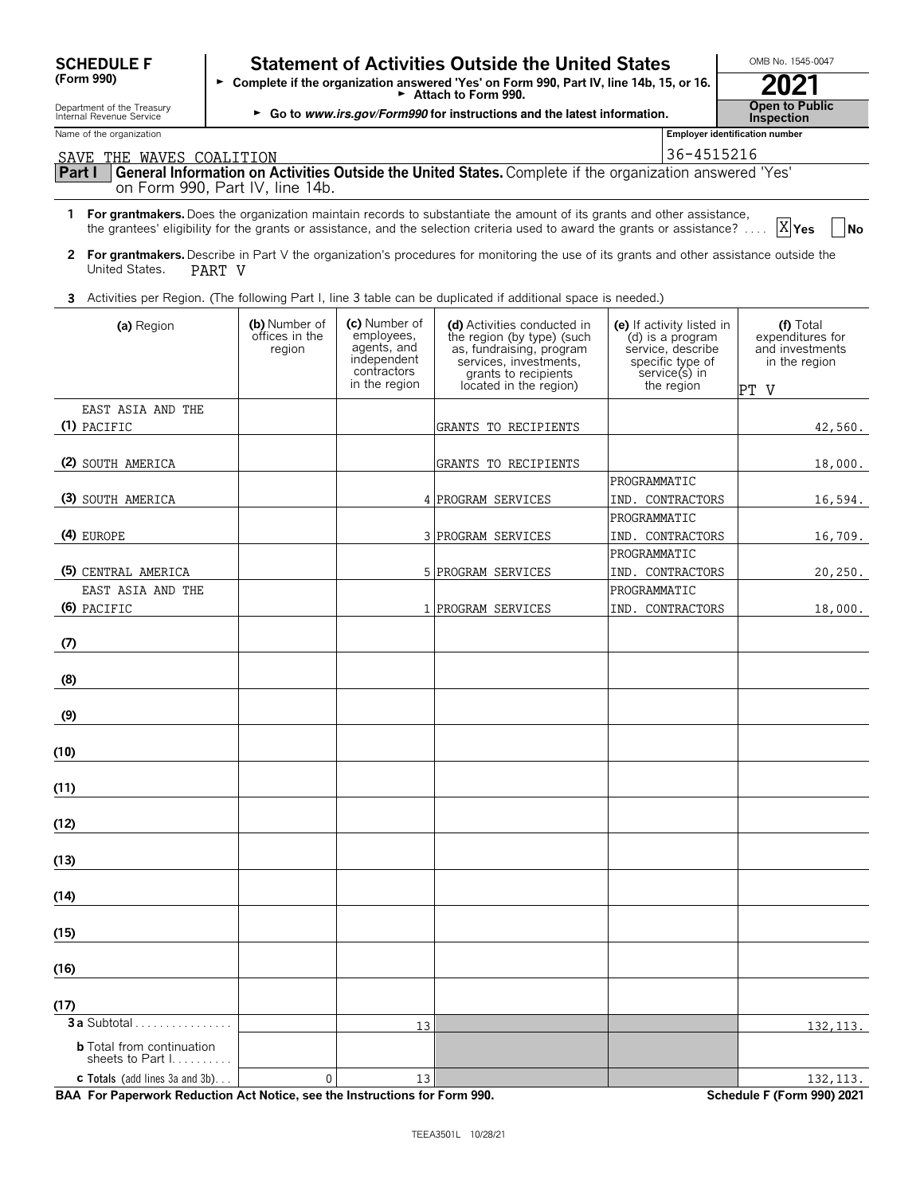**SCHEDULE F (Form 990)**

# Statement of Activities Outside the United States

► Complete if the organization answered 'Yes' on Form 990, Part IV, line 14b, 15, or 16.
► Attach to Form 990.
► Go to *www.irs.gov/Form990* for instructions and the latest information.

Department of the Treasury Internal Revenue Service

OMB No. 1545-0047

**2021**

**Open to Public Inspection**

Name of the organization: SAVE THE WAVES COALITION

Employer identification number: 36-4515216

**Part I — General Information on Activities Outside the United States.** Complete if the organization answered 'Yes' on Form 990, Part IV, line 14b.

**1 For grantmakers.** Does the organization maintain records to substantiate the amount of its grants and other assistance, the grantees' eligibility for the grants or assistance, and the selection criteria used to award the grants or assistance? .... [X] Yes [ ] No

**2 For grantmakers.** Describe in Part V the organization's procedures for monitoring the use of its grants and other assistance outside the United States. PART V

**3** Activities per Region. (The following Part I, line 3 table can be duplicated if additional space is needed.)

| (a) Region | (b) Number of offices in the region | (c) Number of employees, agents, and independent contractors in the region | (d) Activities conducted in the region (by type) (such as, fundraising, program services, investments, grants to recipients located in the region) | (e) If activity listed in (d) is a program service, describe specific type of service(s) in the region | (f) Total expenditures for and investments in the region PT V |
|---|---|---|---|---|---|
| (1) EAST ASIA AND THE PACIFIC | | | GRANTS TO RECIPIENTS | | 42,560. |
| (2) SOUTH AMERICA | | | GRANTS TO RECIPIENTS | | 18,000. |
| (3) SOUTH AMERICA | | 4 | PROGRAM SERVICES | PROGRAMMATIC IND. CONTRACTORS | 16,594. |
| (4) EUROPE | | 3 | PROGRAM SERVICES | PROGRAMMATIC IND. CONTRACTORS | 16,709. |
| (5) CENTRAL AMERICA | | 5 | PROGRAM SERVICES | PROGRAMMATIC IND. CONTRACTORS | 20,250. |
| (6) EAST ASIA AND THE PACIFIC | | 1 | PROGRAM SERVICES | PROGRAMMATIC IND. CONTRACTORS | 18,000. |
| (7) | | | | | |
| (8) | | | | | |
| (9) | | | | | |
| (10) | | | | | |
| (11) | | | | | |
| (12) | | | | | |
| (13) | | | | | |
| (14) | | | | | |
| (15) | | | | | |
| (16) | | | | | |
| (17) | | | | | |
| **3a** Subtotal | | 13 | | | 132,113. |
| **b** Total from continuation sheets to Part I | | | | | |
| **c Totals** (add lines 3a and 3b) | 0 | 13 | | | 132,113. |

**BAA For Paperwork Reduction Act Notice, see the Instructions for Form 990.** **Schedule F (Form 990) 2021**

TEEA3501L 10/28/21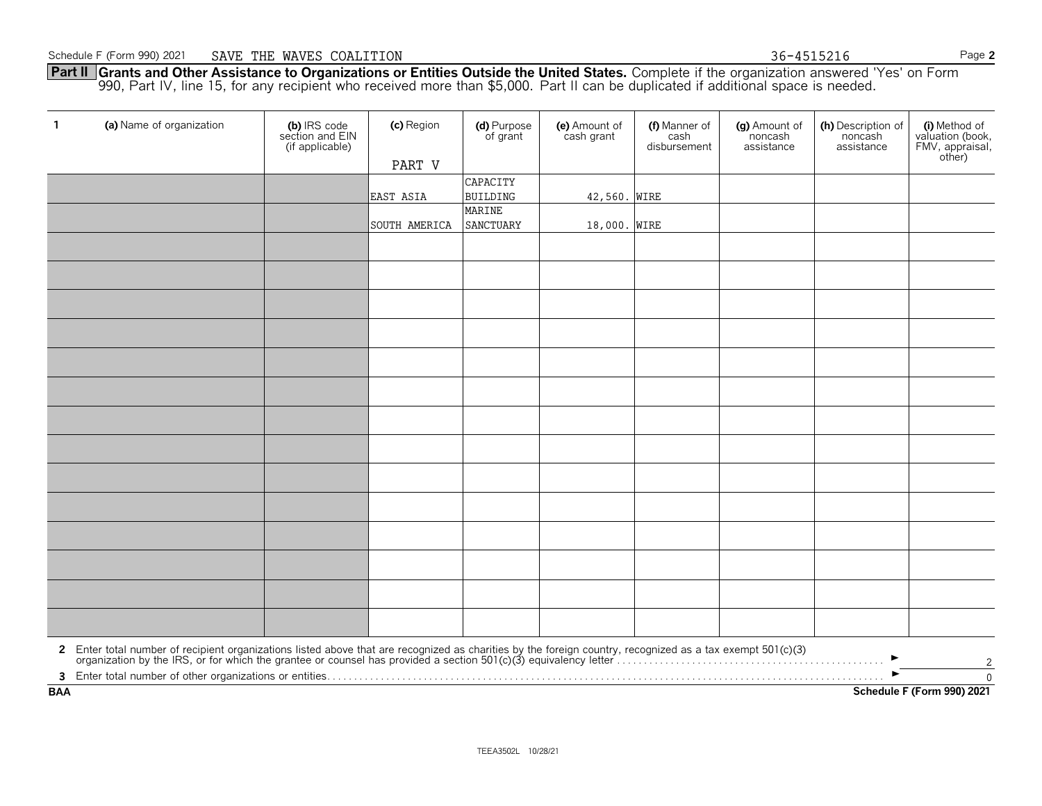Schedule F (Form 990) 2021 SAVE THE WAVES COALITION 36-4515216 Page **2**

**Part II** **Grants and Other Assistance to Organizations or Entities Outside the United States.** Complete if the organization answered 'Yes' on Form 990, Part IV, line 15, for any recipient who received more than $5,000. Part II can be duplicated if additional space is needed.

| 1 (a) Name of organization | (b) IRS code section and EIN (if applicable) | (c) Region | (d) Purpose of grant | (e) Amount of cash grant | (f) Manner of cash disbursement | (g) Amount of noncash assistance | (h) Description of noncash assistance | (i) Method of valuation (book, FMV, appraisal, other) |
|---|---|---|---|---|---|---|---|---|
| | | PART V | | | | | | |
| | | EAST ASIA | CAPACITY BUILDING | 42,560. | WIRE | | | |
| | | SOUTH AMERICA | MARINE SANCTUARY | 18,000. | WIRE | | | |
| | | | | | | | | |
| | | | | | | | | |
| | | | | | | | | |
| | | | | | | | | |
| | | | | | | | | |
| | | | | | | | | |
| | | | | | | | | |
| | | | | | | | | |
| | | | | | | | | |
| | | | | | | | | |
| | | | | | | | | |
| | | | | | | | | |
| | | | | | | | | |

**2** Enter total number of recipient organizations listed above that are recognized as charities by the foreign country, recognized as a tax exempt 501(c)(3) organization by the IRS, or for which the grantee or counsel has provided a section 501(c)(3) equivalency letter ► 2

**3** Enter total number of other organizations or entities ► 0

**BAA** **Schedule F (Form 990) 2021**

TEEA3502L 10/28/21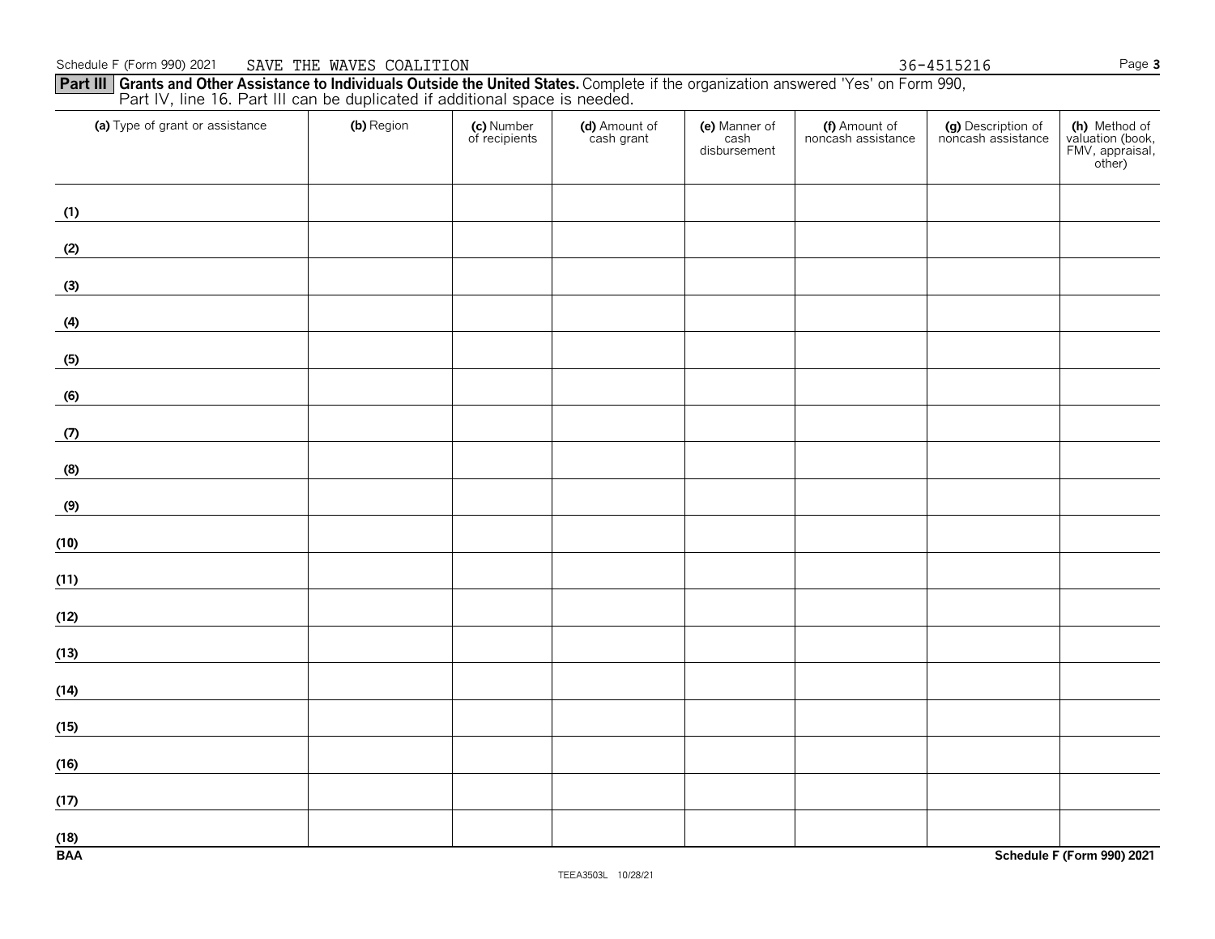Schedule F (Form 990) 2021 SAVE THE WAVES COALITION 36-4515216

**Part III Grants and Other Assistance to Individuals Outside the United States.** Complete if the organization answered 'Yes' on Form 990, Part IV, line 16. Part III can be duplicated if additional space is needed.

| (a) Type of grant or assistance | (b) Region | (c) Number of recipients | (d) Amount of cash grant | (e) Manner of cash disbursement | (f) Amount of noncash assistance | (g) Description of noncash assistance | (h) Method of valuation (book, FMV, appraisal, other) |
|---|---|---|---|---|---|---|---|
| (1) | | | | | | | |
| (2) | | | | | | | |
| (3) | | | | | | | |
| (4) | | | | | | | |
| (5) | | | | | | | |
| (6) | | | | | | | |
| (7) | | | | | | | |
| (8) | | | | | | | |
| (9) | | | | | | | |
| (10) | | | | | | | |
| (11) | | | | | | | |
| (12) | | | | | | | |
| (13) | | | | | | | |
| (14) | | | | | | | |
| (15) | | | | | | | |
| (16) | | | | | | | |
| (17) | | | | | | | |
| (18) | | | | | | | |

BAA Schedule F (Form 990) 2021

TEEA3503L 10/28/21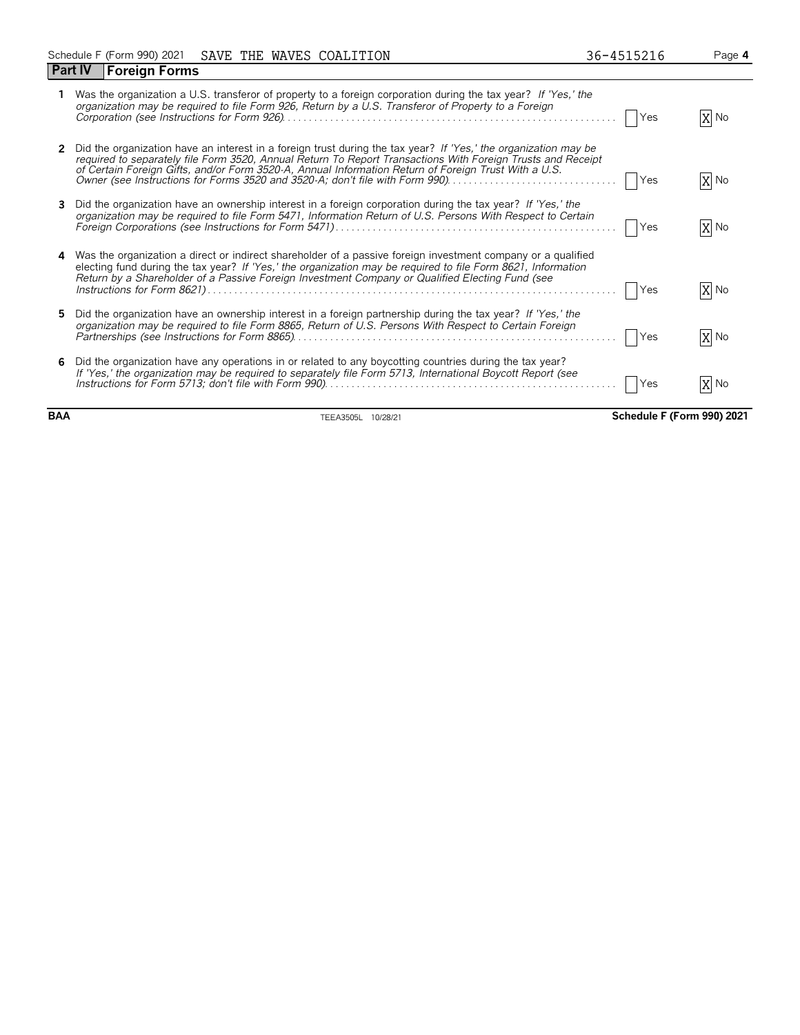Schedule F (Form 990) 2021 SAVE THE WAVES COALITION 36-4515216

## Part IV Foreign Forms

| | | Yes | No |
|---|---|---|---|
| **1** | Was the organization a U.S. transferor of property to a foreign corporation during the tax year? *If 'Yes,' the organization may be required to file Form 926, Return by a U.S. Transferor of Property to a Foreign Corporation (see Instructions for Form 926)* | | X |
| **2** | Did the organization have an interest in a foreign trust during the tax year? *If 'Yes,' the organization may be required to separately file Form 3520, Annual Return To Report Transactions With Foreign Trusts and Receipt of Certain Foreign Gifts, and/or Form 3520-A, Annual Information Return of Foreign Trust With a U.S. Owner (see Instructions for Forms 3520 and 3520-A; don't file with Form 990)* | | X |
| **3** | Did the organization have an ownership interest in a foreign corporation during the tax year? *If 'Yes,' the organization may be required to file Form 5471, Information Return of U.S. Persons With Respect to Certain Foreign Corporations (see Instructions for Form 5471)* | | X |
| **4** | Was the organization a direct or indirect shareholder of a passive foreign investment company or a qualified electing fund during the tax year? *If 'Yes,' the organization may be required to file Form 8621, Information Return by a Shareholder of a Passive Foreign Investment Company or Qualified Electing Fund (see Instructions for Form 8621)* | | X |
| **5** | Did the organization have an ownership interest in a foreign partnership during the tax year? *If 'Yes,' the organization may be required to file Form 8865, Return of U.S. Persons With Respect to Certain Foreign Partnerships (see Instructions for Form 8865)* | | X |
| **6** | Did the organization have any operations in or related to any boycotting countries during the tax year? *If 'Yes,' the organization may be required to separately file Form 5713, International Boycott Report (see Instructions for Form 5713; don't file with Form 990)* | | X |

BAA TEEA3505L 10/28/21 **Schedule F (Form 990) 2021**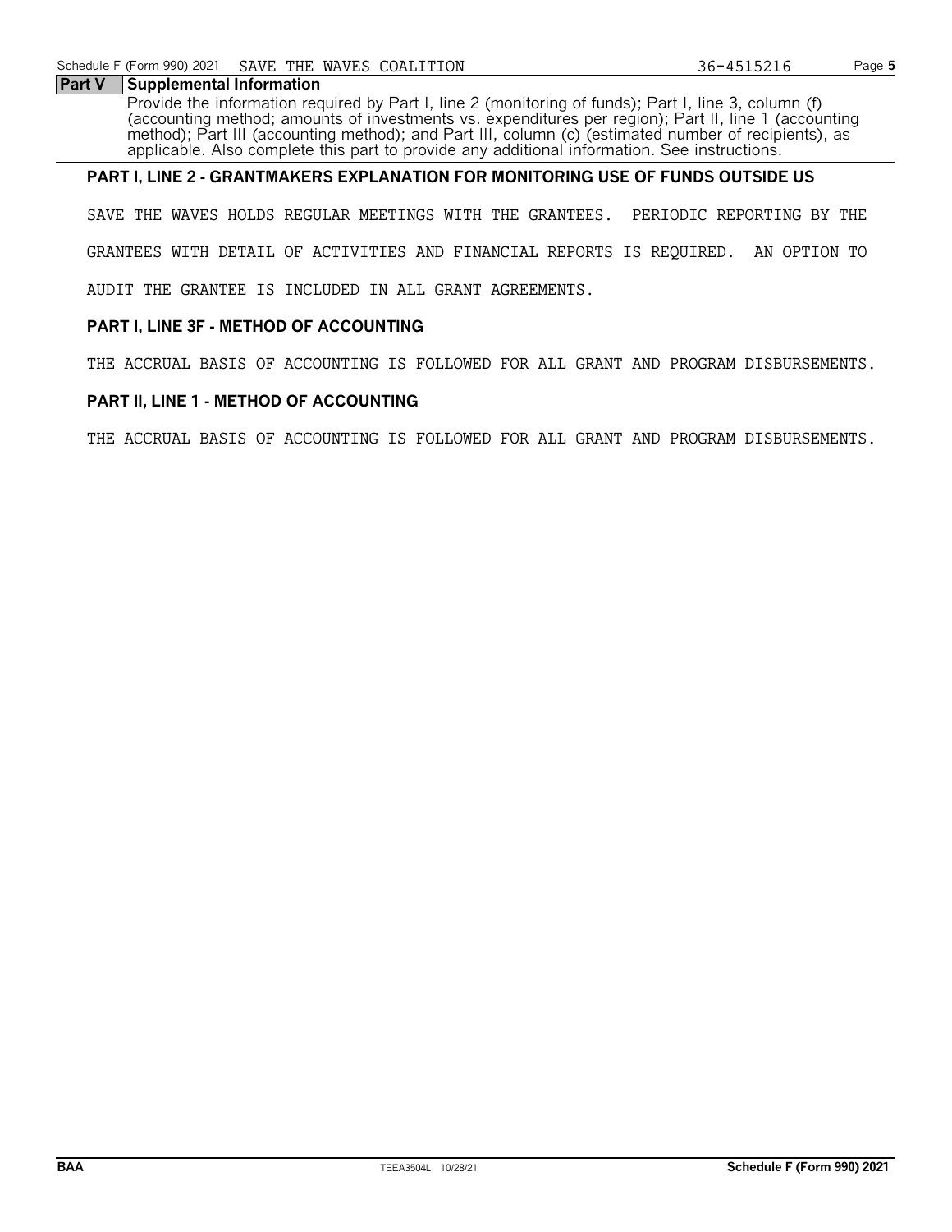## Part V Supplemental Information

Provide the information required by Part I, line 2 (monitoring of funds); Part I, line 3, column (f) (accounting method; amounts of investments vs. expenditures per region); Part II, line 1 (accounting method); Part III (accounting method); and Part III, column (c) (estimated number of recipients), as applicable. Also complete this part to provide any additional information. See instructions.

**PART I, LINE 2 - GRANTMAKERS EXPLANATION FOR MONITORING USE OF FUNDS OUTSIDE US**

SAVE THE WAVES HOLDS REGULAR MEETINGS WITH THE GRANTEES. PERIODIC REPORTING BY THE GRANTEES WITH DETAIL OF ACTIVITIES AND FINANCIAL REPORTS IS REQUIRED. AN OPTION TO AUDIT THE GRANTEE IS INCLUDED IN ALL GRANT AGREEMENTS.

**PART I, LINE 3F - METHOD OF ACCOUNTING**

THE ACCRUAL BASIS OF ACCOUNTING IS FOLLOWED FOR ALL GRANT AND PROGRAM DISBURSEMENTS.

**PART II, LINE 1 - METHOD OF ACCOUNTING**

THE ACCRUAL BASIS OF ACCOUNTING IS FOLLOWED FOR ALL GRANT AND PROGRAM DISBURSEMENTS.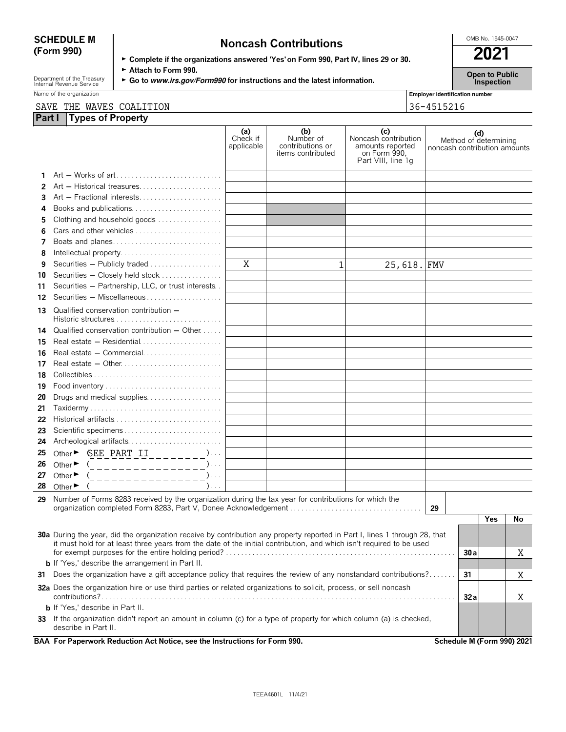# SCHEDULE M (Form 990)

## Noncash Contributions

OMB No. 1545-0047

**2021**

**Open to Public Inspection**

- ► **Complete if the organizations answered 'Yes' on Form 990, Part IV, lines 29 or 30.**
- ► **Attach to Form 990.**
- ► **Go to *www.irs.gov/Form990* for instructions and the latest information.**

Department of the Treasury Internal Revenue Service

Name of the organization: SAVE THE WAVES COALITION

Employer identification number: 36-4515216

## Part I Types of Property

| | | (a) Check if applicable | (b) Number of contributions or items contributed | (c) Noncash contribution amounts reported on Form 990, Part VIII, line 1g | (d) Method of determining noncash contribution amounts |
|---|---|---|---|---|---|
| 1 | Art — Works of art | | | | |
| 2 | Art — Historical treasures | | | | |
| 3 | Art — Fractional interests | | | | |
| 4 | Books and publications | | | | |
| 5 | Clothing and household goods | | | | |
| 6 | Cars and other vehicles | | | | |
| 7 | Boats and planes | | | | |
| 8 | Intellectual property | | | | |
| 9 | Securities — Publicly traded | X | 1 | 25,618. | FMV |
| 10 | Securities — Closely held stock | | | | |
| 11 | Securities — Partnership, LLC, or trust interests | | | | |
| 12 | Securities — Miscellaneous | | | | |
| 13 | Qualified conservation contribution — Historic structures | | | | |
| 14 | Qualified conservation contribution — Other | | | | |
| 15 | Real estate — Residential | | | | |
| 16 | Real estate — Commercial | | | | |
| 17 | Real estate — Other | | | | |
| 18 | Collectibles | | | | |
| 19 | Food inventory | | | | |
| 20 | Drugs and medical supplies | | | | |
| 21 | Taxidermy | | | | |
| 22 | Historical artifacts | | | | |
| 23 | Scientific specimens | | | | |
| 24 | Archeological artifacts | | | | |
| 25 | Other ► (SEE PART II) | | | | |
| 26 | Other ► ( ) | | | | |
| 27 | Other ► ( ) | | | | |
| 28 | Other ► ( ) | | | | |

**29** Number of Forms 8283 received by the organization during the tax year for contributions for which the organization completed Form 8283, Part V, Donee Acknowledgement ..... **29**

| | | | Yes | No |
|---|---|---|---|---|
| **30a** | During the year, did the organization receive by contribution any property reported in Part I, lines 1 through 28, that it must hold for at least three years from the date of the initial contribution, and which isn't required to be used for exempt purposes for the entire holding period? | 30a | | X |
| **b** | If 'Yes,' describe the arrangement in Part II. | | | |
| **31** | Does the organization have a gift acceptance policy that requires the review of any nonstandard contributions? | 31 | | X |
| **32a** | Does the organization hire or use third parties or related organizations to solicit, process, or sell noncash contributions? | 32a | | X |
| **b** | If 'Yes,' describe in Part II. | | | |
| **33** | If the organization didn't report an amount in column (c) for a type of property for which column (a) is checked, describe in Part II. | | | |

**BAA For Paperwork Reduction Act Notice, see the Instructions for Form 990.** **Schedule M (Form 990) 2021**

TEEA4601L 11/4/21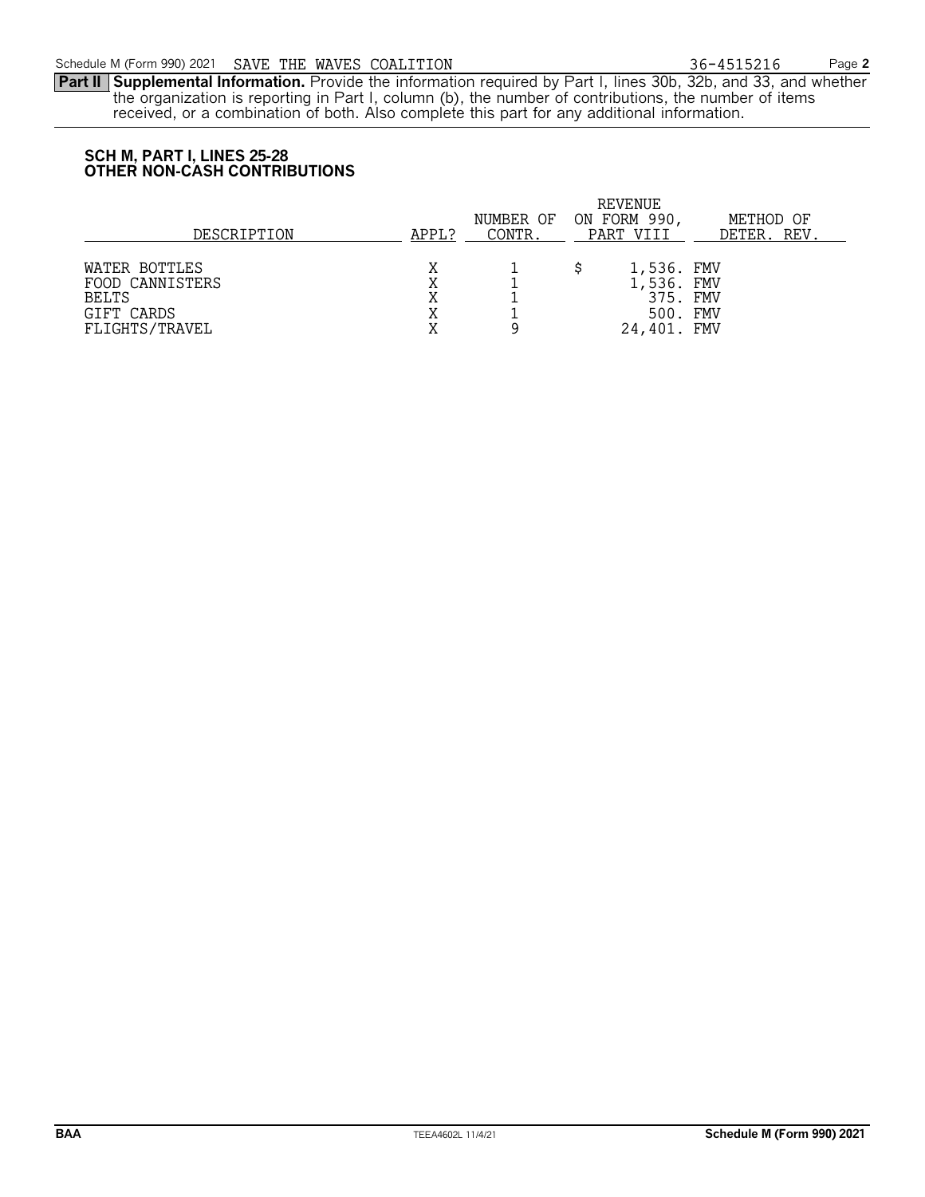Schedule M (Form 990) 2021 SAVE THE WAVES COALITION 36-4515216

**Part II Supplemental Information.** Provide the information required by Part I, lines 30b, 32b, and 33, and whether the organization is reporting in Part I, column (b), the number of contributions, the number of items received, or a combination of both. Also complete this part for any additional information.

**SCH M, PART I, LINES 25-28**
**OTHER NON-CASH CONTRIBUTIONS**

| DESCRIPTION | APPL? | NUMBER OF CONTR. | REVENUE ON FORM 990, PART VIII | METHOD OF DETER. REV. |
|---|---|---|---|---|
| WATER BOTTLES | X | 1 | $ 1,536. | FMV |
| FOOD CANNISTERS | X | 1 | 1,536. | FMV |
| BELTS | X | 1 | 375. | FMV |
| GIFT CARDS | X | 1 | 500. | FMV |
| FLIGHTS/TRAVEL | X | 9 | 24,401. | FMV |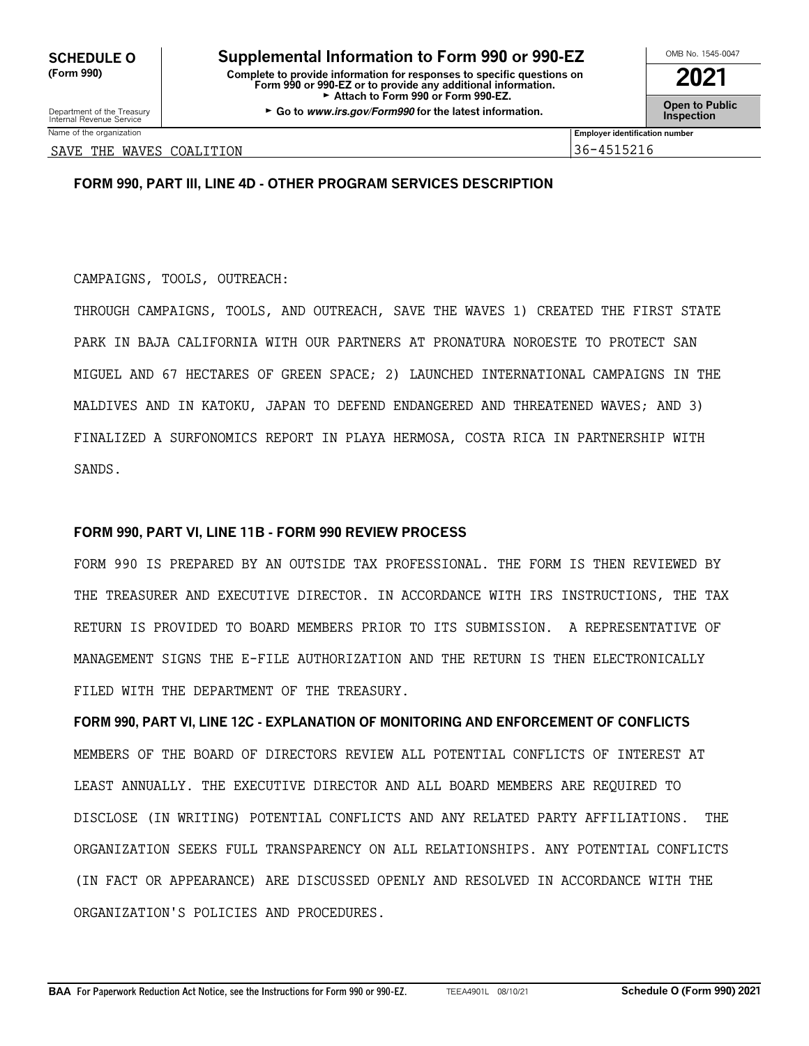**SCHEDULE O (Form 990)**

# Supplemental Information to Form 990 or 990-EZ

**Complete to provide information for responses to specific questions on Form 990 or 990-EZ or to provide any additional information.**
► **Attach to Form 990 or Form 990-EZ.**
► **Go to *www.irs.gov/Form990* for the latest information.**

OMB No. 1545-0047

**2021**

**Open to Public Inspection**

Department of the Treasury
Internal Revenue Service

| Name of the organization | Employer identification number |
|---|---|
| SAVE THE WAVES COALITION | 36-4515216 |

### FORM 990, PART III, LINE 4D - OTHER PROGRAM SERVICES DESCRIPTION

CAMPAIGNS, TOOLS, OUTREACH:

THROUGH CAMPAIGNS, TOOLS, AND OUTREACH, SAVE THE WAVES 1) CREATED THE FIRST STATE PARK IN BAJA CALIFORNIA WITH OUR PARTNERS AT PRONATURA NOROESTE TO PROTECT SAN MIGUEL AND 67 HECTARES OF GREEN SPACE; 2) LAUNCHED INTERNATIONAL CAMPAIGNS IN THE MALDIVES AND IN KATOKU, JAPAN TO DEFEND ENDANGERED AND THREATENED WAVES; AND 3) FINALIZED A SURFONOMICS REPORT IN PLAYA HERMOSA, COSTA RICA IN PARTNERSHIP WITH SANDS.

### FORM 990, PART VI, LINE 11B - FORM 990 REVIEW PROCESS

FORM 990 IS PREPARED BY AN OUTSIDE TAX PROFESSIONAL. THE FORM IS THEN REVIEWED BY THE TREASURER AND EXECUTIVE DIRECTOR. IN ACCORDANCE WITH IRS INSTRUCTIONS, THE TAX RETURN IS PROVIDED TO BOARD MEMBERS PRIOR TO ITS SUBMISSION. A REPRESENTATIVE OF MANAGEMENT SIGNS THE E-FILE AUTHORIZATION AND THE RETURN IS THEN ELECTRONICALLY FILED WITH THE DEPARTMENT OF THE TREASURY.

### FORM 990, PART VI, LINE 12C - EXPLANATION OF MONITORING AND ENFORCEMENT OF CONFLICTS

MEMBERS OF THE BOARD OF DIRECTORS REVIEW ALL POTENTIAL CONFLICTS OF INTEREST AT LEAST ANNUALLY. THE EXECUTIVE DIRECTOR AND ALL BOARD MEMBERS ARE REQUIRED TO DISCLOSE (IN WRITING) POTENTIAL CONFLICTS AND ANY RELATED PARTY AFFILIATIONS. THE ORGANIZATION SEEKS FULL TRANSPARENCY ON ALL RELATIONSHIPS. ANY POTENTIAL CONFLICTS (IN FACT OR APPEARANCE) ARE DISCUSSED OPENLY AND RESOLVED IN ACCORDANCE WITH THE ORGANIZATION'S POLICIES AND PROCEDURES.

**BAA For Paperwork Reduction Act Notice, see the Instructions for Form 990 or 990-EZ.** TEEA4901L 08/10/21 **Schedule O (Form 990) 2021**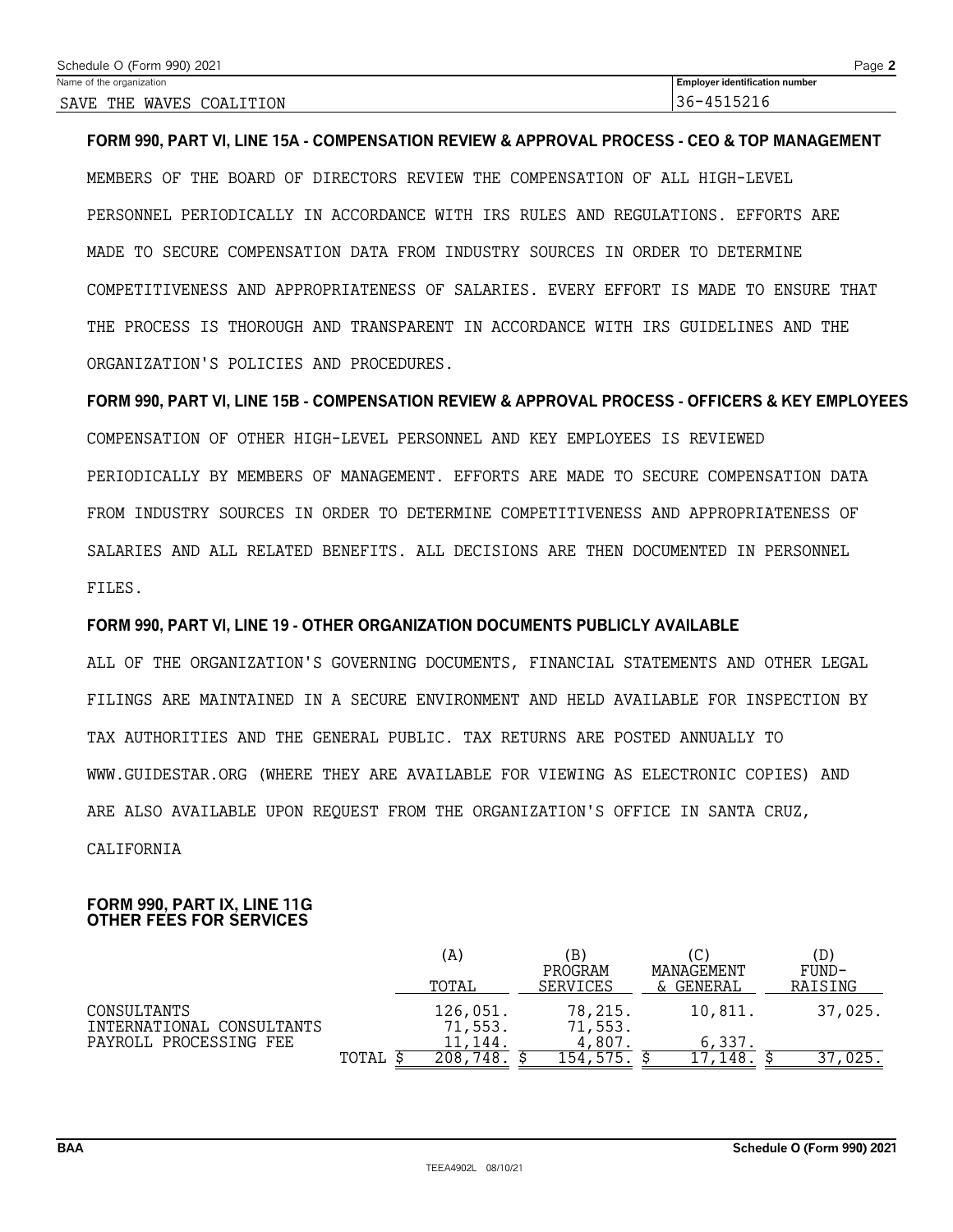Name of the organization: SAVE THE WAVES COALITION

Employer identification number: 36-4515216

**FORM 990, PART VI, LINE 15A - COMPENSATION REVIEW & APPROVAL PROCESS - CEO & TOP MANAGEMENT**

MEMBERS OF THE BOARD OF DIRECTORS REVIEW THE COMPENSATION OF ALL HIGH-LEVEL PERSONNEL PERIODICALLY IN ACCORDANCE WITH IRS RULES AND REGULATIONS. EFFORTS ARE MADE TO SECURE COMPENSATION DATA FROM INDUSTRY SOURCES IN ORDER TO DETERMINE COMPETITIVENESS AND APPROPRIATENESS OF SALARIES. EVERY EFFORT IS MADE TO ENSURE THAT THE PROCESS IS THOROUGH AND TRANSPARENT IN ACCORDANCE WITH IRS GUIDELINES AND THE ORGANIZATION'S POLICIES AND PROCEDURES.

**FORM 990, PART VI, LINE 15B - COMPENSATION REVIEW & APPROVAL PROCESS - OFFICERS & KEY EMPLOYEES**

COMPENSATION OF OTHER HIGH-LEVEL PERSONNEL AND KEY EMPLOYEES IS REVIEWED PERIODICALLY BY MEMBERS OF MANAGEMENT. EFFORTS ARE MADE TO SECURE COMPENSATION DATA FROM INDUSTRY SOURCES IN ORDER TO DETERMINE COMPETITIVENESS AND APPROPRIATENESS OF SALARIES AND ALL RELATED BENEFITS. ALL DECISIONS ARE THEN DOCUMENTED IN PERSONNEL FILES.

**FORM 990, PART VI, LINE 19 - OTHER ORGANIZATION DOCUMENTS PUBLICLY AVAILABLE**

ALL OF THE ORGANIZATION'S GOVERNING DOCUMENTS, FINANCIAL STATEMENTS AND OTHER LEGAL FILINGS ARE MAINTAINED IN A SECURE ENVIRONMENT AND HELD AVAILABLE FOR INSPECTION BY TAX AUTHORITIES AND THE GENERAL PUBLIC. TAX RETURNS ARE POSTED ANNUALLY TO WWW.GUIDESTAR.ORG (WHERE THEY ARE AVAILABLE FOR VIEWING AS ELECTRONIC COPIES) AND ARE ALSO AVAILABLE UPON REQUEST FROM THE ORGANIZATION'S OFFICE IN SANTA CRUZ, CALIFORNIA

**FORM 990, PART IX, LINE 11G**
**OTHER FEES FOR SERVICES**

| | (A) TOTAL | (B) PROGRAM SERVICES | (C) MANAGEMENT & GENERAL | (D) FUND-RAISING |
|---|---|---|---|---|
| CONSULTANTS | 126,051. | 78,215. | 10,811. | 37,025. |
| INTERNATIONAL CONSULTANTS | 71,553. | 71,553. | | |
| PAYROLL PROCESSING FEE | 11,144. | 4,807. | 6,337. | |
| TOTAL | $ 208,748. | $ 154,575. | $ 17,148. | $ 37,025. |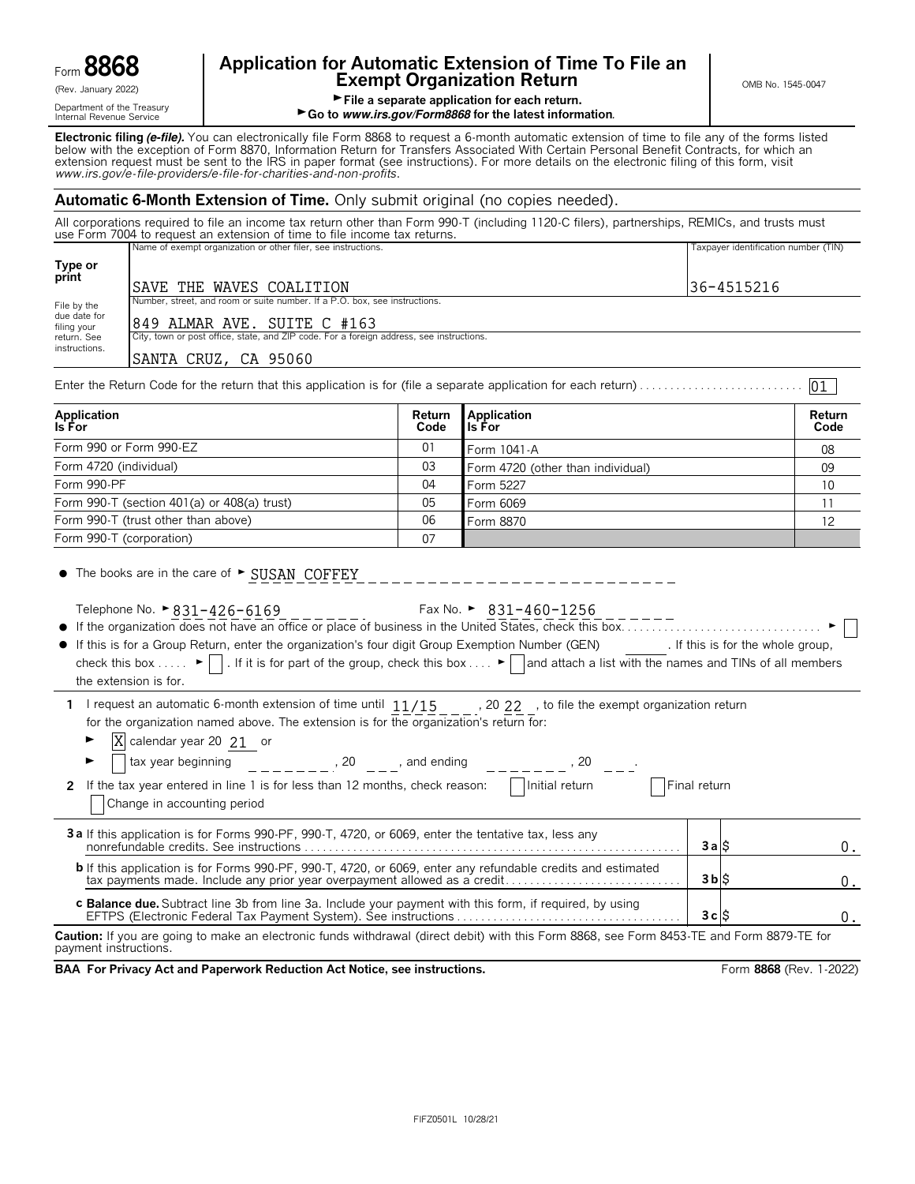Form **8868**
(Rev. January 2022)
Department of the Treasury
Internal Revenue Service

# Application for Automatic Extension of Time To File an Exempt Organization Return

► File a separate application for each return.
► Go to *www.irs.gov/Form8868* for the latest information.

OMB No. 1545-0047

**Electronic filing *(e-file).*** You can electronically file Form 8868 to request a 6-month automatic extension of time to file any of the forms listed below with the exception of Form 8870, Information Return for Transfers Associated With Certain Personal Benefit Contracts, for which an extension request must be sent to the IRS in paper format (see instructions). For more details on the electronic filing of this form, visit *www.irs.gov/e-file-providers/e-file-for-charities-and-non-profits*.

## Automatic 6-Month Extension of Time. Only submit original (no copies needed).

All corporations required to file an income tax return other than Form 990-T (including 1120-C filers), partnerships, REMICs, and trusts must use Form 7004 to request an extension of time to file income tax returns.

**Type or print**

File by the due date for filing your return. See instructions.

Name of exempt organization or other filer, see instructions.
SAVE THE WAVES COALITION

Taxpayer identification number (TIN)
36-4515216

Number, street, and room or suite number. If a P.O. box, see instructions.
849 ALMAR AVE. SUITE C #163

City, town or post office, state, and ZIP code. For a foreign address, see instructions.
SANTA CRUZ, CA 95060

Enter the Return Code for the return that this application is for (file a separate application for each return) . . . . . 01

| Application Is For | Return Code | Application Is For | Return Code |
|---|---|---|---|
| Form 990 or Form 990-EZ | 01 | Form 1041-A | 08 |
| Form 4720 (individual) | 03 | Form 4720 (other than individual) | 09 |
| Form 990-PF | 04 | Form 5227 | 10 |
| Form 990-T (section 401(a) or 408(a) trust) | 05 | Form 6069 | 11 |
| Form 990-T (trust other than above) | 06 | Form 8870 | 12 |
| Form 990-T (corporation) | 07 | | |

- The books are in the care of ► SUSAN COFFEY

  Telephone No. ► 831-426-6169 Fax No. ► 831-460-1256
- If the organization does not have an office or place of business in the United States, check this box . . . . . ► ☐
- If this is for a Group Return, enter the organization's four digit Group Exemption Number (GEN) ______ . If this is for the whole group, check this box . . . . . ► ☐ . If it is for part of the group, check this box . . . . ► ☐ and attach a list with the names and TINs of all members the extension is for.

**1** I request an automatic 6-month extension of time until 11/15 , 20 22 , to file the exempt organization return for the organization named above. The extension is for the organization's return for:

► ☒ calendar year 20 21 or

► ☐ tax year beginning ________ , 20 ___ , and ending ________ , 20 ___ .

**2** If the tax year entered in line 1 is for less than 12 months, check reason: ☐ Initial return ☐ Final return ☐ Change in accounting period

| | | |
|---|---|---|
| **3a** If this application is for Forms 990-PF, 990-T, 4720, or 6069, enter the tentative tax, less any nonrefundable credits. See instructions | **3a** | $ 0. |
| **b** If this application is for Forms 990-PF, 990-T, 4720, or 6069, enter any refundable credits and estimated tax payments made. Include any prior year overpayment allowed as a credit | **3b** | $ 0. |
| **c Balance due.** Subtract line 3b from line 3a. Include your payment with this form, if required, by using EFTPS (Electronic Federal Tax Payment System). See instructions | **3c** | $ 0. |

**Caution:** If you are going to make an electronic funds withdrawal (direct debit) with this Form 8868, see Form 8453-TE and Form 8879-TE for payment instructions.

**BAA For Privacy Act and Paperwork Reduction Act Notice, see instructions.** Form **8868** (Rev. 1-2022)

FIFZ0501L 10/28/21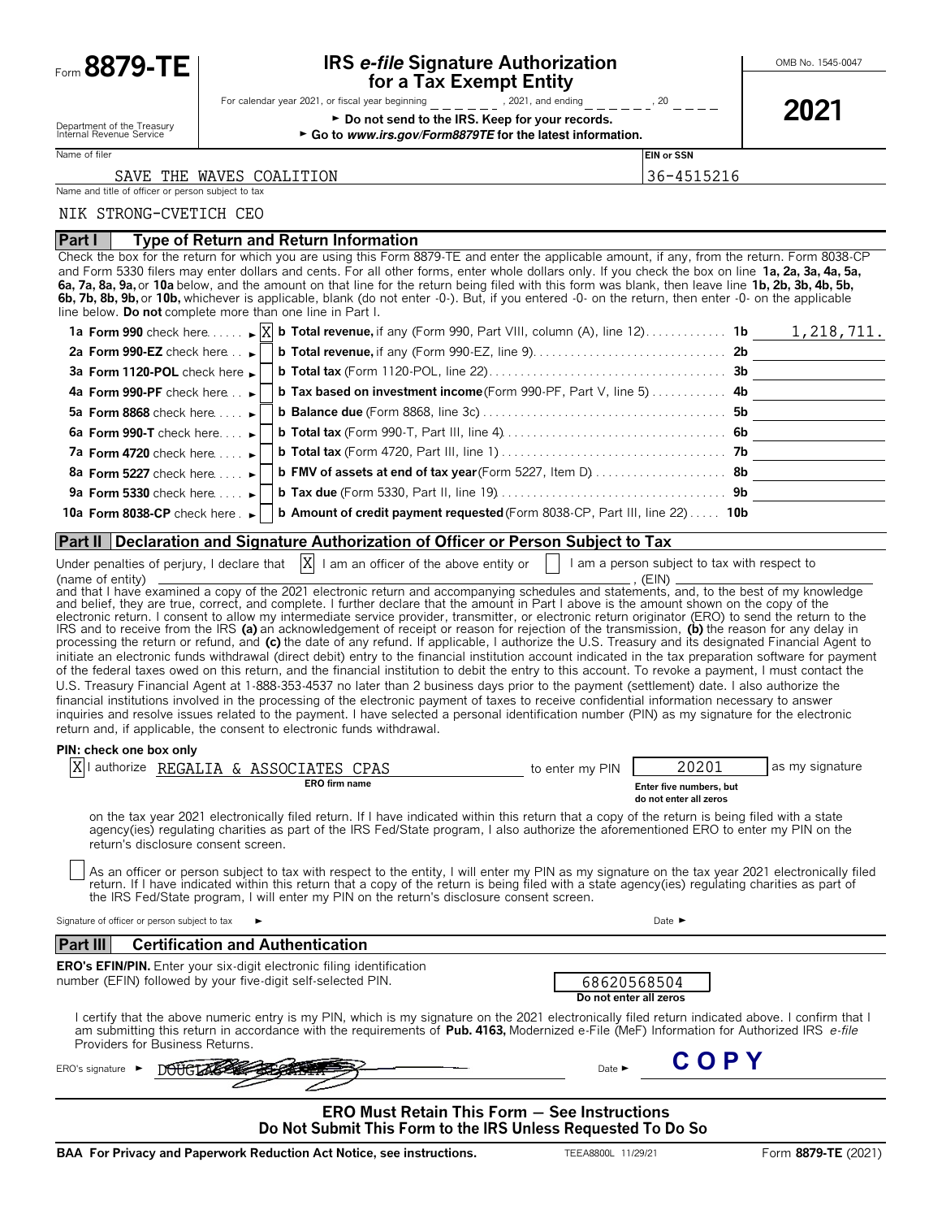Form **8879-TE**

# IRS *e-file* Signature Authorization for a Tax Exempt Entity

OMB No. 1545-0047

**2021**

For calendar year 2021, or fiscal year beginning ______, 2021, and ending ______, 20 ____

► **Do not send to the IRS. Keep for your records.**

► **Go to *www.irs.gov/Form8879TE* for the latest information.**

Department of the Treasury
Internal Revenue Service

Name of filer: SAVE THE WAVES COALITION

EIN or SSN: 36-4515216

Name and title of officer or person subject to tax: NIK STRONG-CVETICH CEO

## Part I Type of Return and Return Information

Check the box for the return for which you are using this Form 8879-TE and enter the applicable amount, if any, from the return. Form 8038-CP and Form 5330 filers may enter dollars and cents. For all other forms, enter whole dollars only. If you check the box on line **1a, 2a, 3a, 4a, 5a, 6a, 7a, 8a, 9a,** or **10a** below, and the amount on that line for the return being filed with this form was blank, then leave line **1b, 2b, 3b, 4b, 5b, 6b, 7b, 8b, 9b,** or **10b,** whichever is applicable, blank (do not enter -0-). But, if you entered -0- on the return, then enter -0- on the applicable line below. **Do not** complete more than one line in Part I.

| | | | |
|---|---|---|---|
| **1a Form 990** check here ► [X] | **b Total revenue,** if any (Form 990, Part VIII, column (A), line 12) | 1b | 1,218,711. |
| **2a Form 990-EZ** check here ► [ ] | **b Total revenue,** if any (Form 990-EZ, line 9) | 2b | |
| **3a Form 1120-POL** check here ► [ ] | **b Total tax** (Form 1120-POL, line 22) | 3b | |
| **4a Form 990-PF** check here ► [ ] | **b Tax based on investment income** (Form 990-PF, Part V, line 5) | 4b | |
| **5a Form 8868** check here ► [ ] | **b Balance due** (Form 8868, line 3c) | 5b | |
| **6a Form 990-T** check here ► [ ] | **b Total tax** (Form 990-T, Part III, line 4) | 6b | |
| **7a Form 4720** check here ► [ ] | **b Total tax** (Form 4720, Part III, line 1) | 7b | |
| **8a Form 5227** check here ► [ ] | **b FMV of assets at end of tax year** (Form 5227, Item D) | 8b | |
| **9a Form 5330** check here ► [ ] | **b Tax due** (Form 5330, Part II, line 19) | 9b | |
| **10a Form 8038-CP** check here ► [ ] | **b Amount of credit payment requested** (Form 8038-CP, Part III, line 22) | 10b | |

## Part II Declaration and Signature Authorization of Officer or Person Subject to Tax

Under penalties of perjury, I declare that [X] I am an officer of the above entity or [ ] I am a person subject to tax with respect to (name of entity) ______________________, (EIN) ______ and that I have examined a copy of the 2021 electronic return and accompanying schedules and statements, and, to the best of my knowledge and belief, they are true, correct, and complete. I further declare that the amount in Part I above is the amount shown on the copy of the electronic return. I consent to allow my intermediate service provider, transmitter, or electronic return originator (ERO) to send the return to the IRS and to receive from the IRS **(a)** an acknowledgement of receipt or reason for rejection of the transmission, **(b)** the reason for any delay in processing the return or refund, and **(c)** the date of any refund. If applicable, I authorize the U.S. Treasury and its designated Financial Agent to initiate an electronic funds withdrawal (direct debit) entry to the financial institution account indicated in the tax preparation software for payment of the federal taxes owed on this return, and the financial institution to debit the entry to this account. To revoke a payment, I must contact the U.S. Treasury Financial Agent at 1-888-353-4537 no later than 2 business days prior to the payment (settlement) date. I also authorize the financial institutions involved in the processing of the electronic payment of taxes to receive confidential information necessary to answer inquiries and resolve issues related to the payment. I have selected a personal identification number (PIN) as my signature for the electronic return and, if applicable, the consent to electronic funds withdrawal.

**PIN: check one box only**

[X] I authorize REGALIA & ASSOCIATES CPAS (ERO firm name) to enter my PIN 20201 (Enter five numbers, but do not enter all zeros) as my signature on the tax year 2021 electronically filed return. If I have indicated within this return that a copy of the return is being filed with a state agency(ies) regulating charities as part of the IRS Fed/State program, I also authorize the aforementioned ERO to enter my PIN on the return's disclosure consent screen.

[ ] As an officer or person subject to tax with respect to the entity, I will enter my PIN as my signature on the tax year 2021 electronically filed return. If I have indicated within this return that a copy of the return is being filed with a state agency(ies) regulating charities as part of the IRS Fed/State program, I will enter my PIN on the return's disclosure consent screen.

Signature of officer or person subject to tax ► Date ►

## Part III Certification and Authentication

**ERO's EFIN/PIN.** Enter your six-digit electronic filing identification number (EFIN) followed by your five-digit self-selected PIN. 68620568504 (Do not enter all zeros)

I certify that the above numeric entry is my PIN, which is my signature on the 2021 electronically filed return indicated above. I confirm that I am submitting this return in accordance with the requirements of **Pub. 4163,** Modernized e-File (MeF) Information for Authorized IRS *e-file* Providers for Business Returns.

ERO's signature ► DOUGLAS W. REGALIA Date ► **COPY**

**ERO Must Retain This Form — See Instructions**
**Do Not Submit This Form to the IRS Unless Requested To Do So**

**BAA For Privacy and Paperwork Reduction Act Notice, see instructions.** TEEA8800L 11/29/21 Form **8879-TE** (2021)